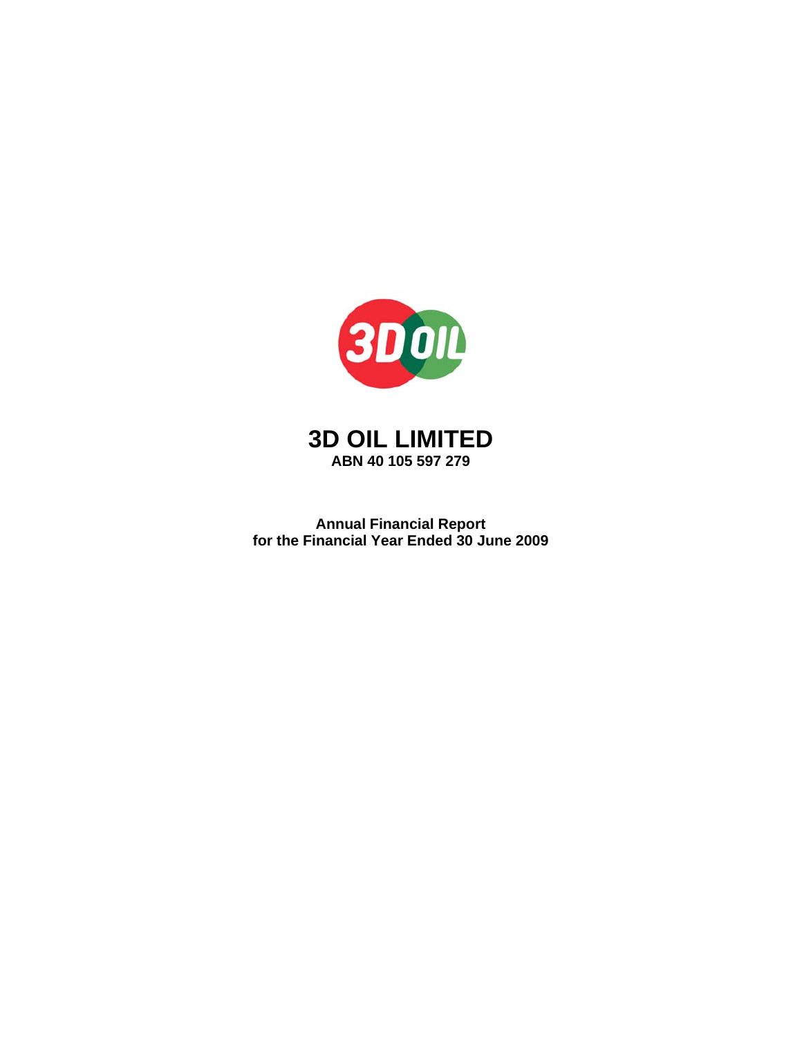# 3D OIL LIMITED

**ABN 40 105 597 279**

**Annual Financial Report**
**for the Financial Year Ended 30 June 2009**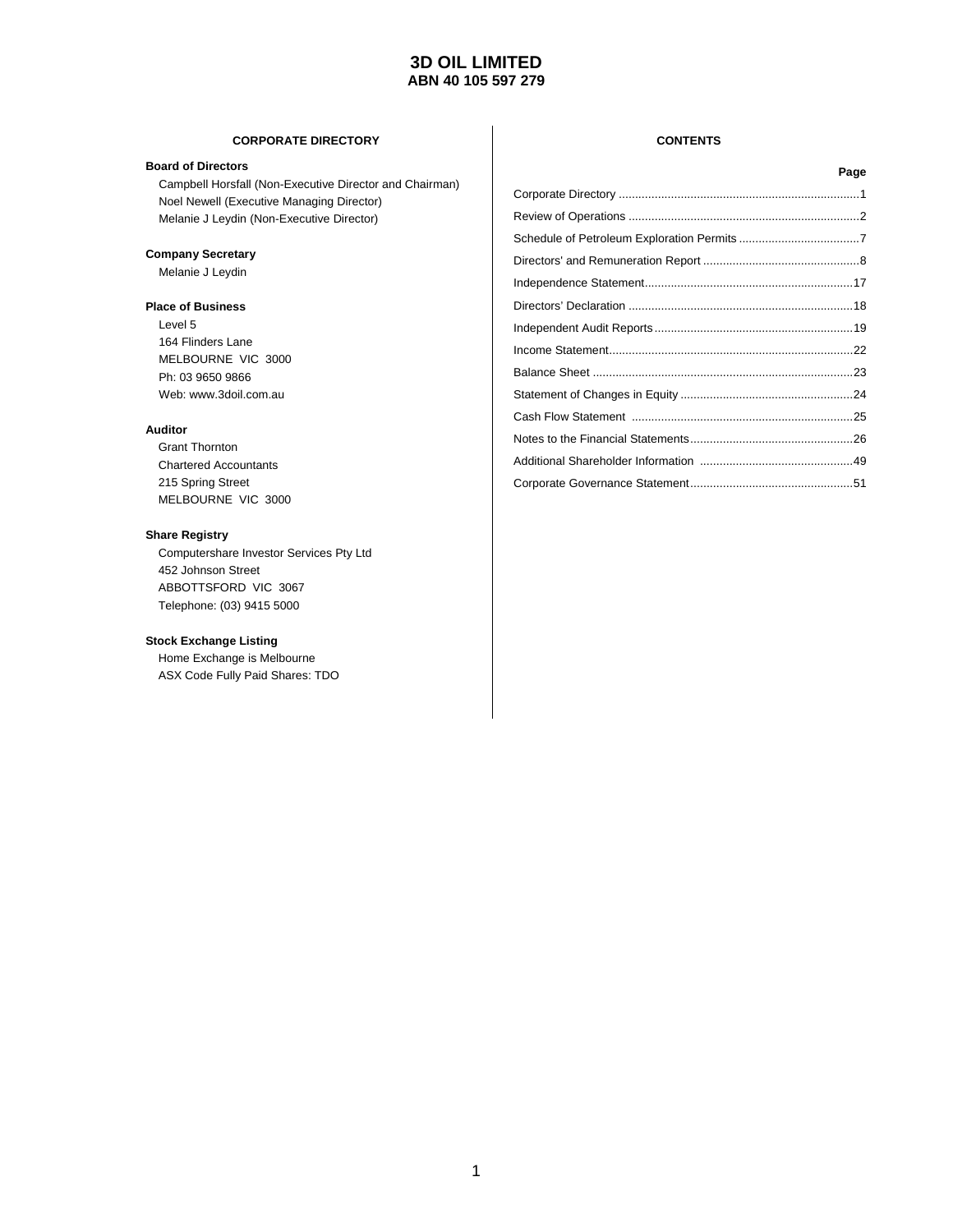# 3D OIL LIMITED
## ABN 40 105 597 279

### CORPORATE DIRECTORY

**Board of Directors**
Campbell Horsfall (Non-Executive Director and Chairman)
Noel Newell (Executive Managing Director)
Melanie J Leydin (Non-Executive Director)

**Company Secretary**
Melanie J Leydin

**Place of Business**
Level 5
164 Flinders Lane
MELBOURNE VIC 3000
Ph: 03 9650 9866
Web: www.3doil.com.au

**Auditor**
Grant Thornton
Chartered Accountants
215 Spring Street
MELBOURNE VIC 3000

**Share Registry**
Computershare Investor Services Pty Ltd
452 Johnson Street
ABBOTTSFORD VIC 3067
Telephone: (03) 9415 5000

**Stock Exchange Listing**
Home Exchange is Melbourne
ASX Code Fully Paid Shares: TDO

### CONTENTS

| | Page |
|---|---|
| Corporate Directory | 1 |
| Review of Operations | 2 |
| Schedule of Petroleum Exploration Permits | 7 |
| Directors' and Remuneration Report | 8 |
| Independence Statement | 17 |
| Directors' Declaration | 18 |
| Independent Audit Reports | 19 |
| Income Statement | 22 |
| Balance Sheet | 23 |
| Statement of Changes in Equity | 24 |
| Cash Flow Statement | 25 |
| Notes to the Financial Statements | 26 |
| Additional Shareholder Information | 49 |
| Corporate Governance Statement | 51 |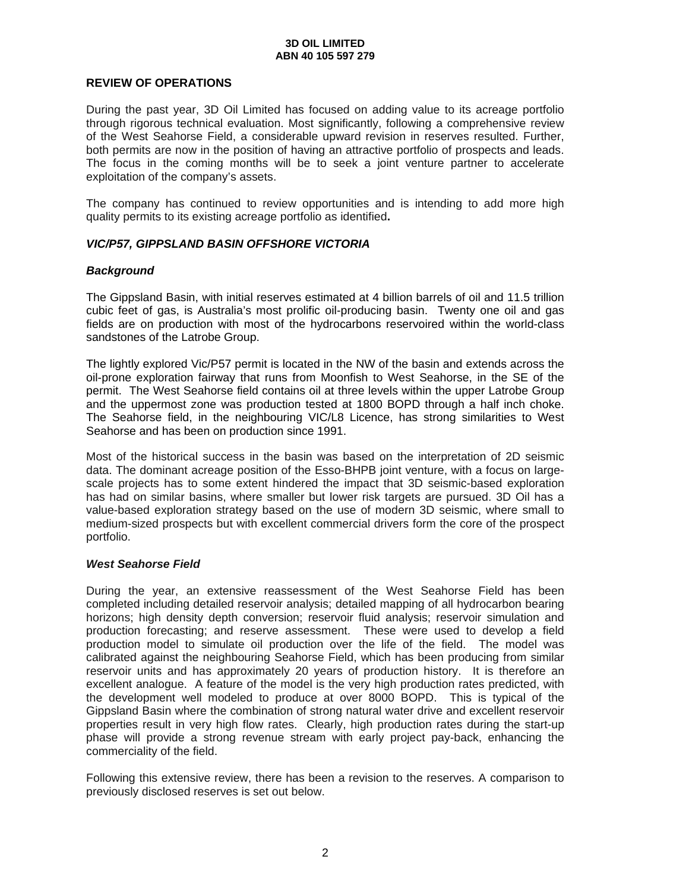## REVIEW OF OPERATIONS

During the past year, 3D Oil Limited has focused on adding value to its acreage portfolio through rigorous technical evaluation. Most significantly, following a comprehensive review of the West Seahorse Field, a considerable upward revision in reserves resulted. Further, both permits are now in the position of having an attractive portfolio of prospects and leads. The focus in the coming months will be to seek a joint venture partner to accelerate exploitation of the company's assets.

The company has continued to review opportunities and is intending to add more high quality permits to its existing acreage portfolio as identified**.**

### *VIC/P57, GIPPSLAND BASIN OFFSHORE VICTORIA*

#### *Background*

The Gippsland Basin, with initial reserves estimated at 4 billion barrels of oil and 11.5 trillion cubic feet of gas, is Australia's most prolific oil-producing basin. Twenty one oil and gas fields are on production with most of the hydrocarbons reservoired within the world-class sandstones of the Latrobe Group.

The lightly explored Vic/P57 permit is located in the NW of the basin and extends across the oil-prone exploration fairway that runs from Moonfish to West Seahorse, in the SE of the permit. The West Seahorse field contains oil at three levels within the upper Latrobe Group and the uppermost zone was production tested at 1800 BOPD through a half inch choke. The Seahorse field, in the neighbouring VIC/L8 Licence, has strong similarities to West Seahorse and has been on production since 1991.

Most of the historical success in the basin was based on the interpretation of 2D seismic data. The dominant acreage position of the Esso-BHPB joint venture, with a focus on large-scale projects has to some extent hindered the impact that 3D seismic-based exploration has had on similar basins, where smaller but lower risk targets are pursued. 3D Oil has a value-based exploration strategy based on the use of modern 3D seismic, where small to medium-sized prospects but with excellent commercial drivers form the core of the prospect portfolio.

#### *West Seahorse Field*

During the year, an extensive reassessment of the West Seahorse Field has been completed including detailed reservoir analysis; detailed mapping of all hydrocarbon bearing horizons; high density depth conversion; reservoir fluid analysis; reservoir simulation and production forecasting; and reserve assessment. These were used to develop a field production model to simulate oil production over the life of the field. The model was calibrated against the neighbouring Seahorse Field, which has been producing from similar reservoir units and has approximately 20 years of production history. It is therefore an excellent analogue. A feature of the model is the very high production rates predicted, with the development well modeled to produce at over 8000 BOPD. This is typical of the Gippsland Basin where the combination of strong natural water drive and excellent reservoir properties result in very high flow rates. Clearly, high production rates during the start-up phase will provide a strong revenue stream with early project pay-back, enhancing the commerciality of the field.

Following this extensive review, there has been a revision to the reserves. A comparison to previously disclosed reserves is set out below.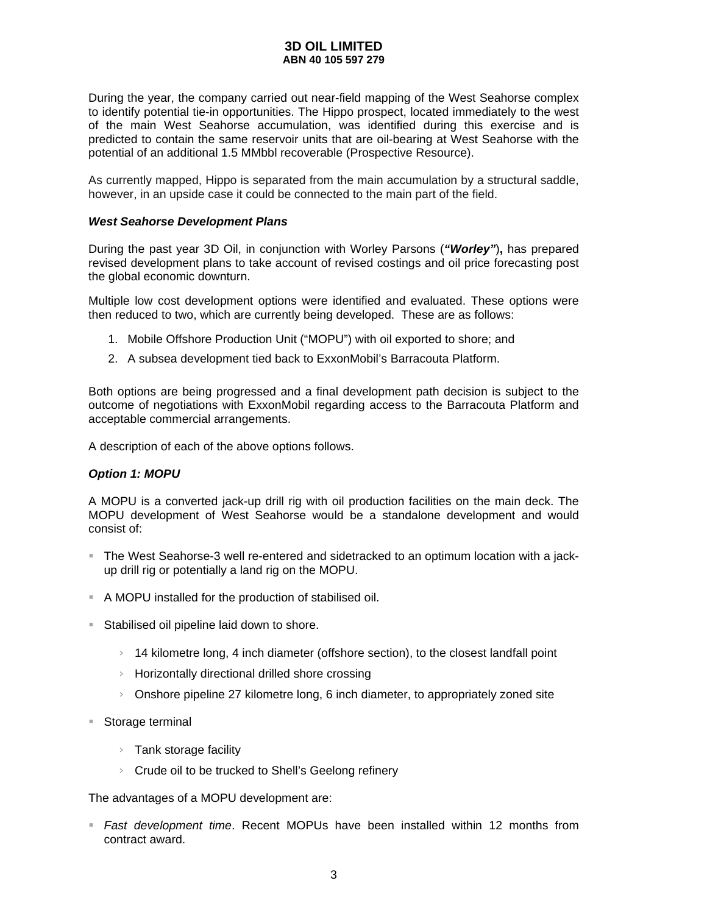During the year, the company carried out near-field mapping of the West Seahorse complex to identify potential tie-in opportunities. The Hippo prospect, located immediately to the west of the main West Seahorse accumulation, was identified during this exercise and is predicted to contain the same reservoir units that are oil-bearing at West Seahorse with the potential of an additional 1.5 MMbbl recoverable (Prospective Resource).

As currently mapped, Hippo is separated from the main accumulation by a structural saddle, however, in an upside case it could be connected to the main part of the field.

***West Seahorse Development Plans***

During the past year 3D Oil, in conjunction with Worley Parsons (***"Worley"*)**, has prepared revised development plans to take account of revised costings and oil price forecasting post the global economic downturn.

Multiple low cost development options were identified and evaluated. These options were then reduced to two, which are currently being developed. These are as follows:

1. Mobile Offshore Production Unit ("MOPU") with oil exported to shore; and
2. A subsea development tied back to ExxonMobil's Barracouta Platform.

Both options are being progressed and a final development path decision is subject to the outcome of negotiations with ExxonMobil regarding access to the Barracouta Platform and acceptable commercial arrangements.

A description of each of the above options follows.

***Option 1: MOPU***

A MOPU is a converted jack-up drill rig with oil production facilities on the main deck. The MOPU development of West Seahorse would be a standalone development and would consist of:

- The West Seahorse-3 well re-entered and sidetracked to an optimum location with a jack-up drill rig or potentially a land rig on the MOPU.
- A MOPU installed for the production of stabilised oil.
- Stabilised oil pipeline laid down to shore.
  - 14 kilometre long, 4 inch diameter (offshore section), to the closest landfall point
  - Horizontally directional drilled shore crossing
  - Onshore pipeline 27 kilometre long, 6 inch diameter, to appropriately zoned site
- Storage terminal
  - Tank storage facility
  - Crude oil to be trucked to Shell's Geelong refinery

The advantages of a MOPU development are:

- *Fast development time*. Recent MOPUs have been installed within 12 months from contract award.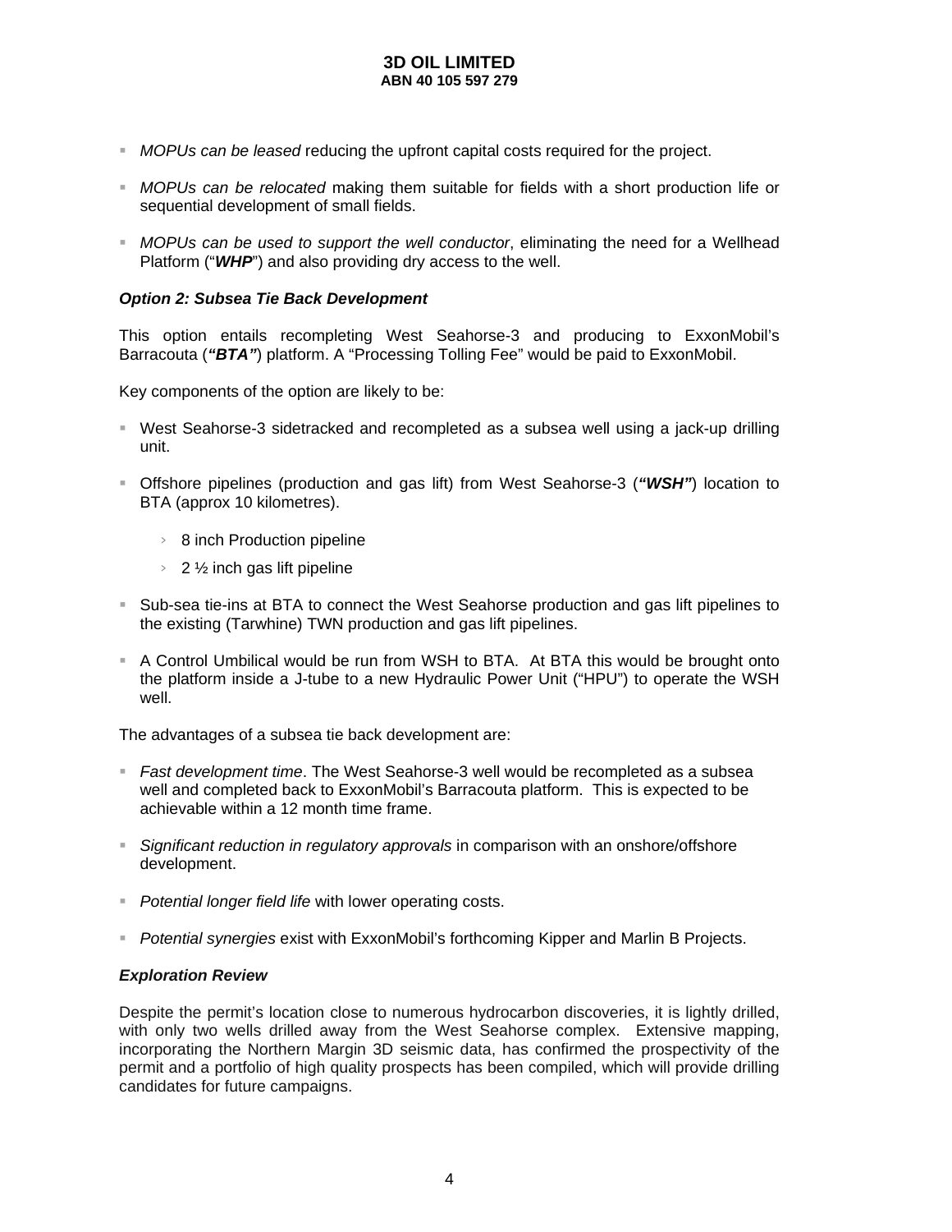- *MOPUs can be leased* reducing the upfront capital costs required for the project.

- *MOPUs can be relocated* making them suitable for fields with a short production life or sequential development of small fields.

- *MOPUs can be used to support the well conductor*, eliminating the need for a Wellhead Platform ("***WHP***") and also providing dry access to the well.

### *Option 2: Subsea Tie Back Development*

This option entails recompleting West Seahorse-3 and producing to ExxonMobil's Barracouta (***"BTA"***) platform. A "Processing Tolling Fee" would be paid to ExxonMobil.

Key components of the option are likely to be:

- West Seahorse-3 sidetracked and recompleted as a subsea well using a jack-up drilling unit.

- Offshore pipelines (production and gas lift) from West Seahorse-3 (***"WSH"***) location to BTA (approx 10 kilometres).

  - 8 inch Production pipeline
  - 2 ½ inch gas lift pipeline

- Sub-sea tie-ins at BTA to connect the West Seahorse production and gas lift pipelines to the existing (Tarwhine) TWN production and gas lift pipelines.

- A Control Umbilical would be run from WSH to BTA. At BTA this would be brought onto the platform inside a J-tube to a new Hydraulic Power Unit ("HPU") to operate the WSH well.

The advantages of a subsea tie back development are:

- *Fast development time*. The West Seahorse-3 well would be recompleted as a subsea well and completed back to ExxonMobil's Barracouta platform. This is expected to be achievable within a 12 month time frame.

- *Significant reduction in regulatory approvals* in comparison with an onshore/offshore development.

- *Potential longer field life* with lower operating costs.

- *Potential synergies* exist with ExxonMobil's forthcoming Kipper and Marlin B Projects.

### *Exploration Review*

Despite the permit's location close to numerous hydrocarbon discoveries, it is lightly drilled, with only two wells drilled away from the West Seahorse complex. Extensive mapping, incorporating the Northern Margin 3D seismic data, has confirmed the prospectivity of the permit and a portfolio of high quality prospects has been compiled, which will provide drilling candidates for future campaigns.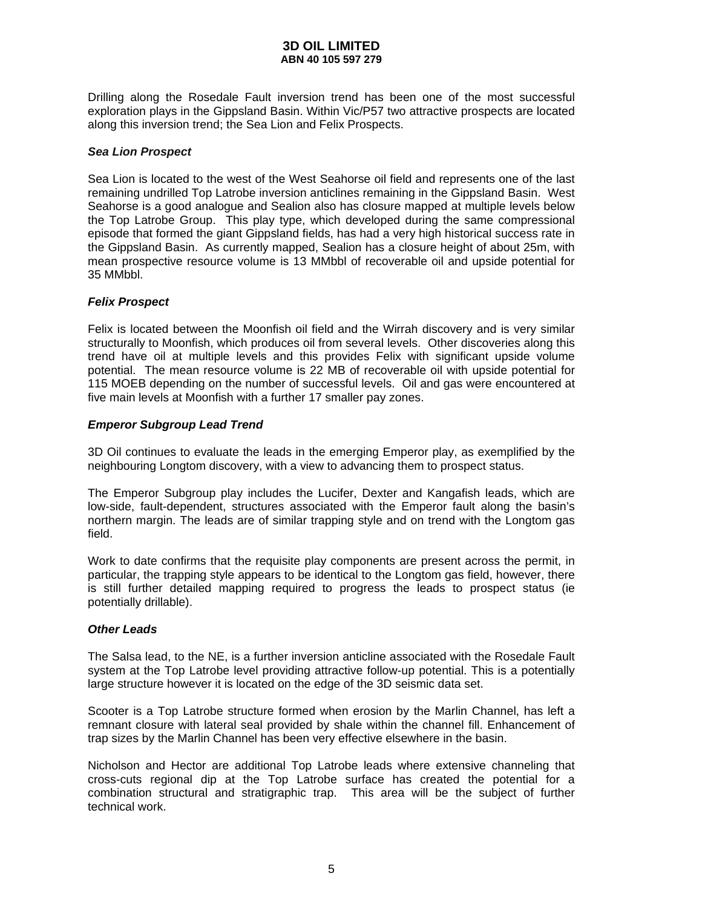Drilling along the Rosedale Fault inversion trend has been one of the most successful exploration plays in the Gippsland Basin. Within Vic/P57 two attractive prospects are located along this inversion trend; the Sea Lion and Felix Prospects.

### *Sea Lion Prospect*

Sea Lion is located to the west of the West Seahorse oil field and represents one of the last remaining undrilled Top Latrobe inversion anticlines remaining in the Gippsland Basin. West Seahorse is a good analogue and Sealion also has closure mapped at multiple levels below the Top Latrobe Group. This play type, which developed during the same compressional episode that formed the giant Gippsland fields, has had a very high historical success rate in the Gippsland Basin. As currently mapped, Sealion has a closure height of about 25m, with mean prospective resource volume is 13 MMbbl of recoverable oil and upside potential for 35 MMbbl.

### *Felix Prospect*

Felix is located between the Moonfish oil field and the Wirrah discovery and is very similar structurally to Moonfish, which produces oil from several levels. Other discoveries along this trend have oil at multiple levels and this provides Felix with significant upside volume potential. The mean resource volume is 22 MB of recoverable oil with upside potential for 115 MOEB depending on the number of successful levels. Oil and gas were encountered at five main levels at Moonfish with a further 17 smaller pay zones.

### *Emperor Subgroup Lead Trend*

3D Oil continues to evaluate the leads in the emerging Emperor play, as exemplified by the neighbouring Longtom discovery, with a view to advancing them to prospect status.

The Emperor Subgroup play includes the Lucifer, Dexter and Kangafish leads, which are low-side, fault-dependent, structures associated with the Emperor fault along the basin's northern margin. The leads are of similar trapping style and on trend with the Longtom gas field.

Work to date confirms that the requisite play components are present across the permit, in particular, the trapping style appears to be identical to the Longtom gas field, however, there is still further detailed mapping required to progress the leads to prospect status (ie potentially drillable).

### *Other Leads*

The Salsa lead, to the NE, is a further inversion anticline associated with the Rosedale Fault system at the Top Latrobe level providing attractive follow-up potential. This is a potentially large structure however it is located on the edge of the 3D seismic data set.

Scooter is a Top Latrobe structure formed when erosion by the Marlin Channel, has left a remnant closure with lateral seal provided by shale within the channel fill. Enhancement of trap sizes by the Marlin Channel has been very effective elsewhere in the basin.

Nicholson and Hector are additional Top Latrobe leads where extensive channeling that cross-cuts regional dip at the Top Latrobe surface has created the potential for a combination structural and stratigraphic trap. This area will be the subject of further technical work.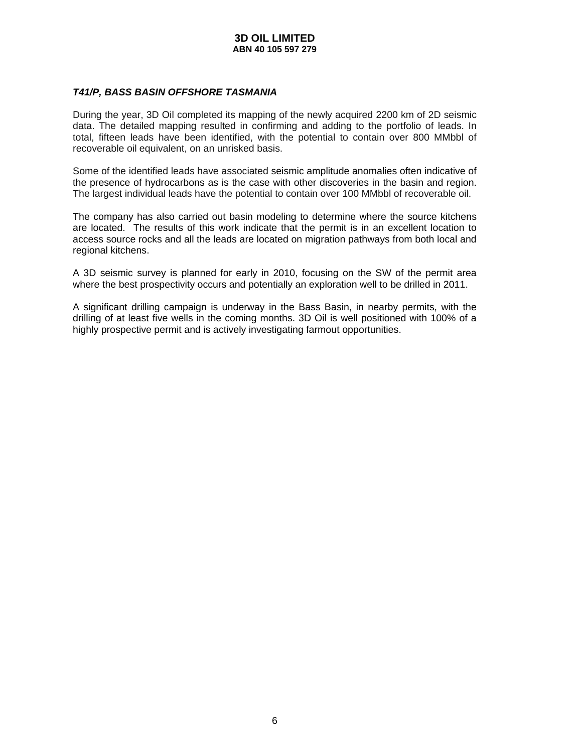### *T41/P, BASS BASIN OFFSHORE TASMANIA*

During the year, 3D Oil completed its mapping of the newly acquired 2200 km of 2D seismic data. The detailed mapping resulted in confirming and adding to the portfolio of leads. In total, fifteen leads have been identified, with the potential to contain over 800 MMbbl of recoverable oil equivalent, on an unrisked basis.

Some of the identified leads have associated seismic amplitude anomalies often indicative of the presence of hydrocarbons as is the case with other discoveries in the basin and region. The largest individual leads have the potential to contain over 100 MMbbl of recoverable oil.

The company has also carried out basin modeling to determine where the source kitchens are located. The results of this work indicate that the permit is in an excellent location to access source rocks and all the leads are located on migration pathways from both local and regional kitchens.

A 3D seismic survey is planned for early in 2010, focusing on the SW of the permit area where the best prospectivity occurs and potentially an exploration well to be drilled in 2011.

A significant drilling campaign is underway in the Bass Basin, in nearby permits, with the drilling of at least five wells in the coming months. 3D Oil is well positioned with 100% of a highly prospective permit and is actively investigating farmout opportunities.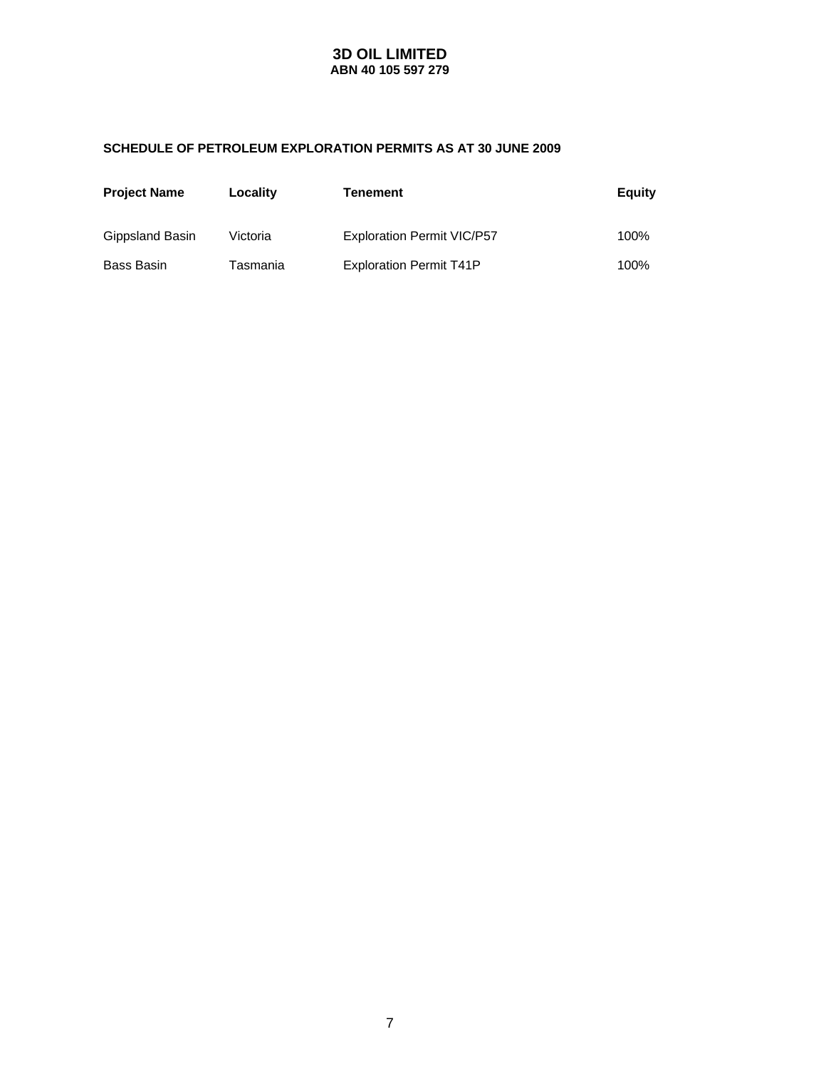# 3D OIL LIMITED
**ABN 40 105 597 279**

## SCHEDULE OF PETROLEUM EXPLORATION PERMITS AS AT 30 JUNE 2009

| Project Name | Locality | Tenement | Equity |
|---|---|---|---|
| Gippsland Basin | Victoria | Exploration Permit VIC/P57 | 100% |
| Bass Basin | Tasmania | Exploration Permit T41P | 100% |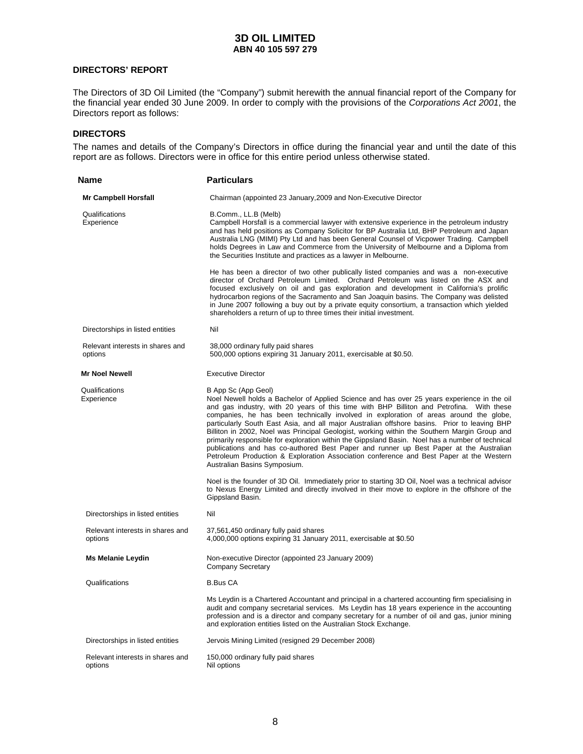# 3D OIL LIMITED
## ABN 40 105 597 279

### DIRECTORS' REPORT

The Directors of 3D Oil Limited (the "Company") submit herewith the annual financial report of the Company for the financial year ended 30 June 2009. In order to comply with the provisions of the *Corporations Act 2001*, the Directors report as follows:

### DIRECTORS

The names and details of the Company's Directors in office during the financial year and until the date of this report are as follows. Directors were in office for this entire period unless otherwise stated.

| Name | Particulars |
|---|---|
| **Mr Campbell Horsfall** | Chairman (appointed 23 January,2009 and Non-Executive Director |
| Qualifications | B.Comm., LL.B (Melb) |
| Experience | Campbell Horsfall is a commercial lawyer with extensive experience in the petroleum industry and has held positions as Company Solicitor for BP Australia Ltd, BHP Petroleum and Japan Australia LNG (MIMI) Pty Ltd and has been General Counsel of Vicpower Trading. Campbell holds Degrees in Law and Commerce from the University of Melbourne and a Diploma from the Securities Institute and practices as a lawyer in Melbourne.<br><br>He has been a director of two other publically listed companies and was a non-executive director of Orchard Petroleum Limited. Orchard Petroleum was listed on the ASX and focused exclusively on oil and gas exploration and development in California's prolific hydrocarbon regions of the Sacramento and San Joaquin basins. The Company was delisted in June 2007 following a buy out by a private equity consortium, a transaction which yielded shareholders a return of up to three times their initial investment. |
| Directorships in listed entities | Nil |
| Relevant interests in shares and options | 38,000 ordinary fully paid shares<br>500,000 options expiring 31 January 2011, exercisable at $0.50. |
| **Mr Noel Newell** | Executive Director |
| Qualifications | B App Sc (App Geol) |
| Experience | Noel Newell holds a Bachelor of Applied Science and has over 25 years experience in the oil and gas industry, with 20 years of this time with BHP Billiton and Petrofina. With these companies, he has been technically involved in exploration of areas around the globe, particularly South East Asia, and all major Australian offshore basins. Prior to leaving BHP Billiton in 2002, Noel was Principal Geologist, working within the Southern Margin Group and primarily responsible for exploration within the Gippsland Basin. Noel has a number of technical publications and has co-authored Best Paper and runner up Best Paper at the Australian Petroleum Production & Exploration Association conference and Best Paper at the Western Australian Basins Symposium.<br><br>Noel is the founder of 3D Oil. Immediately prior to starting 3D Oil, Noel was a technical advisor to Nexus Energy Limited and directly involved in their move to explore in the offshore of the Gippsland Basin. |
| Directorships in listed entities | Nil |
| Relevant interests in shares and options | 37,561,450 ordinary fully paid shares<br>4,000,000 options expiring 31 January 2011, exercisable at $0.50 |
| **Ms Melanie Leydin** | Non-executive Director (appointed 23 January 2009)<br>Company Secretary |
| Qualifications | B.Bus CA |
| | Ms Leydin is a Chartered Accountant and principal in a chartered accounting firm specialising in audit and company secretarial services. Ms Leydin has 18 years experience in the accounting profession and is a director and company secretary for a number of oil and gas, junior mining and exploration entities listed on the Australian Stock Exchange. |
| Directorships in listed entities | Jervois Mining Limited (resigned 29 December 2008) |
| Relevant interests in shares and options | 150,000 ordinary fully paid shares<br>Nil options |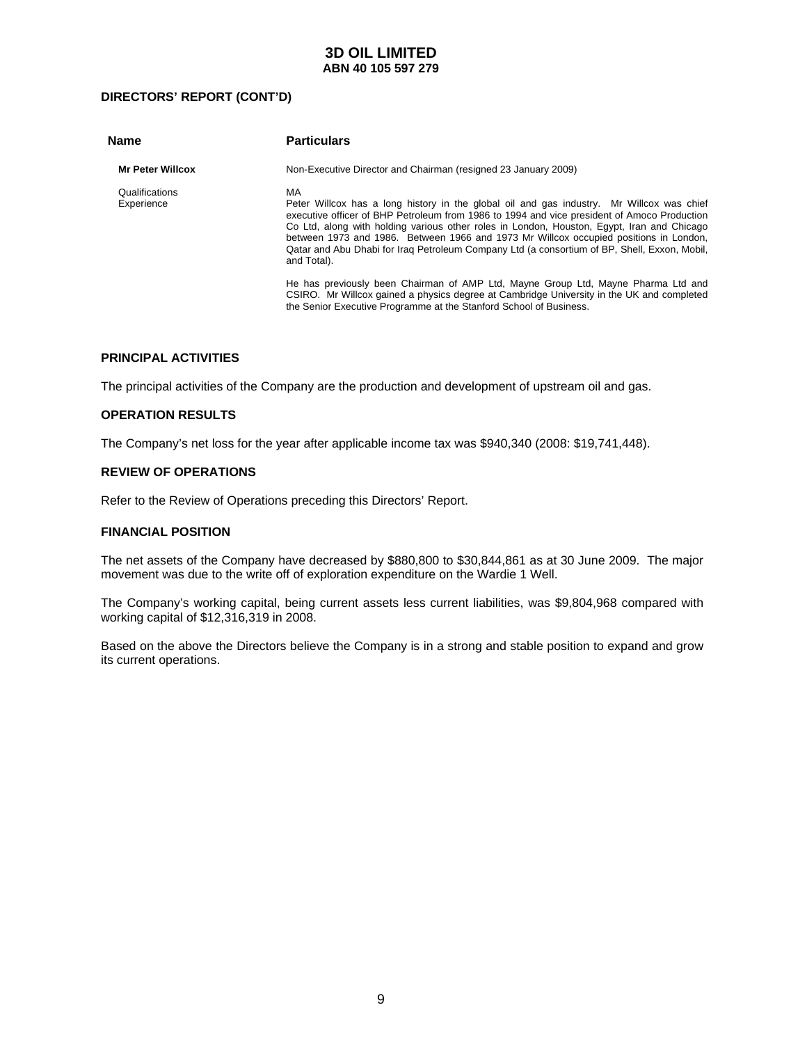## DIRECTORS' REPORT (CONT'D)

| Name | Particulars |
|---|---|
| **Mr Peter Willcox** | Non-Executive Director and Chairman (resigned 23 January 2009) |
| Qualifications | MA |
| Experience | Peter Willcox has a long history in the global oil and gas industry. Mr Willcox was chief executive officer of BHP Petroleum from 1986 to 1994 and vice president of Amoco Production Co Ltd, along with holding various other roles in London, Houston, Egypt, Iran and Chicago between 1973 and 1986. Between 1966 and 1973 Mr Willcox occupied positions in London, Qatar and Abu Dhabi for Iraq Petroleum Company Ltd (a consortium of BP, Shell, Exxon, Mobil, and Total).<br><br>He has previously been Chairman of AMP Ltd, Mayne Group Ltd, Mayne Pharma Ltd and CSIRO. Mr Willcox gained a physics degree at Cambridge University in the UK and completed the Senior Executive Programme at the Stanford School of Business. |

### PRINCIPAL ACTIVITIES

The principal activities of the Company are the production and development of upstream oil and gas.

### OPERATION RESULTS

The Company's net loss for the year after applicable income tax was $940,340 (2008: $19,741,448).

### REVIEW OF OPERATIONS

Refer to the Review of Operations preceding this Directors' Report.

### FINANCIAL POSITION

The net assets of the Company have decreased by $880,800 to $30,844,861 as at 30 June 2009. The major movement was due to the write off of exploration expenditure on the Wardie 1 Well.

The Company's working capital, being current assets less current liabilities, was $9,804,968 compared with working capital of $12,316,319 in 2008.

Based on the above the Directors believe the Company is in a strong and stable position to expand and grow its current operations.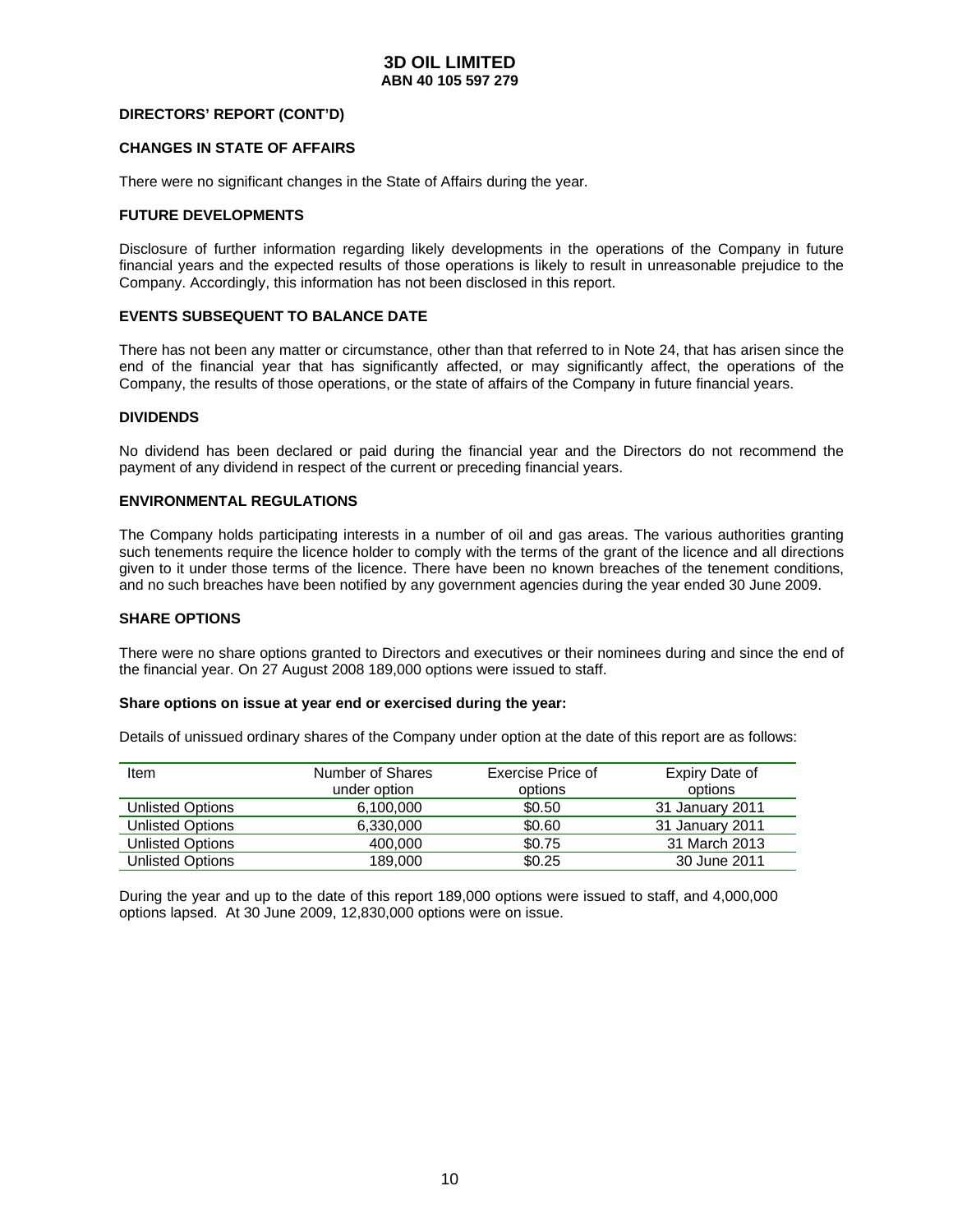## DIRECTORS' REPORT (CONT'D)

### CHANGES IN STATE OF AFFAIRS

There were no significant changes in the State of Affairs during the year.

### FUTURE DEVELOPMENTS

Disclosure of further information regarding likely developments in the operations of the Company in future financial years and the expected results of those operations is likely to result in unreasonable prejudice to the Company. Accordingly, this information has not been disclosed in this report.

### EVENTS SUBSEQUENT TO BALANCE DATE

There has not been any matter or circumstance, other than that referred to in Note 24, that has arisen since the end of the financial year that has significantly affected, or may significantly affect, the operations of the Company, the results of those operations, or the state of affairs of the Company in future financial years.

### DIVIDENDS

No dividend has been declared or paid during the financial year and the Directors do not recommend the payment of any dividend in respect of the current or preceding financial years.

### ENVIRONMENTAL REGULATIONS

The Company holds participating interests in a number of oil and gas areas. The various authorities granting such tenements require the licence holder to comply with the terms of the grant of the licence and all directions given to it under those terms of the licence. There have been no known breaches of the tenement conditions, and no such breaches have been notified by any government agencies during the year ended 30 June 2009.

### SHARE OPTIONS

There were no share options granted to Directors and executives or their nominees during and since the end of the financial year. On 27 August 2008 189,000 options were issued to staff.

**Share options on issue at year end or exercised during the year:**

Details of unissued ordinary shares of the Company under option at the date of this report are as follows:

| Item | Number of Shares under option | Exercise Price of options | Expiry Date of options |
|---|---|---|---|
| Unlisted Options | 6,100,000 | $0.50 | 31 January 2011 |
| Unlisted Options | 6,330,000 | $0.60 | 31 January 2011 |
| Unlisted Options | 400,000 | $0.75 | 31 March 2013 |
| Unlisted Options | 189,000 | $0.25 | 30 June 2011 |

During the year and up to the date of this report 189,000 options were issued to staff, and 4,000,000 options lapsed. At 30 June 2009, 12,830,000 options were on issue.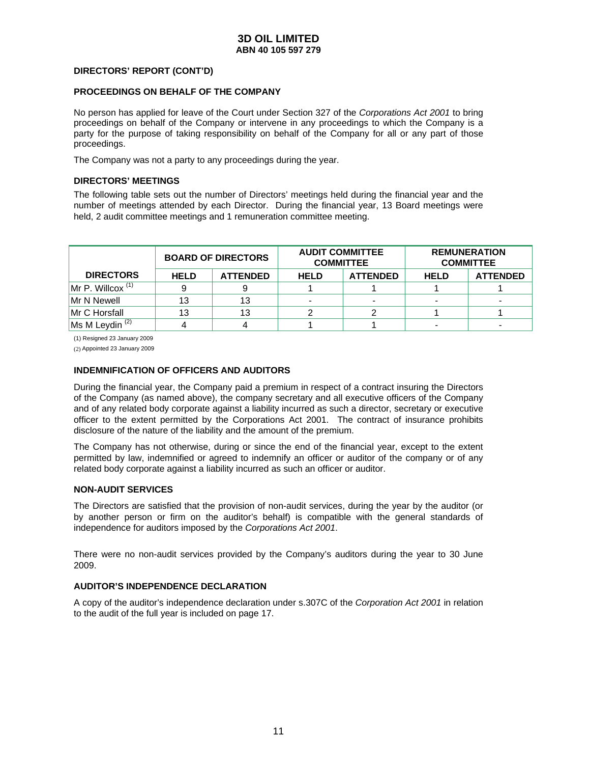**3D OIL LIMITED**
**ABN 40 105 597 279**

**DIRECTORS' REPORT (CONT'D)**

**PROCEEDINGS ON BEHALF OF THE COMPANY**

No person has applied for leave of the Court under Section 327 of the *Corporations Act 2001* to bring proceedings on behalf of the Company or intervene in any proceedings to which the Company is a party for the purpose of taking responsibility on behalf of the Company for all or any part of those proceedings.

The Company was not a party to any proceedings during the year.

**DIRECTORS' MEETINGS**

The following table sets out the number of Directors' meetings held during the financial year and the number of meetings attended by each Director. During the financial year, 13 Board meetings were held, 2 audit committee meetings and 1 remuneration committee meeting.

| | BOARD OF DIRECTORS | | AUDIT COMMITTEE COMMITTEE | | REMUNERATION COMMITTEE | |
|---|---|---|---|---|---|---|
| **DIRECTORS** | **HELD** | **ATTENDED** | **HELD** | **ATTENDED** | **HELD** | **ATTENDED** |
| Mr P. Willcox [(1)] | 9 | 9 | 1 | 1 | 1 | 1 |
| Mr N Newell | 13 | 13 | - | - | - | - |
| Mr C Horsfall | 13 | 13 | 2 | 2 | 1 | 1 |
| Ms M Leydin [(2)] | 4 | 4 | 1 | 1 | - | - |

(1) Resigned 23 January 2009

(2) Appointed 23 January 2009

**INDEMNIFICATION OF OFFICERS AND AUDITORS**

During the financial year, the Company paid a premium in respect of a contract insuring the Directors of the Company (as named above), the company secretary and all executive officers of the Company and of any related body corporate against a liability incurred as such a director, secretary or executive officer to the extent permitted by the Corporations Act 2001. The contract of insurance prohibits disclosure of the nature of the liability and the amount of the premium.

The Company has not otherwise, during or since the end of the financial year, except to the extent permitted by law, indemnified or agreed to indemnify an officer or auditor of the company or of any related body corporate against a liability incurred as such an officer or auditor.

**NON-AUDIT SERVICES**

The Directors are satisfied that the provision of non-audit services, during the year by the auditor (or by another person or firm on the auditor's behalf) is compatible with the general standards of independence for auditors imposed by the *Corporations Act 2001*.

There were no non-audit services provided by the Company's auditors during the year to 30 June 2009.

**AUDITOR'S INDEPENDENCE DECLARATION**

A copy of the auditor's independence declaration under s.307C of the *Corporation Act 2001* in relation to the audit of the full year is included on page 17.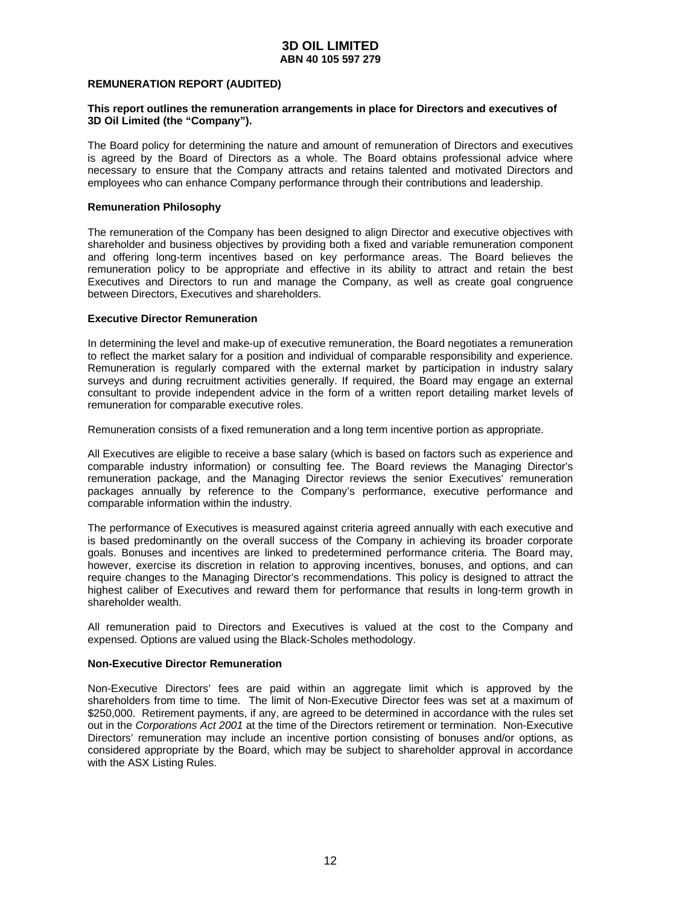**REMUNERATION REPORT (AUDITED)**

**This report outlines the remuneration arrangements in place for Directors and executives of 3D Oil Limited (the "Company").**

The Board policy for determining the nature and amount of remuneration of Directors and executives is agreed by the Board of Directors as a whole. The Board obtains professional advice where necessary to ensure that the Company attracts and retains talented and motivated Directors and employees who can enhance Company performance through their contributions and leadership.

**Remuneration Philosophy**

The remuneration of the Company has been designed to align Director and executive objectives with shareholder and business objectives by providing both a fixed and variable remuneration component and offering long-term incentives based on key performance areas. The Board believes the remuneration policy to be appropriate and effective in its ability to attract and retain the best Executives and Directors to run and manage the Company, as well as create goal congruence between Directors, Executives and shareholders.

**Executive Director Remuneration**

In determining the level and make-up of executive remuneration, the Board negotiates a remuneration to reflect the market salary for a position and individual of comparable responsibility and experience. Remuneration is regularly compared with the external market by participation in industry salary surveys and during recruitment activities generally. If required, the Board may engage an external consultant to provide independent advice in the form of a written report detailing market levels of remuneration for comparable executive roles.

Remuneration consists of a fixed remuneration and a long term incentive portion as appropriate.

All Executives are eligible to receive a base salary (which is based on factors such as experience and comparable industry information) or consulting fee. The Board reviews the Managing Director's remuneration package, and the Managing Director reviews the senior Executives' remuneration packages annually by reference to the Company's performance, executive performance and comparable information within the industry.

The performance of Executives is measured against criteria agreed annually with each executive and is based predominantly on the overall success of the Company in achieving its broader corporate goals. Bonuses and incentives are linked to predetermined performance criteria. The Board may, however, exercise its discretion in relation to approving incentives, bonuses, and options, and can require changes to the Managing Director's recommendations. This policy is designed to attract the highest caliber of Executives and reward them for performance that results in long-term growth in shareholder wealth.

All remuneration paid to Directors and Executives is valued at the cost to the Company and expensed. Options are valued using the Black-Scholes methodology.

**Non-Executive Director Remuneration**

Non-Executive Directors' fees are paid within an aggregate limit which is approved by the shareholders from time to time. The limit of Non-Executive Director fees was set at a maximum of $250,000. Retirement payments, if any, are agreed to be determined in accordance with the rules set out in the *Corporations Act 2001* at the time of the Directors retirement or termination. Non-Executive Directors' remuneration may include an incentive portion consisting of bonuses and/or options, as considered appropriate by the Board, which may be subject to shareholder approval in accordance with the ASX Listing Rules.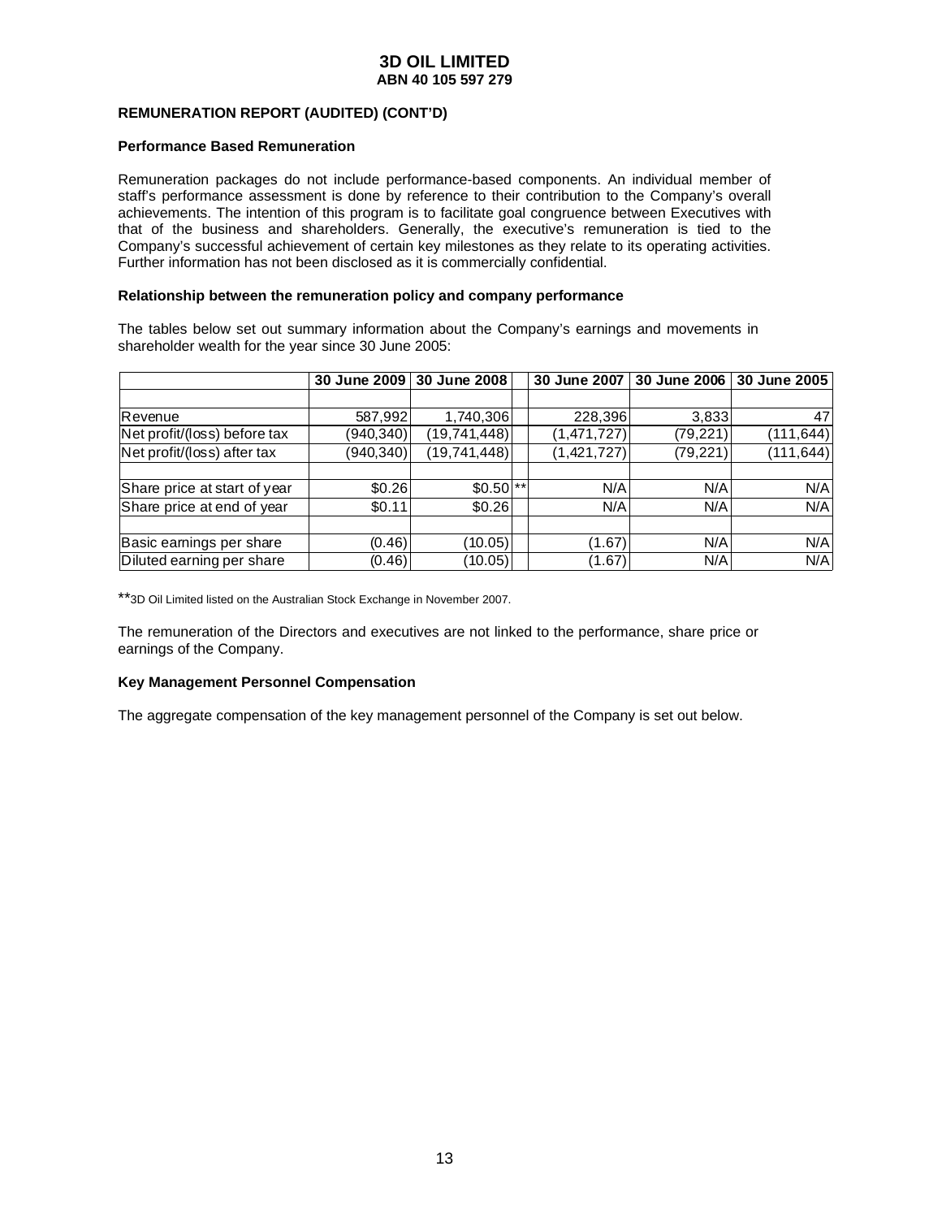# 3D OIL LIMITED
## ABN 40 105 597 279

**REMUNERATION REPORT (AUDITED) (CONT'D)**

**Performance Based Remuneration**

Remuneration packages do not include performance-based components. An individual member of staff's performance assessment is done by reference to their contribution to the Company's overall achievements. The intention of this program is to facilitate goal congruence between Executives with that of the business and shareholders. Generally, the executive's remuneration is tied to the Company's successful achievement of certain key milestones as they relate to its operating activities. Further information has not been disclosed as it is commercially confidential.

**Relationship between the remuneration policy and company performance**

The tables below set out summary information about the Company's earnings and movements in shareholder wealth for the year since 30 June 2005:

| | 30 June 2009 | 30 June 2008 | | 30 June 2007 | 30 June 2006 | 30 June 2005 |
|---|---|---|---|---|---|---|
| | | | | | | |
| Revenue | 587,992 | 1,740,306 | | 228,396 | 3,833 | 47 |
| Net profit/(loss) before tax | (940,340) | (19,741,448) | | (1,471,727) | (79,221) | (111,644) |
| Net profit/(loss) after tax | (940,340) | (19,741,448) | | (1,421,727) | (79,221) | (111,644) |
| | | | | | | |
| Share price at start of year | $0.26 | $0.50 | ** | N/A | N/A | N/A |
| Share price at end of year | $0.11 | $0.26 | | N/A | N/A | N/A |
| | | | | | | |
| Basic earnings per share | (0.46) | (10.05) | | (1.67) | N/A | N/A |
| Diluted earning per share | (0.46) | (10.05) | | (1.67) | N/A | N/A |

**3D Oil Limited listed on the Australian Stock Exchange in November 2007.

The remuneration of the Directors and executives are not linked to the performance, share price or earnings of the Company.

**Key Management Personnel Compensation**

The aggregate compensation of the key management personnel of the Company is set out below.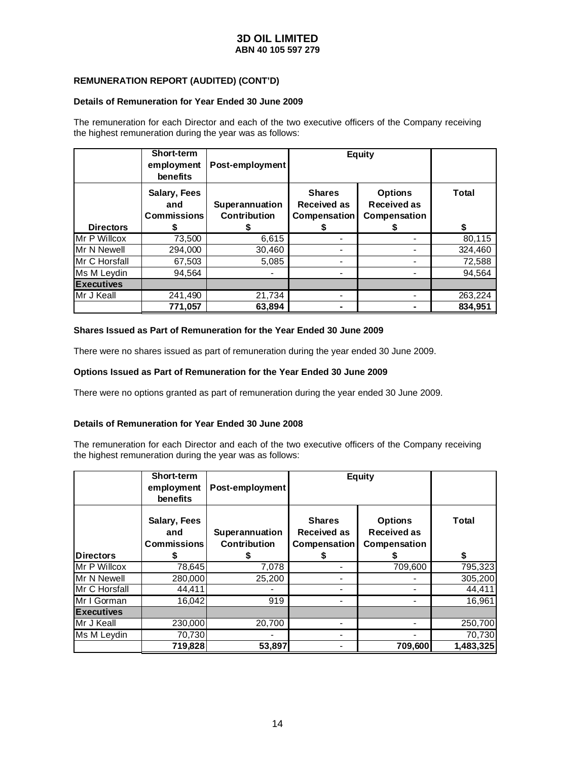# 3D OIL LIMITED
**ABN 40 105 597 279**

### REMUNERATION REPORT (AUDITED) (CONT'D)

**Details of Remuneration for Year Ended 30 June 2009**

The remuneration for each Director and each of the two executive officers of the Company receiving the highest remuneration during the year was as follows:

| | Short-term employment benefits | Post-employment | Equity | | |
|---|---|---|---|---|---|
| **Directors** | **Salary, Fees and Commissions $** | **Superannuation Contribution $** | **Shares Received as Compensation $** | **Options Received as Compensation $** | **Total $** |
| Mr P Willcox | 73,500 | 6,615 | - | - | 80,115 |
| Mr N Newell | 294,000 | 30,460 | - | - | 324,460 |
| Mr C Horsfall | 67,503 | 5,085 | - | - | 72,588 |
| Ms M Leydin | 94,564 | - | - | - | 94,564 |
| **Executives** | | | | | |
| Mr J Keall | 241,490 | 21,734 | - | - | 263,224 |
| | **771,057** | **63,894** | **-** | **-** | **834,951** |

**Shares Issued as Part of Remuneration for the Year Ended 30 June 2009**

There were no shares issued as part of remuneration during the year ended 30 June 2009.

**Options Issued as Part of Remuneration for the Year Ended 30 June 2009**

There were no options granted as part of remuneration during the year ended 30 June 2009.

**Details of Remuneration for Year Ended 30 June 2008**

The remuneration for each Director and each of the two executive officers of the Company receiving the highest remuneration during the year was as follows:

| | Short-term employment benefits | Post-employment | Equity | | |
|---|---|---|---|---|---|
| **Directors** | **Salary, Fees and Commissions $** | **Superannuation Contribution $** | **Shares Received as Compensation $** | **Options Received as Compensation $** | **Total $** |
| Mr P Willcox | 78,645 | 7,078 | - | 709,600 | 795,323 |
| Mr N Newell | 280,000 | 25,200 | - | - | 305,200 |
| Mr C Horsfall | 44,411 | - | - | - | 44,411 |
| Mr I Gorman | 16,042 | 919 | - | - | 16,961 |
| **Executives** | | | | | |
| Mr J Keall | 230,000 | 20,700 | - | - | 250,700 |
| Ms M Leydin | 70,730 | - | - | - | 70,730 |
| | **719,828** | **53,897** | - | **709,600** | **1,483,325** |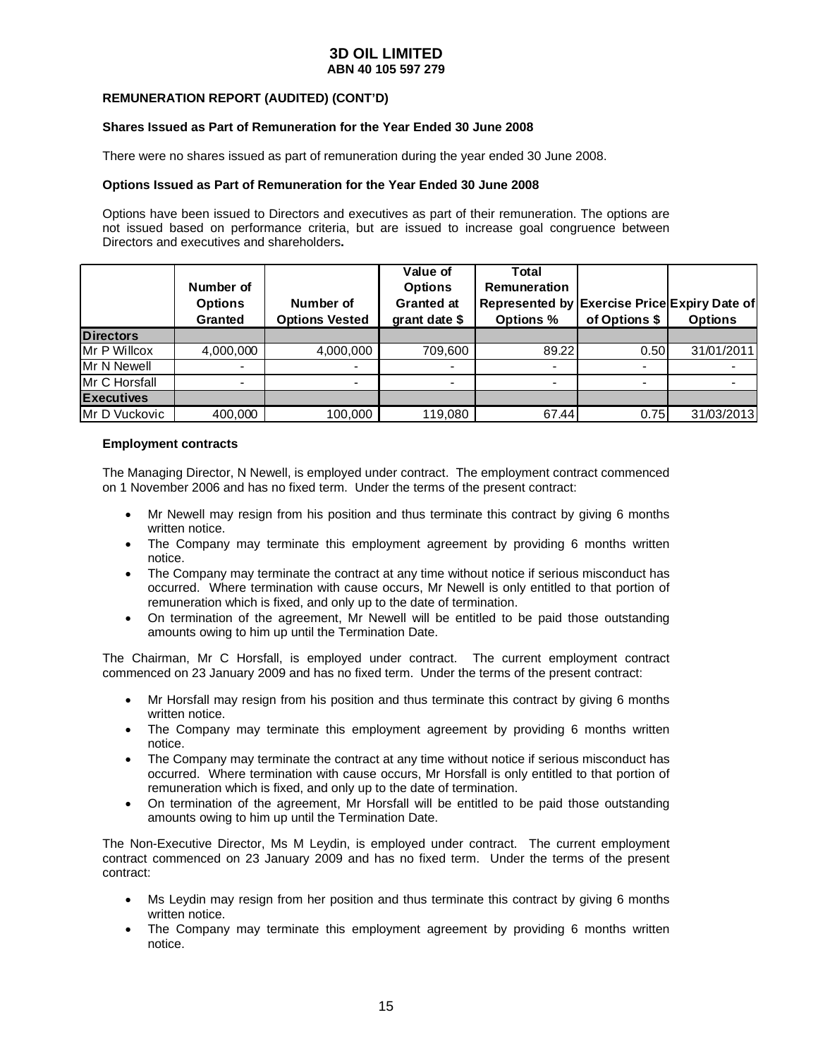# 3D OIL LIMITED
## ABN 40 105 597 279

### REMUNERATION REPORT (AUDITED) (CONT'D)

#### Shares Issued as Part of Remuneration for the Year Ended 30 June 2008

There were no shares issued as part of remuneration during the year ended 30 June 2008.

#### Options Issued as Part of Remuneration for the Year Ended 30 June 2008

Options have been issued to Directors and executives as part of their remuneration. The options are not issued based on performance criteria, but are issued to increase goal congruence between Directors and executives and shareholders**.**

| | Number of Options Granted | Number of Options Vested | Value of Options Granted at grant date $ | Total Remuneration Represented by Options % | Exercise Price of Options $ | Expiry Date of Options |
|---|---|---|---|---|---|---|
| **Directors** | | | | | | |
| Mr P Willcox | 4,000,000 | 4,000,000 | 709,600 | 89.22 | 0.50 | 31/01/2011 |
| Mr N Newell | - | - | - | - | - | - |
| Mr C Horsfall | - | - | - | - | - | - |
| **Executives** | | | | | | |
| Mr D Vuckovic | 400,000 | 100,000 | 119,080 | 67.44 | 0.75 | 31/03/2013 |

#### Employment contracts

The Managing Director, N Newell, is employed under contract. The employment contract commenced on 1 November 2006 and has no fixed term. Under the terms of the present contract:

- Mr Newell may resign from his position and thus terminate this contract by giving 6 months written notice.
- The Company may terminate this employment agreement by providing 6 months written notice.
- The Company may terminate the contract at any time without notice if serious misconduct has occurred. Where termination with cause occurs, Mr Newell is only entitled to that portion of remuneration which is fixed, and only up to the date of termination.
- On termination of the agreement, Mr Newell will be entitled to be paid those outstanding amounts owing to him up until the Termination Date.

The Chairman, Mr C Horsfall, is employed under contract. The current employment contract commenced on 23 January 2009 and has no fixed term. Under the terms of the present contract:

- Mr Horsfall may resign from his position and thus terminate this contract by giving 6 months written notice.
- The Company may terminate this employment agreement by providing 6 months written notice.
- The Company may terminate the contract at any time without notice if serious misconduct has occurred. Where termination with cause occurs, Mr Horsfall is only entitled to that portion of remuneration which is fixed, and only up to the date of termination.
- On termination of the agreement, Mr Horsfall will be entitled to be paid those outstanding amounts owing to him up until the Termination Date.

The Non-Executive Director, Ms M Leydin, is employed under contract. The current employment contract commenced on 23 January 2009 and has no fixed term. Under the terms of the present contract:

- Ms Leydin may resign from her position and thus terminate this contract by giving 6 months written notice.
- The Company may terminate this employment agreement by providing 6 months written notice.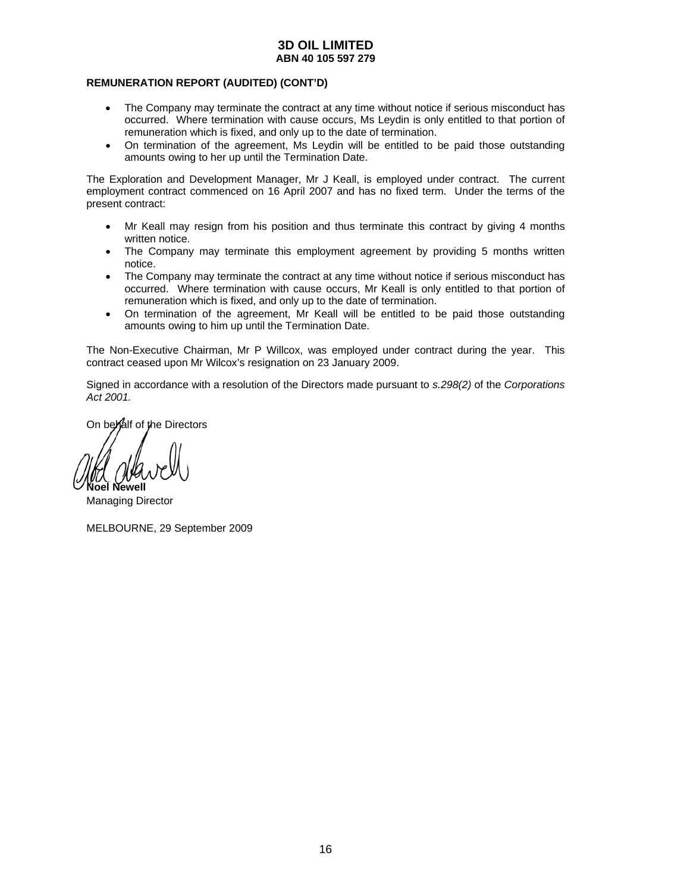**REMUNERATION REPORT (AUDITED) (CONT'D)**

- The Company may terminate the contract at any time without notice if serious misconduct has occurred. Where termination with cause occurs, Ms Leydin is only entitled to that portion of remuneration which is fixed, and only up to the date of termination.
- On termination of the agreement, Ms Leydin will be entitled to be paid those outstanding amounts owing to her up until the Termination Date.

The Exploration and Development Manager, Mr J Keall, is employed under contract. The current employment contract commenced on 16 April 2007 and has no fixed term. Under the terms of the present contract:

- Mr Keall may resign from his position and thus terminate this contract by giving 4 months written notice.
- The Company may terminate this employment agreement by providing 5 months written notice.
- The Company may terminate the contract at any time without notice if serious misconduct has occurred. Where termination with cause occurs, Mr Keall is only entitled to that portion of remuneration which is fixed, and only up to the date of termination.
- On termination of the agreement, Mr Keall will be entitled to be paid those outstanding amounts owing to him up until the Termination Date.

The Non-Executive Chairman, Mr P Willcox, was employed under contract during the year. This contract ceased upon Mr Wilcox's resignation on 23 January 2009.

Signed in accordance with a resolution of the Directors made pursuant to *s.298(2)* of the *Corporations Act 2001.*

On behalf of the Directors

**Noel Newell**
Managing Director

MELBOURNE, 29 September 2009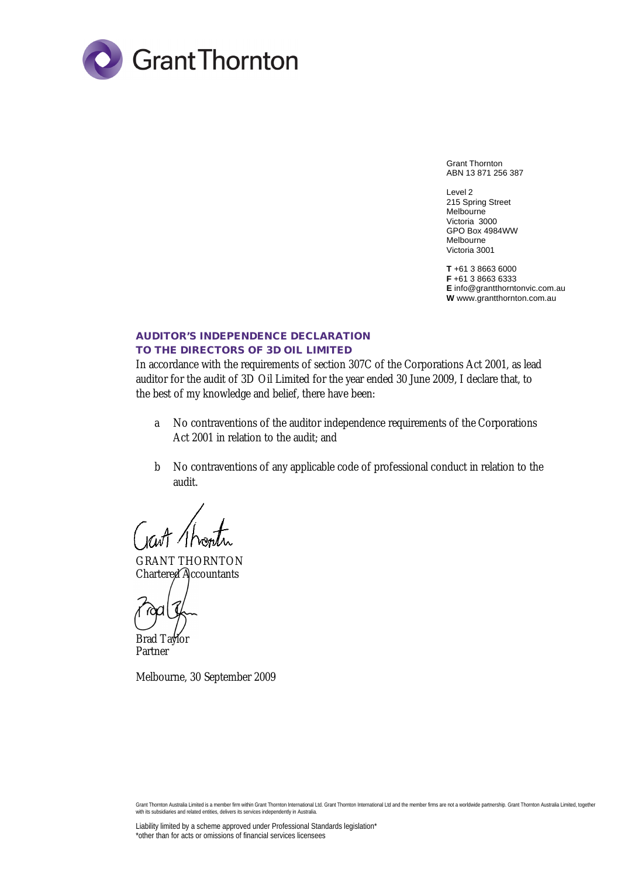Grant Thornton

Grant Thornton
ABN 13 871 256 387

Level 2
215 Spring Street
Melbourne
Victoria 3000
GPO Box 4984WW
Melbourne
Victoria 3001

**T** +61 3 8663 6000
**F** +61 3 8663 6333
**E** info@grantthorntonvic.com.au
**W** www.grantthornton.com.au

## AUDITOR'S INDEPENDENCE DECLARATION
## TO THE DIRECTORS OF 3D OIL LIMITED

In accordance with the requirements of section 307C of the Corporations Act 2001, as lead auditor for the audit of 3D Oil Limited for the year ended 30 June 2009, I declare that, to the best of my knowledge and belief, there have been:

a No contraventions of the auditor independence requirements of the Corporations Act 2001 in relation to the audit; and

b No contraventions of any applicable code of professional conduct in relation to the audit.

GRANT THORNTON
Chartered Accountants

Brad Taylor
Partner

Melbourne, 30 September 2009

Grant Thornton Australia Limited is a member firm within Grant Thornton International Ltd. Grant Thornton International Ltd and the member firms are not a worldwide partnership. Grant Thornton Australia Limited, together with its subsidiaries and related entities, delivers its services independently in Australia.

Liability limited by a scheme approved under Professional Standards legislation*
*other than for acts or omissions of financial services licensees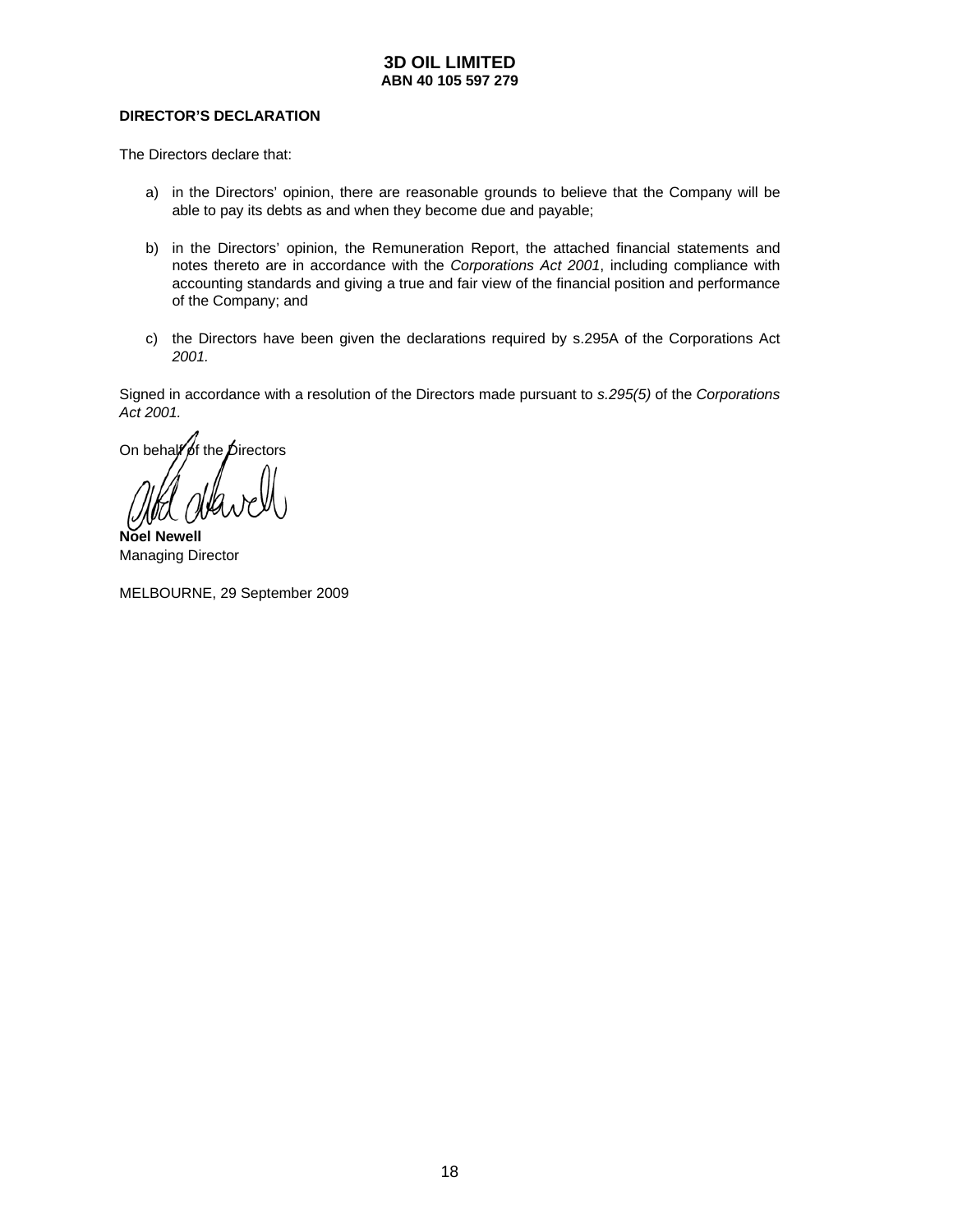**3D OIL LIMITED**
**ABN 40 105 597 279**

**DIRECTOR'S DECLARATION**

The Directors declare that:

a) in the Directors' opinion, there are reasonable grounds to believe that the Company will be able to pay its debts as and when they become due and payable;

b) in the Directors' opinion, the Remuneration Report, the attached financial statements and notes thereto are in accordance with the *Corporations Act 2001*, including compliance with accounting standards and giving a true and fair view of the financial position and performance of the Company; and

c) the Directors have been given the declarations required by s.295A of the Corporations Act *2001.*

Signed in accordance with a resolution of the Directors made pursuant to *s.295(5)* of the *Corporations Act 2001.*

On behalf of the Directors

**Noel Newell**
Managing Director

MELBOURNE, 29 September 2009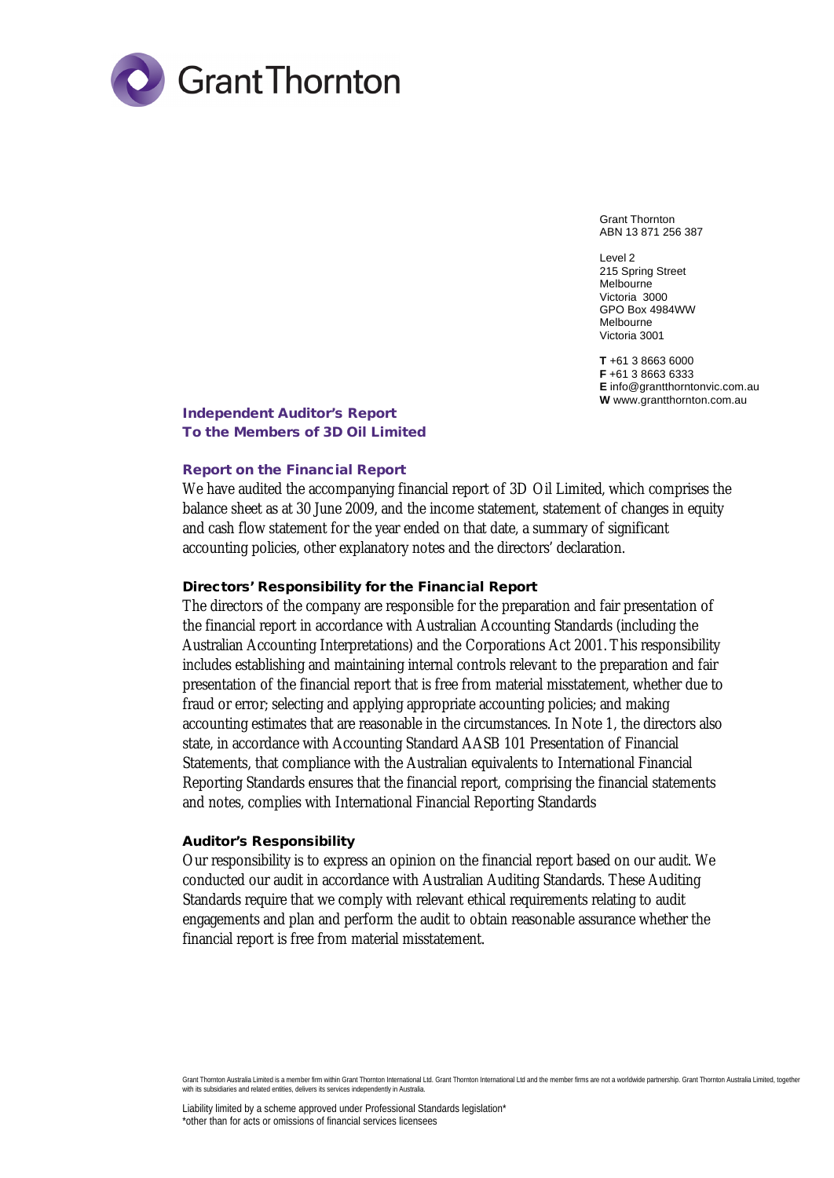Grant Thornton

Grant Thornton
ABN 13 871 256 387

Level 2
215 Spring Street
Melbourne
Victoria 3000
GPO Box 4984WW
Melbourne
Victoria 3001

**T** +61 3 8663 6000
**F** +61 3 8663 6333
**E** info@grantthorntonvic.com.au
**W** www.grantthornton.com.au

## Independent Auditor's Report
## To the Members of 3D Oil Limited

### Report on the Financial Report

We have audited the accompanying financial report of 3D Oil Limited, which comprises the balance sheet as at 30 June 2009, and the income statement, statement of changes in equity and cash flow statement for the year ended on that date, a summary of significant accounting policies, other explanatory notes and the directors' declaration.

### Directors' Responsibility for the Financial Report

The directors of the company are responsible for the preparation and fair presentation of the financial report in accordance with Australian Accounting Standards (including the Australian Accounting Interpretations) and the Corporations Act 2001. This responsibility includes establishing and maintaining internal controls relevant to the preparation and fair presentation of the financial report that is free from material misstatement, whether due to fraud or error; selecting and applying appropriate accounting policies; and making accounting estimates that are reasonable in the circumstances. In Note 1, the directors also state, in accordance with Accounting Standard AASB 101 Presentation of Financial Statements, that compliance with the Australian equivalents to International Financial Reporting Standards ensures that the financial report, comprising the financial statements and notes, complies with International Financial Reporting Standards

### Auditor's Responsibility

Our responsibility is to express an opinion on the financial report based on our audit. We conducted our audit in accordance with Australian Auditing Standards. These Auditing Standards require that we comply with relevant ethical requirements relating to audit engagements and plan and perform the audit to obtain reasonable assurance whether the financial report is free from material misstatement.

Grant Thornton Australia Limited is a member firm within Grant Thornton International Ltd. Grant Thornton International Ltd and the member firms are not a worldwide partnership. Grant Thornton Australia Limited, together with its subsidiaries and related entities, delivers its services independently in Australia.

Liability limited by a scheme approved under Professional Standards legislation*
*other than for acts or omissions of financial services licensees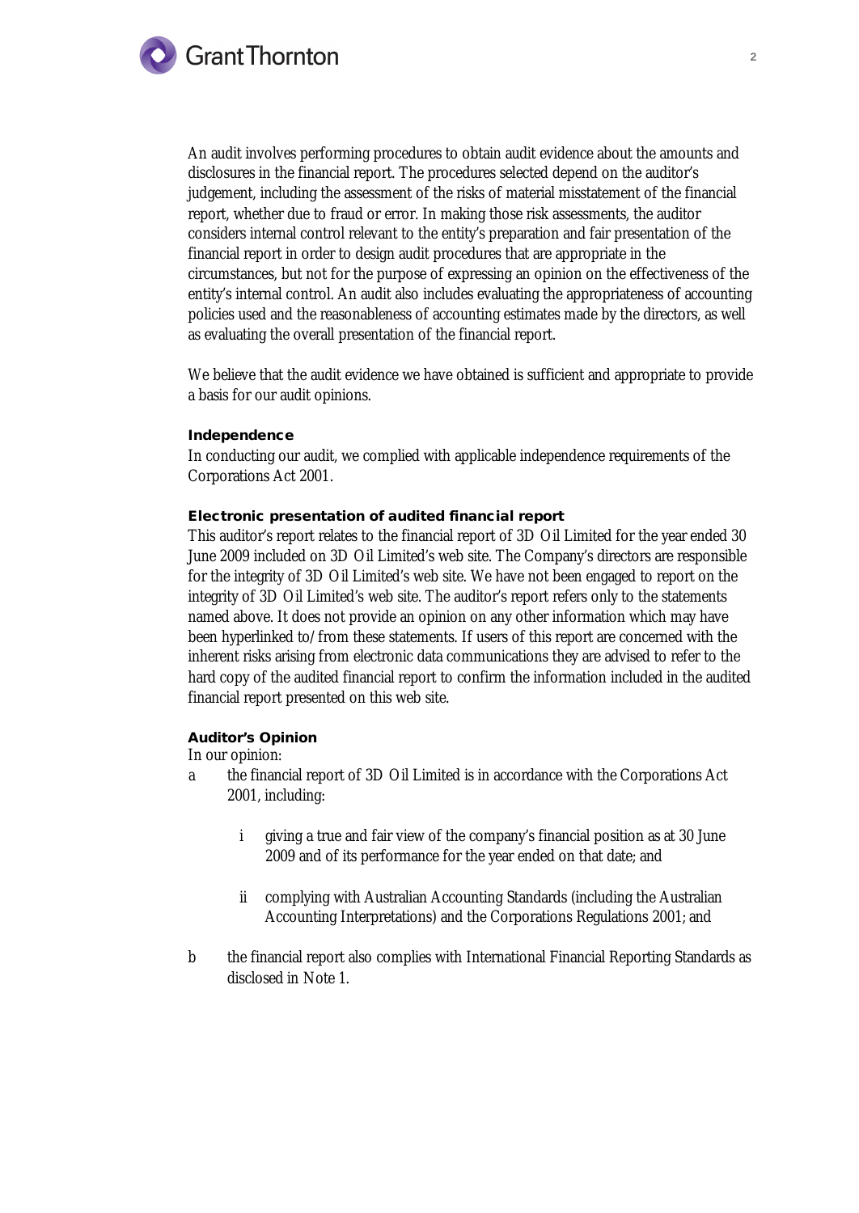An audit involves performing procedures to obtain audit evidence about the amounts and disclosures in the financial report. The procedures selected depend on the auditor's judgement, including the assessment of the risks of material misstatement of the financial report, whether due to fraud or error. In making those risk assessments, the auditor considers internal control relevant to the entity's preparation and fair presentation of the financial report in order to design audit procedures that are appropriate in the circumstances, but not for the purpose of expressing an opinion on the effectiveness of the entity's internal control. An audit also includes evaluating the appropriateness of accounting policies used and the reasonableness of accounting estimates made by the directors, as well as evaluating the overall presentation of the financial report.

We believe that the audit evidence we have obtained is sufficient and appropriate to provide a basis for our audit opinions.

**Independence**

In conducting our audit, we complied with applicable independence requirements of the Corporations Act 2001.

**Electronic presentation of audited financial report**

This auditor's report relates to the financial report of 3D Oil Limited for the year ended 30 June 2009 included on 3D Oil Limited's web site. The Company's directors are responsible for the integrity of 3D Oil Limited's web site. We have not been engaged to report on the integrity of 3D Oil Limited's web site. The auditor's report refers only to the statements named above. It does not provide an opinion on any other information which may have been hyperlinked to/from these statements. If users of this report are concerned with the inherent risks arising from electronic data communications they are advised to refer to the hard copy of the audited financial report to confirm the information included in the audited financial report presented on this web site.

**Auditor's Opinion**

In our opinion:

a the financial report of 3D Oil Limited is in accordance with the Corporations Act 2001, including:

   i giving a true and fair view of the company's financial position as at 30 June 2009 and of its performance for the year ended on that date; and

   ii complying with Australian Accounting Standards (including the Australian Accounting Interpretations) and the Corporations Regulations 2001; and

b the financial report also complies with International Financial Reporting Standards as disclosed in Note 1.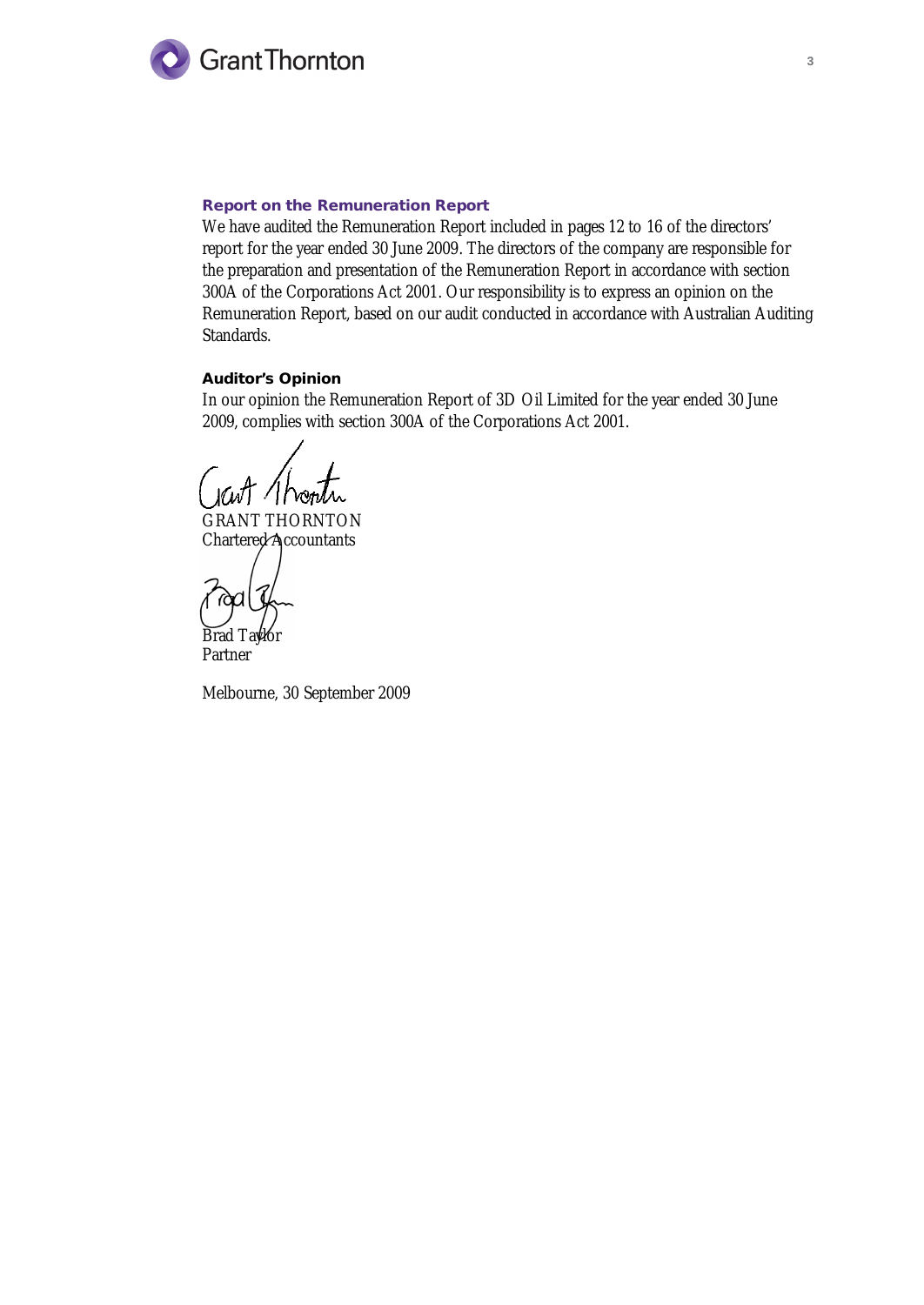### Report on the Remuneration Report

We have audited the Remuneration Report included in pages 12 to 16 of the directors' report for the year ended 30 June 2009. The directors of the company are responsible for the preparation and presentation of the Remuneration Report in accordance with section 300A of the Corporations Act 2001. Our responsibility is to express an opinion on the Remuneration Report, based on our audit conducted in accordance with Australian Auditing Standards.

### Auditor's Opinion

In our opinion the Remuneration Report of 3D Oil Limited for the year ended 30 June 2009, complies with section 300A of the Corporations Act 2001.

GRANT THORNTON
Chartered Accountants

Brad Taylor
Partner

Melbourne, 30 September 2009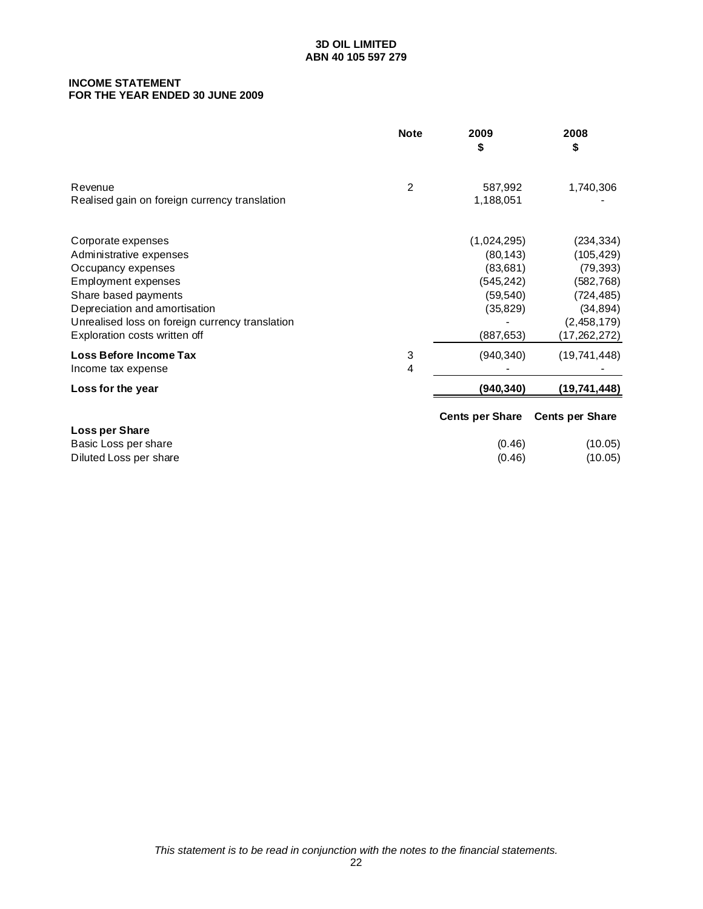**3D OIL LIMITED**
**ABN 40 105 597 279**

## INCOME STATEMENT
## FOR THE YEAR ENDED 30 JUNE 2009

| | Note | 2009<br>$ | 2008<br>$ |
|---|---|---|---|
| Revenue | 2 | 587,992 | 1,740,306 |
| Realised gain on foreign currency translation | | 1,188,051 | - |
| | | | |
| Corporate expenses | | (1,024,295) | (234,334) |
| Administrative expenses | | (80,143) | (105,429) |
| Occupancy expenses | | (83,681) | (79,393) |
| Employment expenses | | (545,242) | (582,768) |
| Share based payments | | (59,540) | (724,485) |
| Depreciation and amortisation | | (35,829) | (34,894) |
| Unrealised loss on foreign currency translation | | - | (2,458,179) |
| Exploration costs written off | | (887,653) | (17,262,272) |
| **Loss Before Income Tax** | 3 | (940,340) | (19,741,448) |
| Income tax expense | 4 | - | - |
| **Loss for the year** | | **(940,340)** | **(19,741,448)** |
| | | **Cents per Share** | **Cents per Share** |
| **Loss per Share** | | | |
| Basic Loss per share | | (0.46) | (10.05) |
| Diluted Loss per share | | (0.46) | (10.05) |

*This statement is to be read in conjunction with the notes to the financial statements.*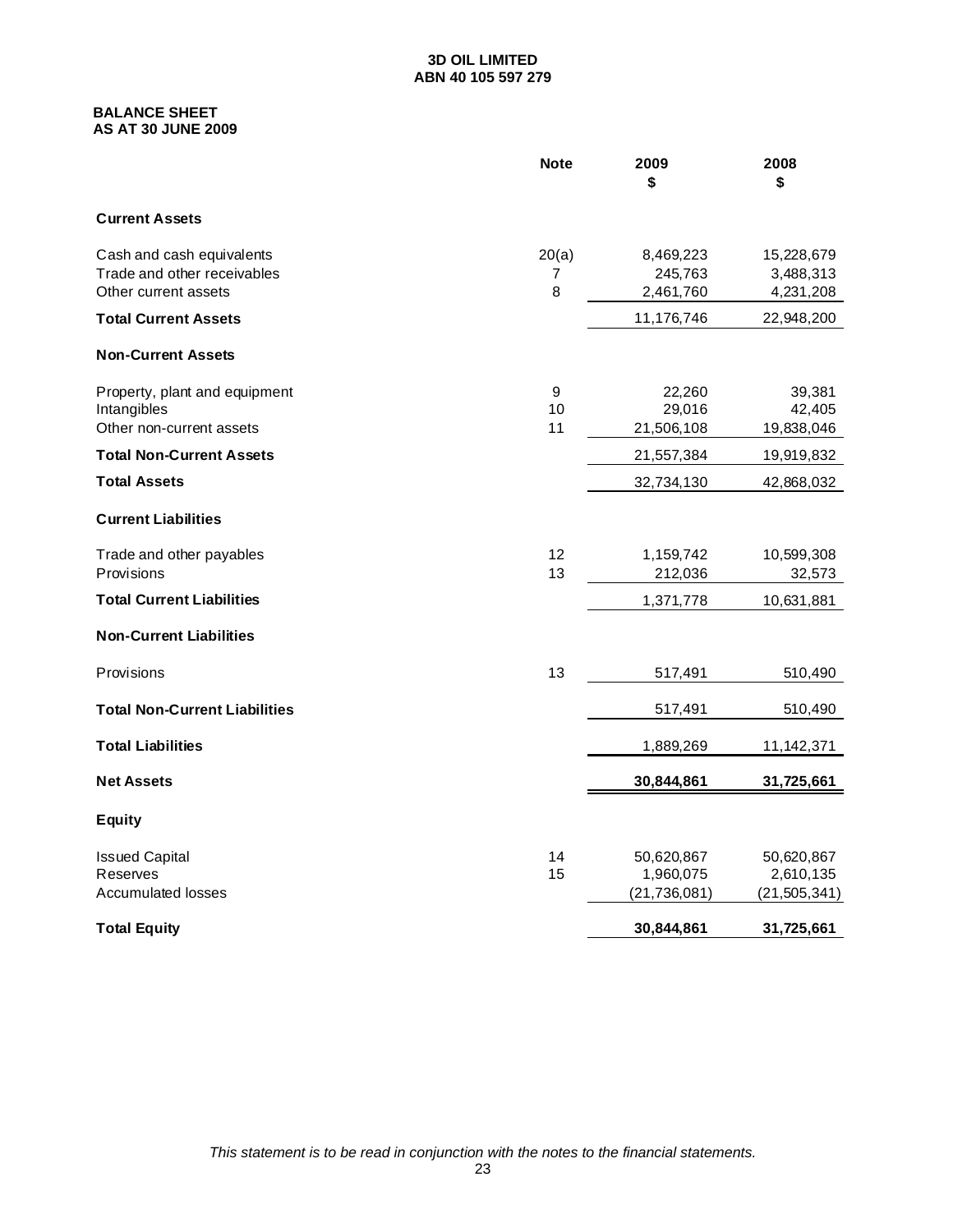**3D OIL LIMITED**
**ABN 40 105 597 279**

## BALANCE SHEET
## AS AT 30 JUNE 2009

| | Note | 2009 $ | 2008 $ |
|---|---|---|---|
| **Current Assets** | | | |
| Cash and cash equivalents | 20(a) | 8,469,223 | 15,228,679 |
| Trade and other receivables | 7 | 245,763 | 3,488,313 |
| Other current assets | 8 | 2,461,760 | 4,231,208 |
| **Total Current Assets** | | 11,176,746 | 22,948,200 |
| **Non-Current Assets** | | | |
| Property, plant and equipment | 9 | 22,260 | 39,381 |
| Intangibles | 10 | 29,016 | 42,405 |
| Other non-current assets | 11 | 21,506,108 | 19,838,046 |
| **Total Non-Current Assets** | | 21,557,384 | 19,919,832 |
| **Total Assets** | | 32,734,130 | 42,868,032 |
| **Current Liabilities** | | | |
| Trade and other payables | 12 | 1,159,742 | 10,599,308 |
| Provisions | 13 | 212,036 | 32,573 |
| **Total Current Liabilities** | | 1,371,778 | 10,631,881 |
| **Non-Current Liabilities** | | | |
| Provisions | 13 | 517,491 | 510,490 |
| **Total Non-Current Liabilities** | | 517,491 | 510,490 |
| **Total Liabilities** | | 1,889,269 | 11,142,371 |
| **Net Assets** | | **30,844,861** | **31,725,661** |
| **Equity** | | | |
| Issued Capital | 14 | 50,620,867 | 50,620,867 |
| Reserves | 15 | 1,960,075 | 2,610,135 |
| Accumulated losses | | (21,736,081) | (21,505,341) |
| **Total Equity** | | **30,844,861** | **31,725,661** |

*This statement is to be read in conjunction with the notes to the financial statements.*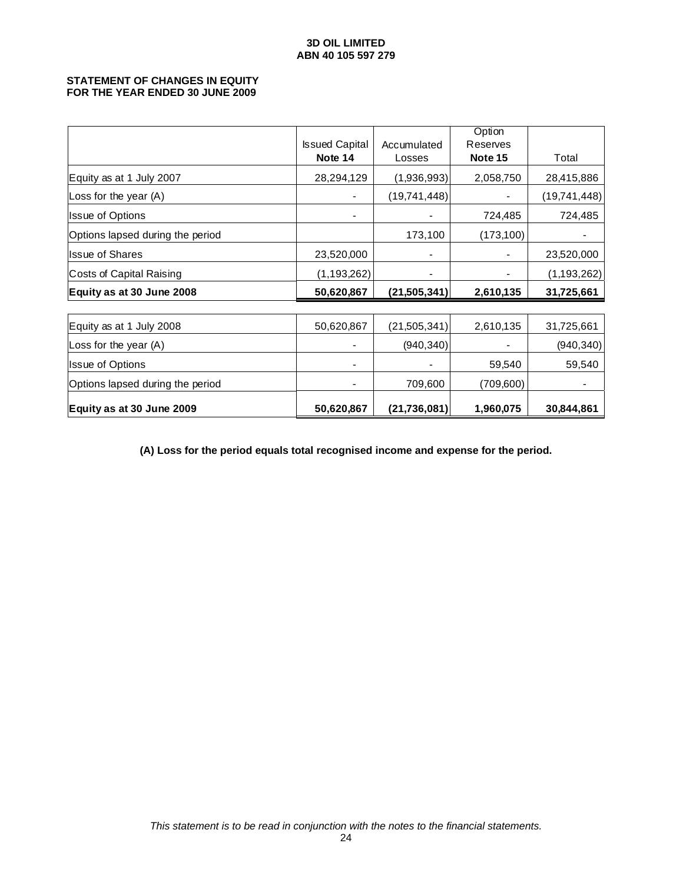**3D OIL LIMITED**
**ABN 40 105 597 279**

**STATEMENT OF CHANGES IN EQUITY**
**FOR THE YEAR ENDED 30 JUNE 2009**

| | Issued Capital **Note 14** | Accumulated Losses | Option Reserves **Note 15** | Total |
|---|---|---|---|---|
| Equity as at 1 July 2007 | 28,294,129 | (1,936,993) | 2,058,750 | 28,415,886 |
| Loss for the year (A) | - | (19,741,448) | - | (19,741,448) |
| Issue of Options | - | - | 724,485 | 724,485 |
| Options lapsed during the period | | 173,100 | (173,100) | - |
| Issue of Shares | 23,520,000 | - | - | 23,520,000 |
| Costs of Capital Raising | (1,193,262) | - | - | (1,193,262) |
| **Equity as at 30 June 2008** | **50,620,867** | **(21,505,341)** | **2,610,135** | **31,725,661** |
| | | | | |
| Equity as at 1 July 2008 | 50,620,867 | (21,505,341) | 2,610,135 | 31,725,661 |
| Loss for the year (A) | - | (940,340) | - | (940,340) |
| Issue of Options | - | - | 59,540 | 59,540 |
| Options lapsed during the period | - | 709,600 | (709,600) | - |
| **Equity as at 30 June 2009** | **50,620,867** | **(21,736,081)** | **1,960,075** | **30,844,861** |

**(A) Loss for the period equals total recognised income and expense for the period.**

*This statement is to be read in conjunction with the notes to the financial statements.*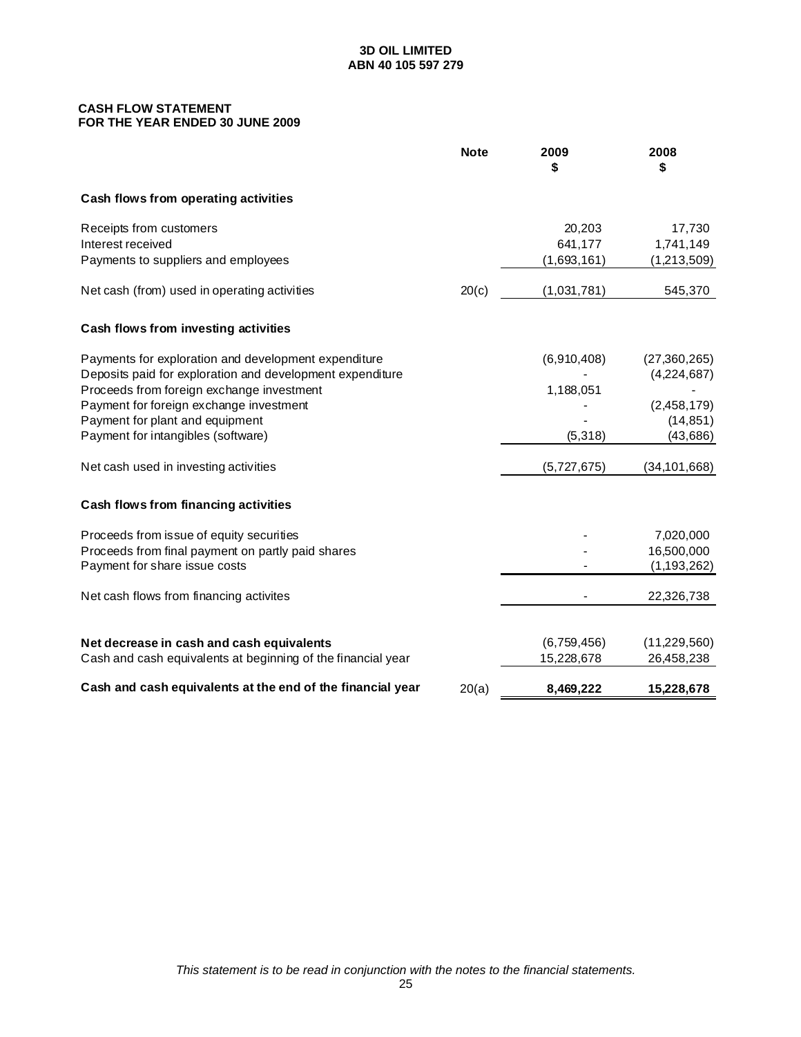**3D OIL LIMITED**
**ABN 40 105 597 279**

## CASH FLOW STATEMENT
## FOR THE YEAR ENDED 30 JUNE 2009

| | Note | 2009 $ | 2008 $ |
|---|---|---|---|
| **Cash flows from operating activities** | | | |
| Receipts from customers | | 20,203 | 17,730 |
| Interest received | | 641,177 | 1,741,149 |
| Payments to suppliers and employees | | (1,693,161) | (1,213,509) |
| Net cash (from) used in operating activities | 20(c) | (1,031,781) | 545,370 |
| **Cash flows from investing activities** | | | |
| Payments for exploration and development expenditure | | (6,910,408) | (27,360,265) |
| Deposits paid for exploration and development expenditure | | - | (4,224,687) |
| Proceeds from foreign exchange investment | | 1,188,051 | - |
| Payment for foreign exchange investment | | - | (2,458,179) |
| Payment for plant and equipment | | - | (14,851) |
| Payment for intangibles (software) | | (5,318) | (43,686) |
| Net cash used in investing activities | | (5,727,675) | (34,101,668) |
| **Cash flows from financing activities** | | | |
| Proceeds from issue of equity securities | | - | 7,020,000 |
| Proceeds from final payment on partly paid shares | | - | 16,500,000 |
| Payment for share issue costs | | - | (1,193,262) |
| Net cash flows from financing activites | | - | 22,326,738 |
| **Net decrease in cash and cash equivalents** | | (6,759,456) | (11,229,560) |
| Cash and cash equivalents at beginning of the financial year | | 15,228,678 | 26,458,238 |
| **Cash and cash equivalents at the end of the financial year** | 20(a) | **8,469,222** | **15,228,678** |

*This statement is to be read in conjunction with the notes to the financial statements.*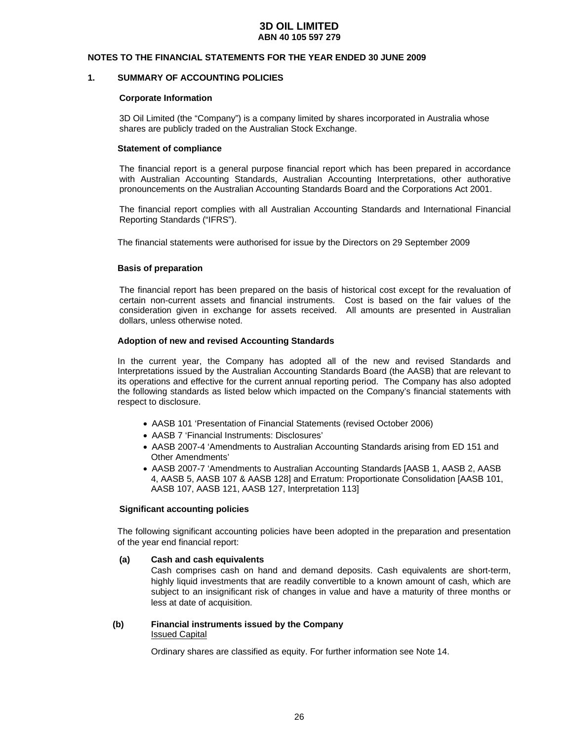# 3D OIL LIMITED
**ABN 40 105 597 279**

**NOTES TO THE FINANCIAL STATEMENTS FOR THE YEAR ENDED 30 JUNE 2009**

## 1. SUMMARY OF ACCOUNTING POLICIES

### Corporate Information

3D Oil Limited (the "Company") is a company limited by shares incorporated in Australia whose shares are publicly traded on the Australian Stock Exchange.

### Statement of compliance

The financial report is a general purpose financial report which has been prepared in accordance with Australian Accounting Standards, Australian Accounting Interpretations, other authorative pronouncements on the Australian Accounting Standards Board and the Corporations Act 2001.

The financial report complies with all Australian Accounting Standards and International Financial Reporting Standards ("IFRS").

The financial statements were authorised for issue by the Directors on 29 September 2009

### Basis of preparation

The financial report has been prepared on the basis of historical cost except for the revaluation of certain non-current assets and financial instruments. Cost is based on the fair values of the consideration given in exchange for assets received. All amounts are presented in Australian dollars, unless otherwise noted.

### Adoption of new and revised Accounting Standards

In the current year, the Company has adopted all of the new and revised Standards and Interpretations issued by the Australian Accounting Standards Board (the AASB) that are relevant to its operations and effective for the current annual reporting period. The Company has also adopted the following standards as listed below which impacted on the Company's financial statements with respect to disclosure.

- AASB 101 'Presentation of Financial Statements (revised October 2006)
- AASB 7 'Financial Instruments: Disclosures'
- AASB 2007-4 'Amendments to Australian Accounting Standards arising from ED 151 and Other Amendments'
- AASB 2007-7 'Amendments to Australian Accounting Standards [AASB 1, AASB 2, AASB 4, AASB 5, AASB 107 & AASB 128] and Erratum: Proportionate Consolidation [AASB 101, AASB 107, AASB 121, AASB 127, Interpretation 113]

### Significant accounting policies

The following significant accounting policies have been adopted in the preparation and presentation of the year end financial report:

**(a) Cash and cash equivalents**

Cash comprises cash on hand and demand deposits. Cash equivalents are short-term, highly liquid investments that are readily convertible to a known amount of cash, which are subject to an insignificant risk of changes in value and have a maturity of three months or less at date of acquisition.

**(b) Financial instruments issued by the Company**

Issued Capital

Ordinary shares are classified as equity. For further information see Note 14.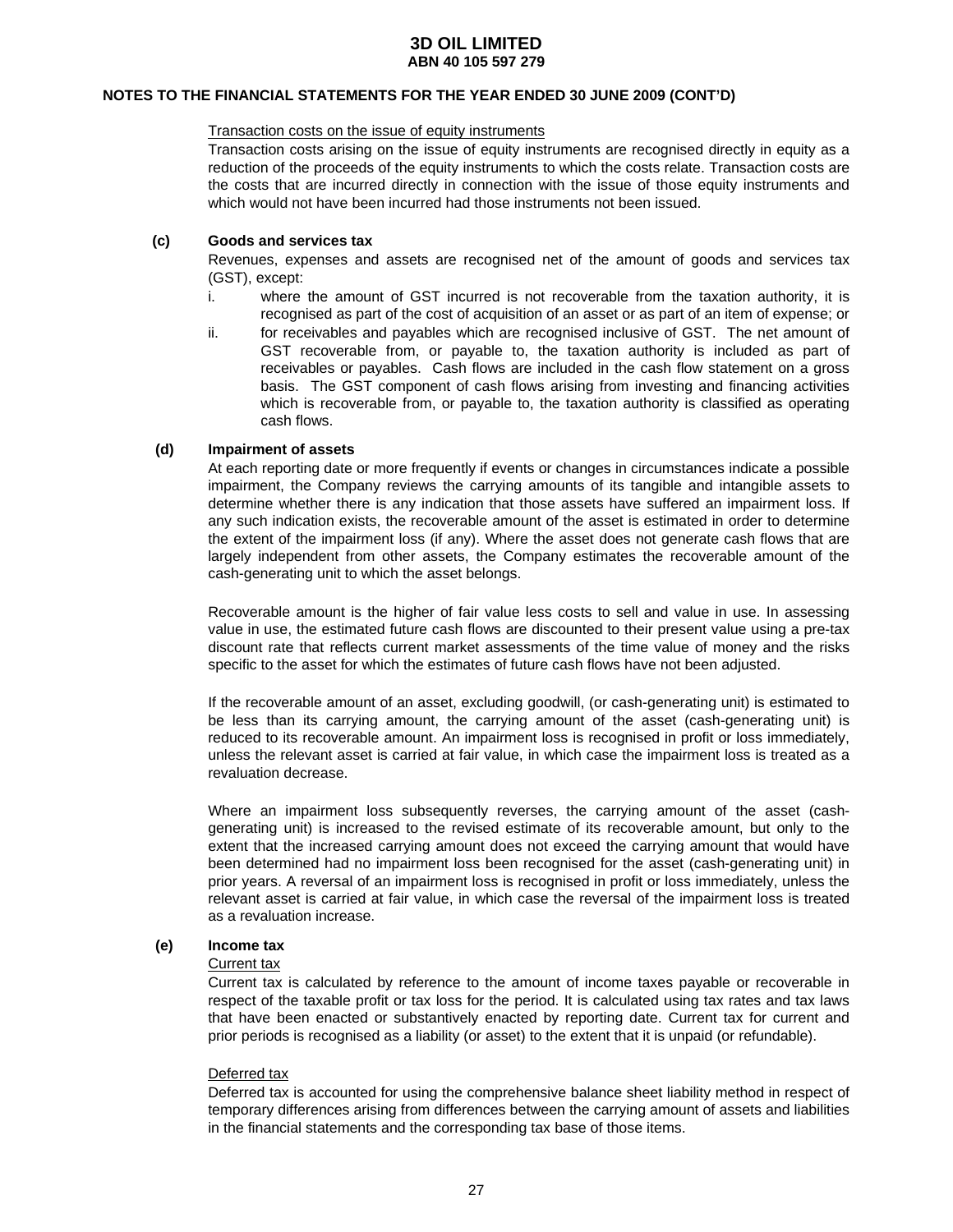Transaction costs on the issue of equity instruments

Transaction costs arising on the issue of equity instruments are recognised directly in equity as a reduction of the proceeds of the equity instruments to which the costs relate. Transaction costs are the costs that are incurred directly in connection with the issue of those equity instruments and which would not have been incurred had those instruments not been issued.

**(c) Goods and services tax**

Revenues, expenses and assets are recognised net of the amount of goods and services tax (GST), except:

i. where the amount of GST incurred is not recoverable from the taxation authority, it is recognised as part of the cost of acquisition of an asset or as part of an item of expense; or

ii. for receivables and payables which are recognised inclusive of GST. The net amount of GST recoverable from, or payable to, the taxation authority is included as part of receivables or payables. Cash flows are included in the cash flow statement on a gross basis. The GST component of cash flows arising from investing and financing activities which is recoverable from, or payable to, the taxation authority is classified as operating cash flows.

**(d) Impairment of assets**

At each reporting date or more frequently if events or changes in circumstances indicate a possible impairment, the Company reviews the carrying amounts of its tangible and intangible assets to determine whether there is any indication that those assets have suffered an impairment loss. If any such indication exists, the recoverable amount of the asset is estimated in order to determine the extent of the impairment loss (if any). Where the asset does not generate cash flows that are largely independent from other assets, the Company estimates the recoverable amount of the cash-generating unit to which the asset belongs.

Recoverable amount is the higher of fair value less costs to sell and value in use. In assessing value in use, the estimated future cash flows are discounted to their present value using a pre-tax discount rate that reflects current market assessments of the time value of money and the risks specific to the asset for which the estimates of future cash flows have not been adjusted.

If the recoverable amount of an asset, excluding goodwill, (or cash-generating unit) is estimated to be less than its carrying amount, the carrying amount of the asset (cash-generating unit) is reduced to its recoverable amount. An impairment loss is recognised in profit or loss immediately, unless the relevant asset is carried at fair value, in which case the impairment loss is treated as a revaluation decrease.

Where an impairment loss subsequently reverses, the carrying amount of the asset (cash-generating unit) is increased to the revised estimate of its recoverable amount, but only to the extent that the increased carrying amount does not exceed the carrying amount that would have been determined had no impairment loss been recognised for the asset (cash-generating unit) in prior years. A reversal of an impairment loss is recognised in profit or loss immediately, unless the relevant asset is carried at fair value, in which case the reversal of the impairment loss is treated as a revaluation increase.

**(e) Income tax**

Current tax

Current tax is calculated by reference to the amount of income taxes payable or recoverable in respect of the taxable profit or tax loss for the period. It is calculated using tax rates and tax laws that have been enacted or substantively enacted by reporting date. Current tax for current and prior periods is recognised as a liability (or asset) to the extent that it is unpaid (or refundable).

Deferred tax

Deferred tax is accounted for using the comprehensive balance sheet liability method in respect of temporary differences arising from differences between the carrying amount of assets and liabilities in the financial statements and the corresponding tax base of those items.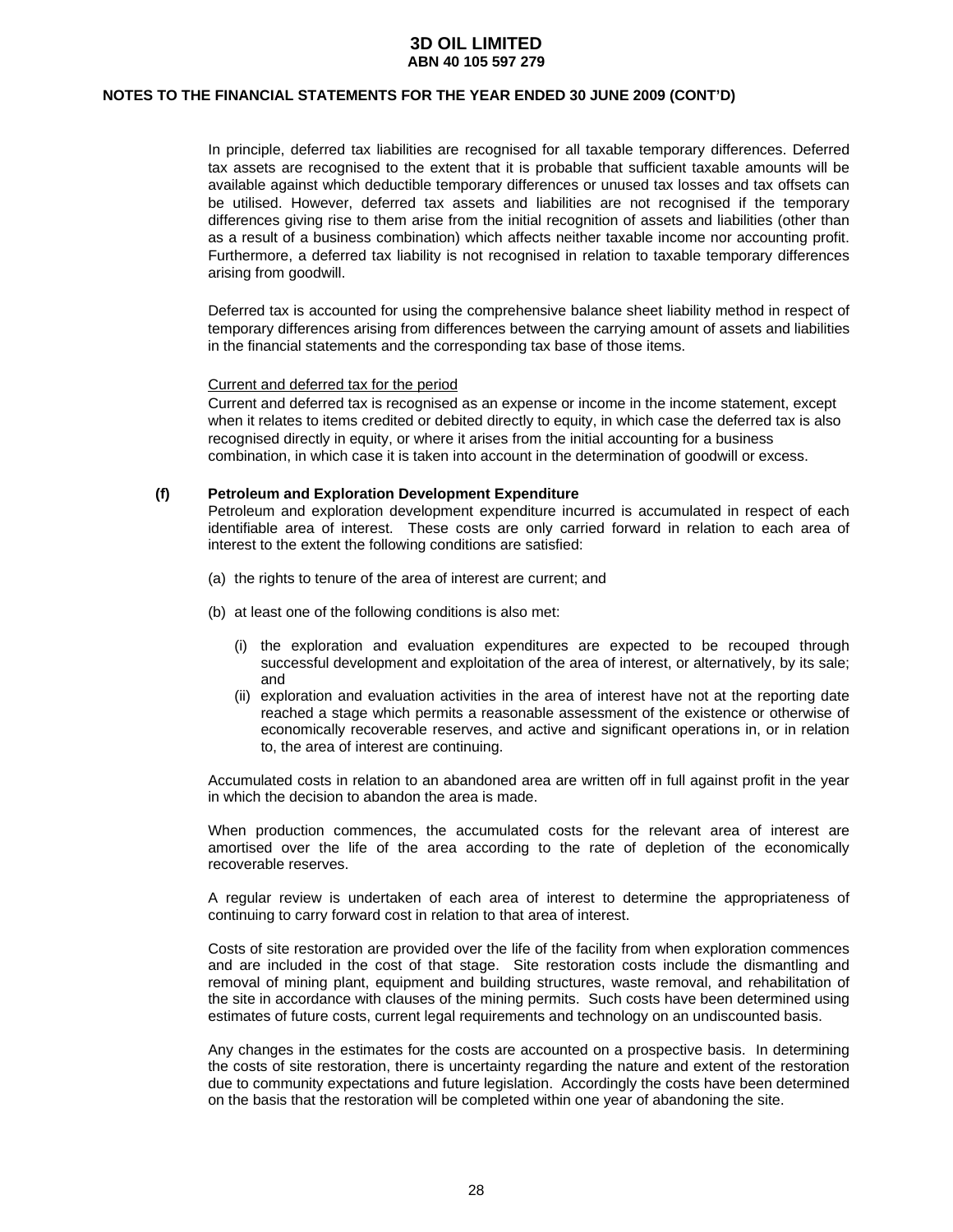In principle, deferred tax liabilities are recognised for all taxable temporary differences. Deferred tax assets are recognised to the extent that it is probable that sufficient taxable amounts will be available against which deductible temporary differences or unused tax losses and tax offsets can be utilised. However, deferred tax assets and liabilities are not recognised if the temporary differences giving rise to them arise from the initial recognition of assets and liabilities (other than as a result of a business combination) which affects neither taxable income nor accounting profit. Furthermore, a deferred tax liability is not recognised in relation to taxable temporary differences arising from goodwill.

Deferred tax is accounted for using the comprehensive balance sheet liability method in respect of temporary differences arising from differences between the carrying amount of assets and liabilities in the financial statements and the corresponding tax base of those items.

<u>Current and deferred tax for the period</u>

Current and deferred tax is recognised as an expense or income in the income statement, except when it relates to items credited or debited directly to equity, in which case the deferred tax is also recognised directly in equity, or where it arises from the initial accounting for a business combination, in which case it is taken into account in the determination of goodwill or excess.

### (f) Petroleum and Exploration Development Expenditure

Petroleum and exploration development expenditure incurred is accumulated in respect of each identifiable area of interest. These costs are only carried forward in relation to each area of interest to the extent the following conditions are satisfied:

(a) the rights to tenure of the area of interest are current; and

(b) at least one of the following conditions is also met:

(i) the exploration and evaluation expenditures are expected to be recouped through successful development and exploitation of the area of interest, or alternatively, by its sale; and

(ii) exploration and evaluation activities in the area of interest have not at the reporting date reached a stage which permits a reasonable assessment of the existence or otherwise of economically recoverable reserves, and active and significant operations in, or in relation to, the area of interest are continuing.

Accumulated costs in relation to an abandoned area are written off in full against profit in the year in which the decision to abandon the area is made.

When production commences, the accumulated costs for the relevant area of interest are amortised over the life of the area according to the rate of depletion of the economically recoverable reserves.

A regular review is undertaken of each area of interest to determine the appropriateness of continuing to carry forward cost in relation to that area of interest.

Costs of site restoration are provided over the life of the facility from when exploration commences and are included in the cost of that stage. Site restoration costs include the dismantling and removal of mining plant, equipment and building structures, waste removal, and rehabilitation of the site in accordance with clauses of the mining permits. Such costs have been determined using estimates of future costs, current legal requirements and technology on an undiscounted basis.

Any changes in the estimates for the costs are accounted on a prospective basis. In determining the costs of site restoration, there is uncertainty regarding the nature and extent of the restoration due to community expectations and future legislation. Accordingly the costs have been determined on the basis that the restoration will be completed within one year of abandoning the site.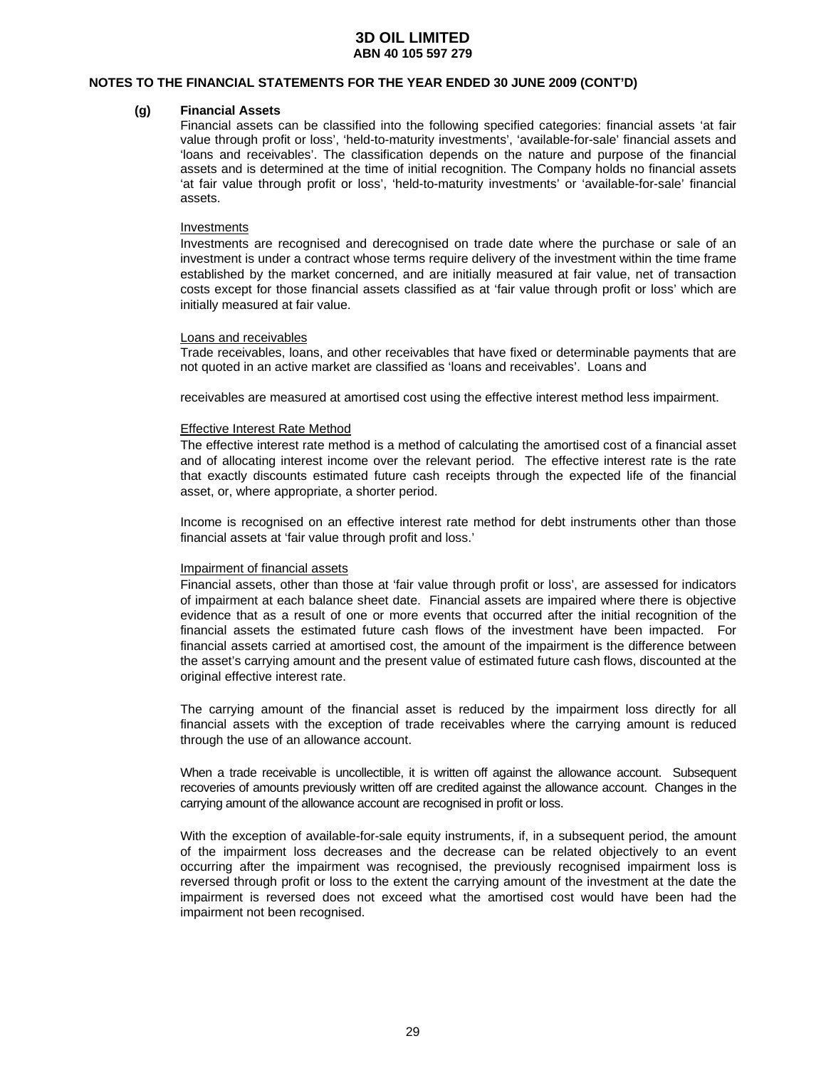**NOTES TO THE FINANCIAL STATEMENTS FOR THE YEAR ENDED 30 JUNE 2009 (CONT'D)**

**(g) Financial Assets**

Financial assets can be classified into the following specified categories: financial assets 'at fair value through profit or loss', 'held-to-maturity investments', 'available-for-sale' financial assets and 'loans and receivables'. The classification depends on the nature and purpose of the financial assets and is determined at the time of initial recognition. The Company holds no financial assets 'at fair value through profit or loss', 'held-to-maturity investments' or 'available-for-sale' financial assets.

Investments

Investments are recognised and derecognised on trade date where the purchase or sale of an investment is under a contract whose terms require delivery of the investment within the time frame established by the market concerned, and are initially measured at fair value, net of transaction costs except for those financial assets classified as at 'fair value through profit or loss' which are initially measured at fair value.

Loans and receivables

Trade receivables, loans, and other receivables that have fixed or determinable payments that are not quoted in an active market are classified as 'loans and receivables'. Loans and

receivables are measured at amortised cost using the effective interest method less impairment.

Effective Interest Rate Method

The effective interest rate method is a method of calculating the amortised cost of a financial asset and of allocating interest income over the relevant period. The effective interest rate is the rate that exactly discounts estimated future cash receipts through the expected life of the financial asset, or, where appropriate, a shorter period.

Income is recognised on an effective interest rate method for debt instruments other than those financial assets at 'fair value through profit and loss.'

Impairment of financial assets

Financial assets, other than those at 'fair value through profit or loss', are assessed for indicators of impairment at each balance sheet date. Financial assets are impaired where there is objective evidence that as a result of one or more events that occurred after the initial recognition of the financial assets the estimated future cash flows of the investment have been impacted. For financial assets carried at amortised cost, the amount of the impairment is the difference between the asset's carrying amount and the present value of estimated future cash flows, discounted at the original effective interest rate.

The carrying amount of the financial asset is reduced by the impairment loss directly for all financial assets with the exception of trade receivables where the carrying amount is reduced through the use of an allowance account.

When a trade receivable is uncollectible, it is written off against the allowance account. Subsequent recoveries of amounts previously written off are credited against the allowance account. Changes in the carrying amount of the allowance account are recognised in profit or loss.

With the exception of available-for-sale equity instruments, if, in a subsequent period, the amount of the impairment loss decreases and the decrease can be related objectively to an event occurring after the impairment was recognised, the previously recognised impairment loss is reversed through profit or loss to the extent the carrying amount of the investment at the date the impairment is reversed does not exceed what the amortised cost would have been had the impairment not been recognised.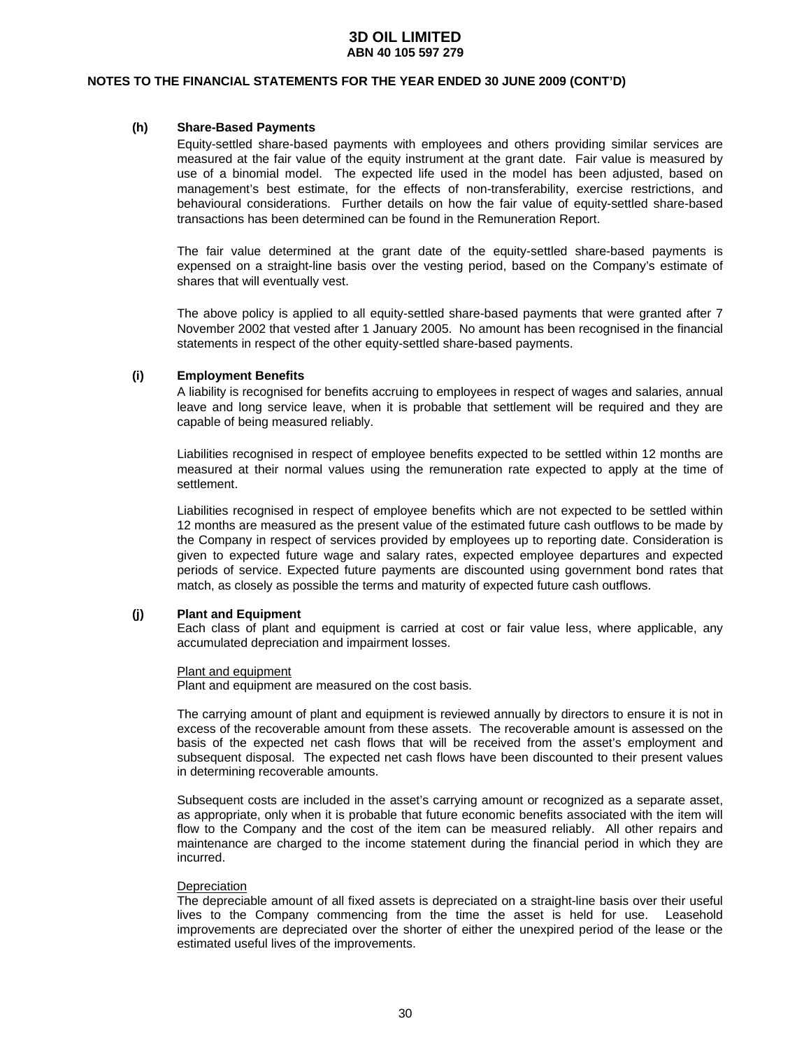### (h) Share-Based Payments

Equity-settled share-based payments with employees and others providing similar services are measured at the fair value of the equity instrument at the grant date. Fair value is measured by use of a binomial model. The expected life used in the model has been adjusted, based on management's best estimate, for the effects of non-transferability, exercise restrictions, and behavioural considerations. Further details on how the fair value of equity-settled share-based transactions has been determined can be found in the Remuneration Report.

The fair value determined at the grant date of the equity-settled share-based payments is expensed on a straight-line basis over the vesting period, based on the Company's estimate of shares that will eventually vest.

The above policy is applied to all equity-settled share-based payments that were granted after 7 November 2002 that vested after 1 January 2005. No amount has been recognised in the financial statements in respect of the other equity-settled share-based payments.

### (i) Employment Benefits

A liability is recognised for benefits accruing to employees in respect of wages and salaries, annual leave and long service leave, when it is probable that settlement will be required and they are capable of being measured reliably.

Liabilities recognised in respect of employee benefits expected to be settled within 12 months are measured at their normal values using the remuneration rate expected to apply at the time of settlement.

Liabilities recognised in respect of employee benefits which are not expected to be settled within 12 months are measured as the present value of the estimated future cash outflows to be made by the Company in respect of services provided by employees up to reporting date. Consideration is given to expected future wage and salary rates, expected employee departures and expected periods of service. Expected future payments are discounted using government bond rates that match, as closely as possible the terms and maturity of expected future cash outflows.

### (j) Plant and Equipment

Each class of plant and equipment is carried at cost or fair value less, where applicable, any accumulated depreciation and impairment losses.

Plant and equipment

Plant and equipment are measured on the cost basis.

The carrying amount of plant and equipment is reviewed annually by directors to ensure it is not in excess of the recoverable amount from these assets. The recoverable amount is assessed on the basis of the expected net cash flows that will be received from the asset's employment and subsequent disposal. The expected net cash flows have been discounted to their present values in determining recoverable amounts.

Subsequent costs are included in the asset's carrying amount or recognized as a separate asset, as appropriate, only when it is probable that future economic benefits associated with the item will flow to the Company and the cost of the item can be measured reliably. All other repairs and maintenance are charged to the income statement during the financial period in which they are incurred.

Depreciation

The depreciable amount of all fixed assets is depreciated on a straight-line basis over their useful lives to the Company commencing from the time the asset is held for use. Leasehold improvements are depreciated over the shorter of either the unexpired period of the lease or the estimated useful lives of the improvements.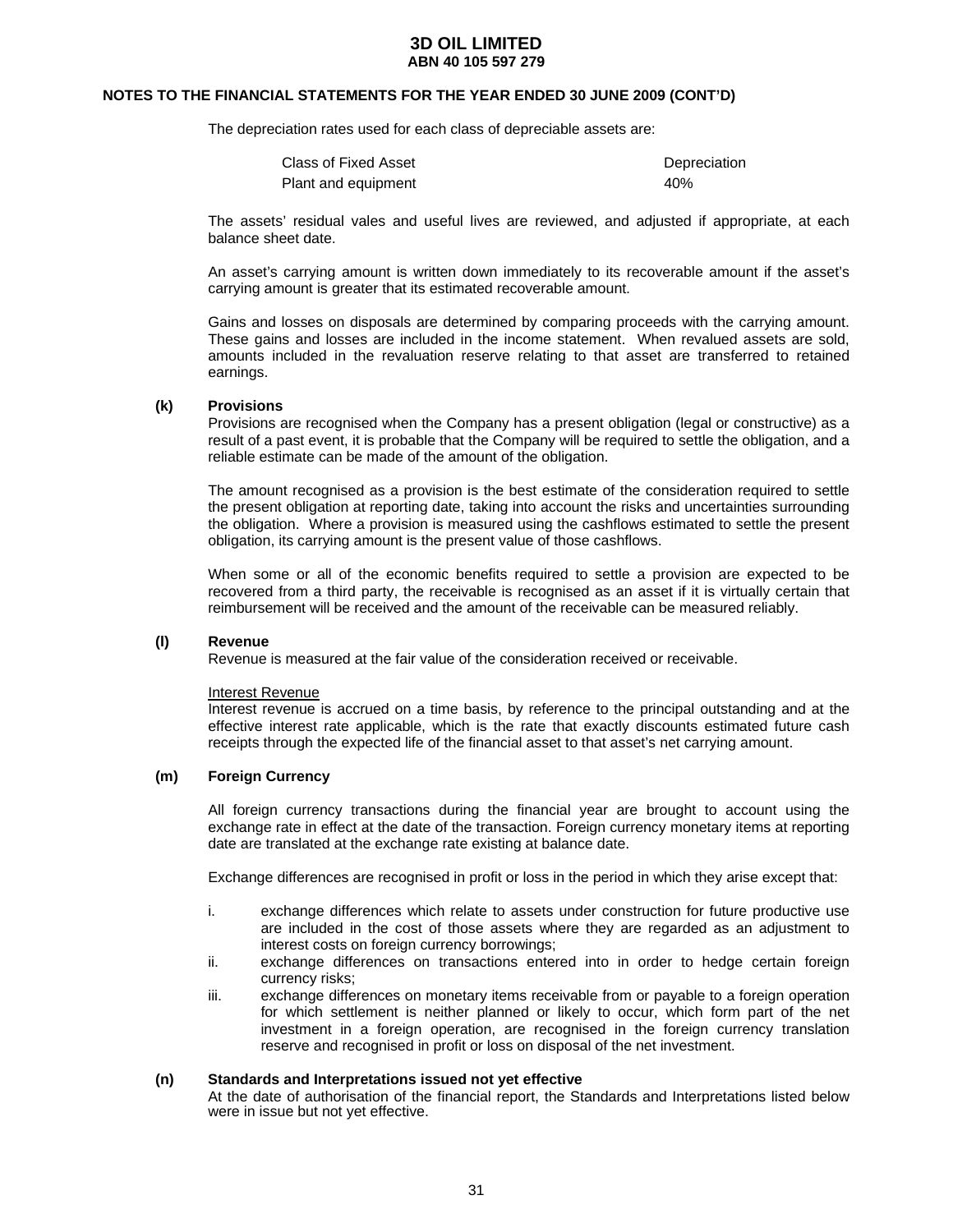**NOTES TO THE FINANCIAL STATEMENTS FOR THE YEAR ENDED 30 JUNE 2009 (CONT'D)**

The depreciation rates used for each class of depreciable assets are:

| Class of Fixed Asset | Depreciation |
|---|---|
| Plant and equipment | 40% |

The assets' residual vales and useful lives are reviewed, and adjusted if appropriate, at each balance sheet date.

An asset's carrying amount is written down immediately to its recoverable amount if the asset's carrying amount is greater that its estimated recoverable amount.

Gains and losses on disposals are determined by comparing proceeds with the carrying amount. These gains and losses are included in the income statement. When revalued assets are sold, amounts included in the revaluation reserve relating to that asset are transferred to retained earnings.

**(k) Provisions**

Provisions are recognised when the Company has a present obligation (legal or constructive) as a result of a past event, it is probable that the Company will be required to settle the obligation, and a reliable estimate can be made of the amount of the obligation.

The amount recognised as a provision is the best estimate of the consideration required to settle the present obligation at reporting date, taking into account the risks and uncertainties surrounding the obligation. Where a provision is measured using the cashflows estimated to settle the present obligation, its carrying amount is the present value of those cashflows.

When some or all of the economic benefits required to settle a provision are expected to be recovered from a third party, the receivable is recognised as an asset if it is virtually certain that reimbursement will be received and the amount of the receivable can be measured reliably.

**(l) Revenue**

Revenue is measured at the fair value of the consideration received or receivable.

Interest Revenue

Interest revenue is accrued on a time basis, by reference to the principal outstanding and at the effective interest rate applicable, which is the rate that exactly discounts estimated future cash receipts through the expected life of the financial asset to that asset's net carrying amount.

**(m) Foreign Currency**

All foreign currency transactions during the financial year are brought to account using the exchange rate in effect at the date of the transaction. Foreign currency monetary items at reporting date are translated at the exchange rate existing at balance date.

Exchange differences are recognised in profit or loss in the period in which they arise except that:

i. exchange differences which relate to assets under construction for future productive use are included in the cost of those assets where they are regarded as an adjustment to interest costs on foreign currency borrowings;
ii. exchange differences on transactions entered into in order to hedge certain foreign currency risks;
iii. exchange differences on monetary items receivable from or payable to a foreign operation for which settlement is neither planned or likely to occur, which form part of the net investment in a foreign operation, are recognised in the foreign currency translation reserve and recognised in profit or loss on disposal of the net investment.

**(n) Standards and Interpretations issued not yet effective**

At the date of authorisation of the financial report, the Standards and Interpretations listed below were in issue but not yet effective.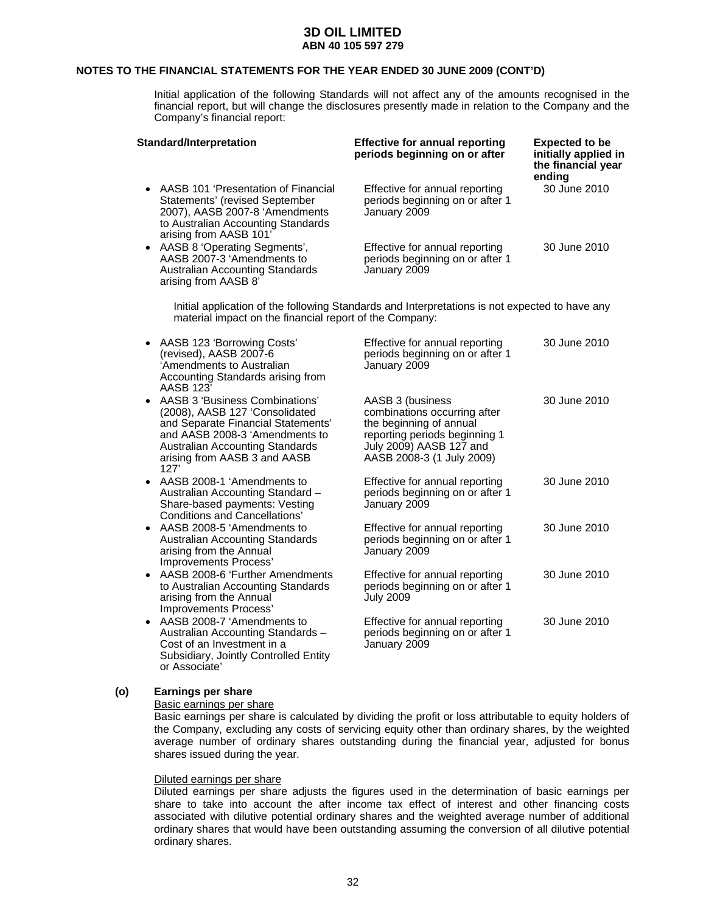**3D OIL LIMITED**
**ABN 40 105 597 279**

**NOTES TO THE FINANCIAL STATEMENTS FOR THE YEAR ENDED 30 JUNE 2009 (CONT'D)**

Initial application of the following Standards will not affect any of the amounts recognised in the financial report, but will change the disclosures presently made in relation to the Company and the Company's financial report:

| Standard/Interpretation | Effective for annual reporting periods beginning on or after | Expected to be initially applied in the financial year ending |
|---|---|---|
| • AASB 101 'Presentation of Financial Statements' (revised September 2007), AASB 2007-8 'Amendments to Australian Accounting Standards arising from AASB 101' | Effective for annual reporting periods beginning on or after 1 January 2009 | 30 June 2010 |
| • AASB 8 'Operating Segments', AASB 2007-3 'Amendments to Australian Accounting Standards arising from AASB 8' | Effective for annual reporting periods beginning on or after 1 January 2009 | 30 June 2010 |

Initial application of the following Standards and Interpretations is not expected to have any material impact on the financial report of the Company:

| Standard/Interpretation | Effective for annual reporting periods beginning on or after | Expected to be initially applied in the financial year ending |
|---|---|---|
| • AASB 123 'Borrowing Costs' (revised), AASB 2007-6 'Amendments to Australian Accounting Standards arising from AASB 123' | Effective for annual reporting periods beginning on or after 1 January 2009 | 30 June 2010 |
| • AASB 3 'Business Combinations' (2008), AASB 127 'Consolidated and Separate Financial Statements' and AASB 2008-3 'Amendments to Australian Accounting Standards arising from AASB 3 and AASB 127' | AASB 3 (business combinations occurring after the beginning of annual reporting periods beginning 1 July 2009) AASB 127 and AASB 2008-3 (1 July 2009) | 30 June 2010 |
| • AASB 2008-1 'Amendments to Australian Accounting Standard – Share-based payments: Vesting Conditions and Cancellations' | Effective for annual reporting periods beginning on or after 1 January 2009 | 30 June 2010 |
| • AASB 2008-5 'Amendments to Australian Accounting Standards arising from the Annual Improvements Process' | Effective for annual reporting periods beginning on or after 1 January 2009 | 30 June 2010 |
| • AASB 2008-6 'Further Amendments to Australian Accounting Standards arising from the Annual Improvements Process' | Effective for annual reporting periods beginning on or after 1 July 2009 | 30 June 2010 |
| • AASB 2008-7 'Amendments to Australian Accounting Standards – Cost of an Investment in a Subsidiary, Jointly Controlled Entity or Associate' | Effective for annual reporting periods beginning on or after 1 January 2009 | 30 June 2010 |

**(o) Earnings per share**

Basic earnings per share

Basic earnings per share is calculated by dividing the profit or loss attributable to equity holders of the Company, excluding any costs of servicing equity other than ordinary shares, by the weighted average number of ordinary shares outstanding during the financial year, adjusted for bonus shares issued during the year.

Diluted earnings per share

Diluted earnings per share adjusts the figures used in the determination of basic earnings per share to take into account the after income tax effect of interest and other financing costs associated with dilutive potential ordinary shares and the weighted average number of additional ordinary shares that would have been outstanding assuming the conversion of all dilutive potential ordinary shares.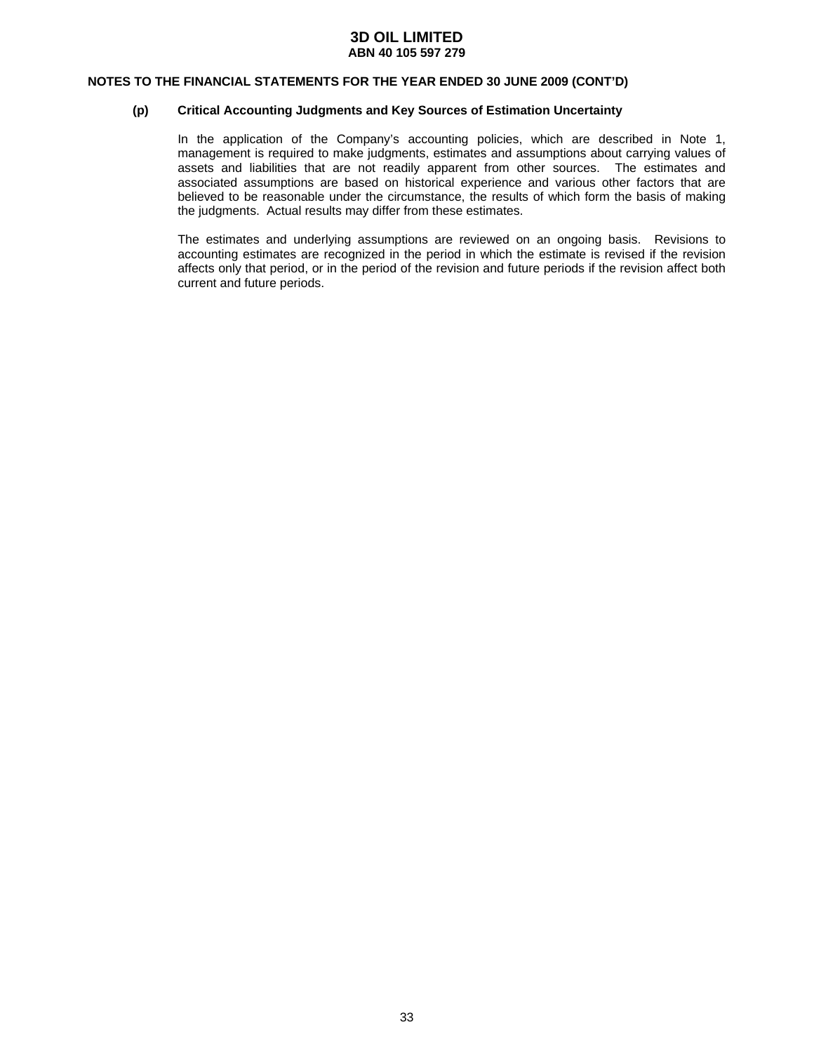# 3D OIL LIMITED
**ABN 40 105 597 279**

**NOTES TO THE FINANCIAL STATEMENTS FOR THE YEAR ENDED 30 JUNE 2009 (CONT'D)**

**(p) Critical Accounting Judgments and Key Sources of Estimation Uncertainty**

In the application of the Company's accounting policies, which are described in Note 1, management is required to make judgments, estimates and assumptions about carrying values of assets and liabilities that are not readily apparent from other sources. The estimates and associated assumptions are based on historical experience and various other factors that are believed to be reasonable under the circumstance, the results of which form the basis of making the judgments. Actual results may differ from these estimates.

The estimates and underlying assumptions are reviewed on an ongoing basis. Revisions to accounting estimates are recognized in the period in which the estimate is revised if the revision affects only that period, or in the period of the revision and future periods if the revision affect both current and future periods.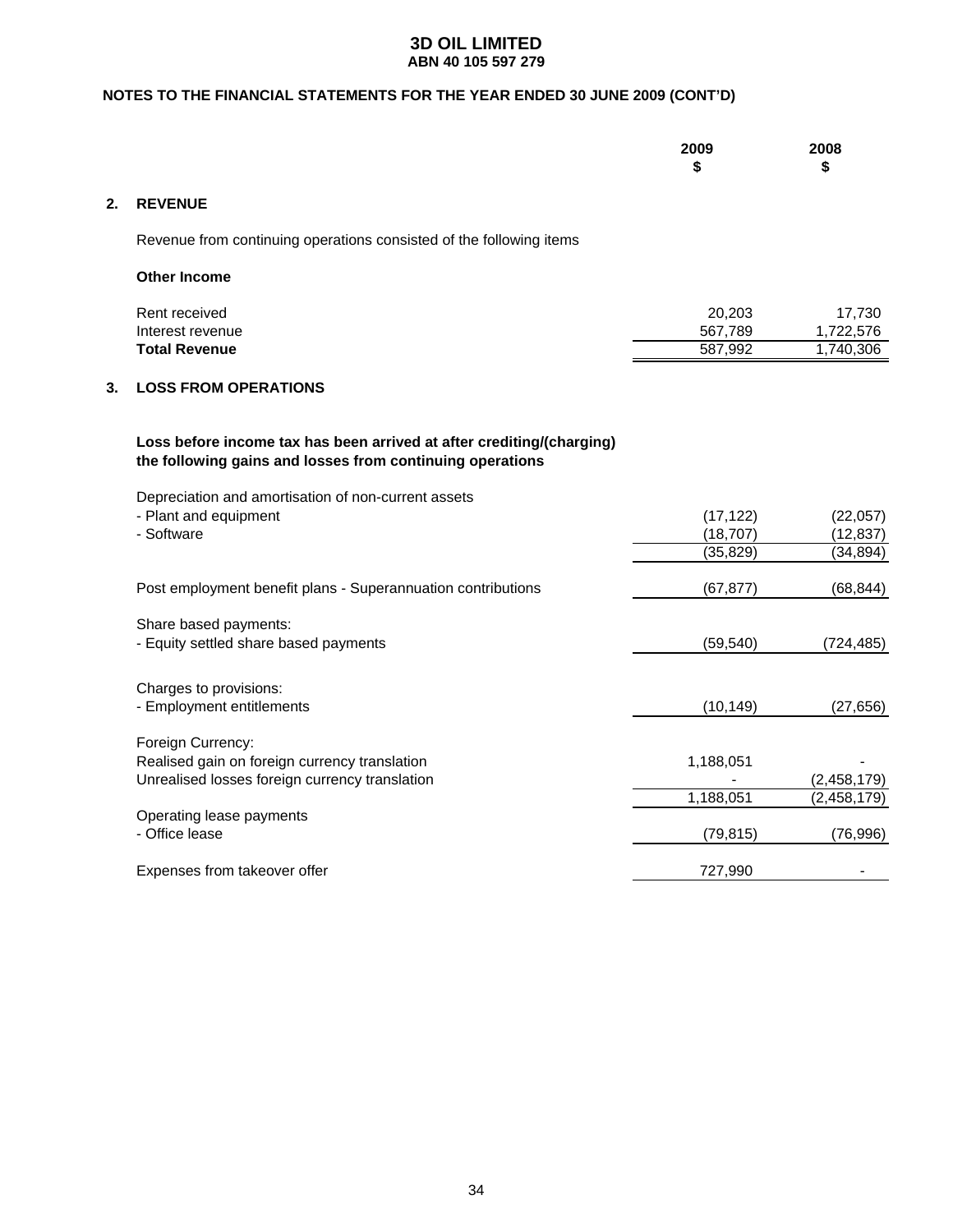# 3D OIL LIMITED
**ABN 40 105 597 279**

**NOTES TO THE FINANCIAL STATEMENTS FOR THE YEAR ENDED 30 JUNE 2009 (CONT'D)**

| | 2009 $ | 2008 $ |
|---|---|---|
| **2. REVENUE** | | |
| Revenue from continuing operations consisted of the following items | | |
| **Other Income** | | |
| Rent received | 20,203 | 17,730 |
| Interest revenue | 567,789 | 1,722,576 |
| **Total Revenue** | 587,992 | 1,740,306 |

## 3. LOSS FROM OPERATIONS

**Loss before income tax has been arrived at after crediting/(charging) the following gains and losses from continuing operations**

| | 2009 $ | 2008 $ |
|---|---|---|
| Depreciation and amortisation of non-current assets | | |
| - Plant and equipment | (17,122) | (22,057) |
| - Software | (18,707) | (12,837) |
| | (35,829) | (34,894) |
| Post employment benefit plans - Superannuation contributions | (67,877) | (68,844) |
| Share based payments: | | |
| - Equity settled share based payments | (59,540) | (724,485) |
| Charges to provisions: | | |
| - Employment entitlements | (10,149) | (27,656) |
| Foreign Currency: | | |
| Realised gain on foreign currency translation | 1,188,051 | - |
| Unrealised losses foreign currency translation | - | (2,458,179) |
| | 1,188,051 | (2,458,179) |
| Operating lease payments | | |
| - Office lease | (79,815) | (76,996) |
| Expenses from takeover offer | 727,990 | - |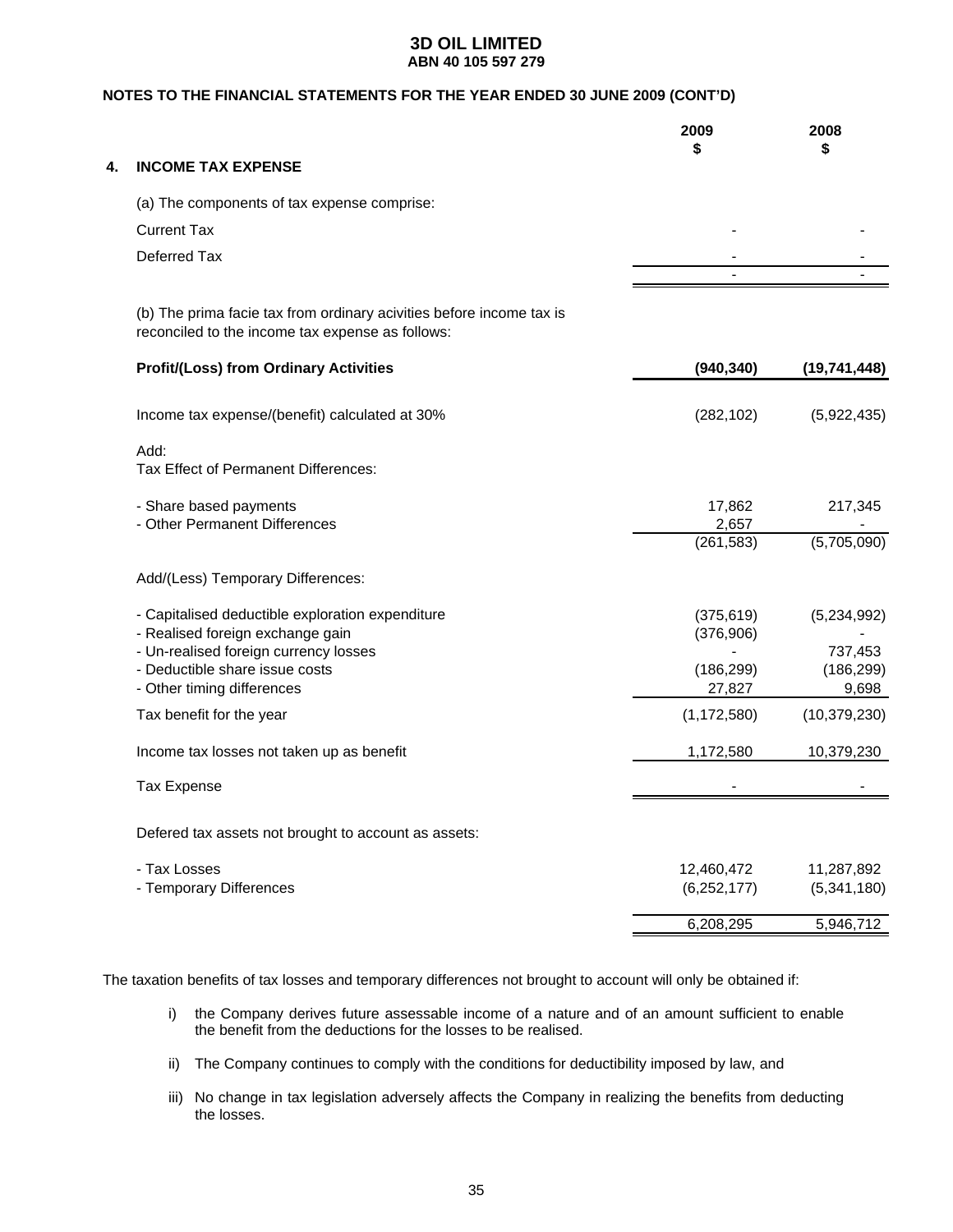# 3D OIL LIMITED
**ABN 40 105 597 279**

**NOTES TO THE FINANCIAL STATEMENTS FOR THE YEAR ENDED 30 JUNE 2009 (CONT'D)**

## 4. INCOME TAX EXPENSE

| | 2009<br>$ | 2008<br>$ |
|---|---|---|
| (a) The components of tax expense comprise: | | |
| Current Tax | - | - |
| Deferred Tax | - | - |
| | - | - |
| (b) The prima facie tax from ordinary acivities before income tax is reconciled to the income tax expense as follows: | | |
| **Profit/(Loss) from Ordinary Activities** | **(940,340)** | **(19,741,448)** |
| Income tax expense/(benefit) calculated at 30% | (282,102) | (5,922,435) |
| Add:<br>Tax Effect of Permanent Differences: | | |
| - Share based payments | 17,862 | 217,345 |
| - Other Permanent Differences | 2,657 | - |
| | (261,583) | (5,705,090) |
| Add/(Less) Temporary Differences: | | |
| - Capitalised deductible exploration expenditure | (375,619) | (5,234,992) |
| - Realised foreign exchange gain | (376,906) | - |
| - Un-realised foreign currency losses | - | 737,453 |
| - Deductible share issue costs | (186,299) | (186,299) |
| - Other timing differences | 27,827 | 9,698 |
| Tax benefit for the year | (1,172,580) | (10,379,230) |
| Income tax losses not taken up as benefit | 1,172,580 | 10,379,230 |
| Tax Expense | - | - |
| Defered tax assets not brought to account as assets: | | |
| - Tax Losses | 12,460,472 | 11,287,892 |
| - Temporary Differences | (6,252,177) | (5,341,180) |
| | 6,208,295 | 5,946,712 |

The taxation benefits of tax losses and temporary differences not brought to account will only be obtained if:

i) the Company derives future assessable income of a nature and of an amount sufficient to enable the benefit from the deductions for the losses to be realised.

ii) The Company continues to comply with the conditions for deductibility imposed by law, and

iii) No change in tax legislation adversely affects the Company in realizing the benefits from deducting the losses.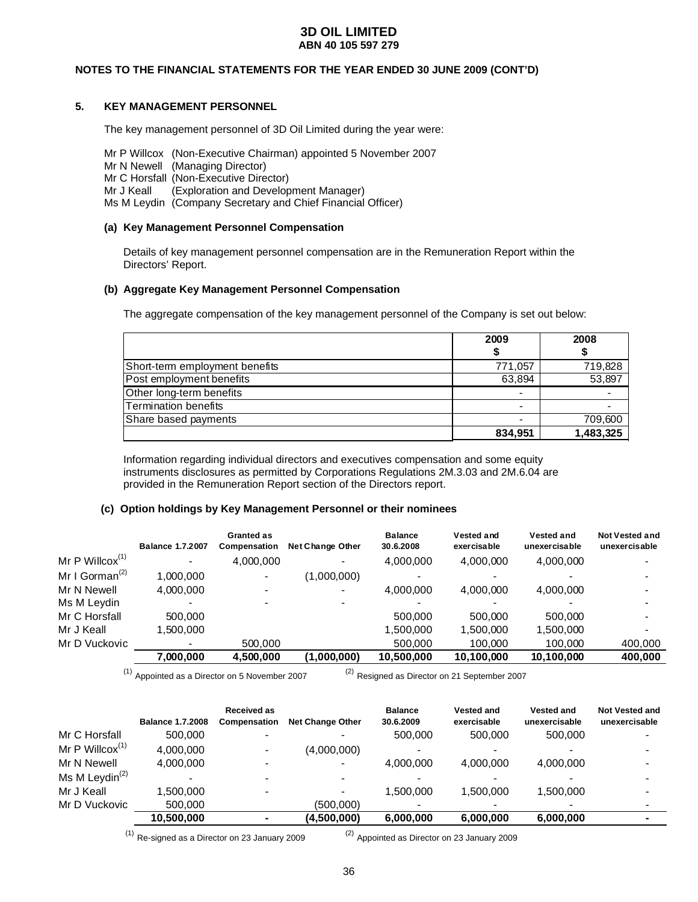# 3D OIL LIMITED
**ABN 40 105 597 279**

**NOTES TO THE FINANCIAL STATEMENTS FOR THE YEAR ENDED 30 JUNE 2009 (CONT'D)**

## 5. KEY MANAGEMENT PERSONNEL

The key management personnel of 3D Oil Limited during the year were:

Mr P Willcox (Non-Executive Chairman) appointed 5 November 2007
Mr N Newell (Managing Director)
Mr C Horsfall (Non-Executive Director)
Mr J Keall (Exploration and Development Manager)
Ms M Leydin (Company Secretary and Chief Financial Officer)

### (a) Key Management Personnel Compensation

Details of key management personnel compensation are in the Remuneration Report within the Directors' Report.

### (b) Aggregate Key Management Personnel Compensation

The aggregate compensation of the key management personnel of the Company is set out below:

| | 2009 $ | 2008 $ |
|---|---|---|
| Short-term employment benefits | 771,057 | 719,828 |
| Post employment benefits | 63,894 | 53,897 |
| Other long-term benefits | - | - |
| Termination benefits | - | - |
| Share based payments | - | 709,600 |
| | **834,951** | **1,483,325** |

Information regarding individual directors and executives compensation and some equity instruments disclosures as permitted by Corporations Regulations 2M.3.03 and 2M.6.04 are provided in the Remuneration Report section of the Directors report.

### (c) Option holdings by Key Management Personnel or their nominees

| | Balance 1.7.2007 | Granted as Compensation | Net Change Other | Balance 30.6.2008 | Vested and exercisable | Vested and unexercisable | Not Vested and unexercisable |
|---|---|---|---|---|---|---|---|
| Mr P Willcox[(1)] | - | 4,000,000 | - | 4,000,000 | 4,000,000 | 4,000,000 | - |
| Mr I Gorman[(2)] | 1,000,000 | - | (1,000,000) | - | - | - | - |
| Mr N Newell | 4,000,000 | - | - | 4,000,000 | 4,000,000 | 4,000,000 | - |
| Ms M Leydin | - | - | - | - | - | - | - |
| Mr C Horsfall | 500,000 | | | 500,000 | 500,000 | 500,000 | - |
| Mr J Keall | 1,500,000 | | | 1,500,000 | 1,500,000 | 1,500,000 | - |
| Mr D Vuckovic | - | 500,000 | | 500,000 | 100,000 | 100,000 | 400,000 |
| | **7,000,000** | **4,500,000** | **(1,000,000)** | **10,500,000** | **10,100,000** | **10,100,000** | **400,000** |

[(1)] Appointed as a Director on 5 November 2007 [(2)] Resigned as Director on 21 September 2007

| | Balance 1.7.2008 | Received as Compensation | Net Change Other | Balance 30.6.2009 | Vested and exercisable | Vested and unexercisable | Not Vested and unexercisable |
|---|---|---|---|---|---|---|---|
| Mr C Horsfall | 500,000 | - | - | 500,000 | 500,000 | 500,000 | - |
| Mr P Willcox[(1)] | 4,000,000 | - | (4,000,000) | - | - | - | - |
| Mr N Newell | 4,000,000 | - | - | 4,000,000 | 4,000,000 | 4,000,000 | - |
| Ms M Leydin[(2)] | - | - | - | - | - | - | - |
| Mr J Keall | 1,500,000 | - | - | 1,500,000 | 1,500,000 | 1,500,000 | - |
| Mr D Vuckovic | 500,000 | | (500,000) | - | - | - | - |
| | **10,500,000** | **-** | **(4,500,000)** | **6,000,000** | **6,000,000** | **6,000,000** | **-** |

[(1)] Re-signed as a Director on 23 January 2009 [(2)] Appointed as Director on 23 January 2009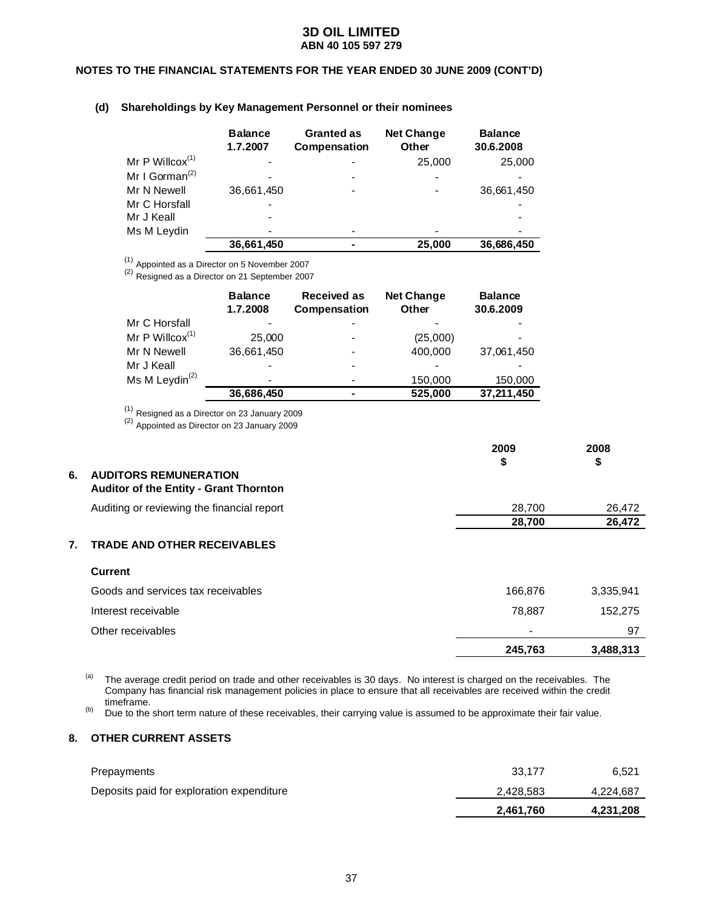# 3D OIL LIMITED
## ABN 40 105 597 279

### NOTES TO THE FINANCIAL STATEMENTS FOR THE YEAR ENDED 30 JUNE 2009 (CONT'D)

#### (d) Shareholdings by Key Management Personnel or their nominees

| | Balance 1.7.2007 | Granted as Compensation | Net Change Other | Balance 30.6.2008 |
|---|---|---|---|---|
| Mr P Willcox[(1)] | - | - | 25,000 | 25,000 |
| Mr I Gorman[(2)] | - | - | - | - |
| Mr N Newell | 36,661,450 | - | - | 36,661,450 |
| Mr C Horsfall | - | | | - |
| Mr J Keall | - | | | - |
| Ms M Leydin | - | - | - | - |
| | **36,661,450** | **-** | **25,000** | **36,686,450** |

[(1)] Appointed as a Director on 5 November 2007
[(2)] Resigned as a Director on 21 September 2007

| | Balance 1.7.2008 | Received as Compensation | Net Change Other | Balance 30.6.2009 |
|---|---|---|---|---|
| Mr C Horsfall | - | - | - | - |
| Mr P Willcox[(1)] | 25,000 | - | (25,000) | - |
| Mr N Newell | 36,661,450 | - | 400,000 | 37,061,450 |
| Mr J Keall | - | - | - | - |
| Ms M Leydin[(2)] | - | - | 150,000 | 150,000 |
| | **36,686,450** | **-** | **525,000** | **37,211,450** |

[(1)] Resigned as a Director on 23 January 2009
[(2)] Appointed as Director on 23 January 2009

| | 2009 $ | 2008 $ |
|---|---|---|
| **6. AUDITORS REMUNERATION** | | |
| **Auditor of the Entity - Grant Thornton** | | |
| Auditing or reviewing the financial report | 28,700 | 26,472 |
| | **28,700** | **26,472** |
| **7. TRADE AND OTHER RECEIVABLES** | | |
| **Current** | | |
| Goods and services tax receivables | 166,876 | 3,335,941 |
| Interest receivable | 78,887 | 152,275 |
| Other receivables | - | 97 |
| | **245,763** | **3,488,313** |

[(a)] The average credit period on trade and other receivables is 30 days. No interest is charged on the receivables. The Company has financial risk management policies in place to ensure that all receivables are received within the credit timeframe.

[(b)] Due to the short term nature of these receivables, their carrying value is assumed to be approximate their fair value.

### 8. OTHER CURRENT ASSETS

| | 2009 $ | 2008 $ |
|---|---|---|
| Prepayments | 33,177 | 6,521 |
| Deposits paid for exploration expenditure | 2,428,583 | 4,224,687 |
| | **2,461,760** | **4,231,208** |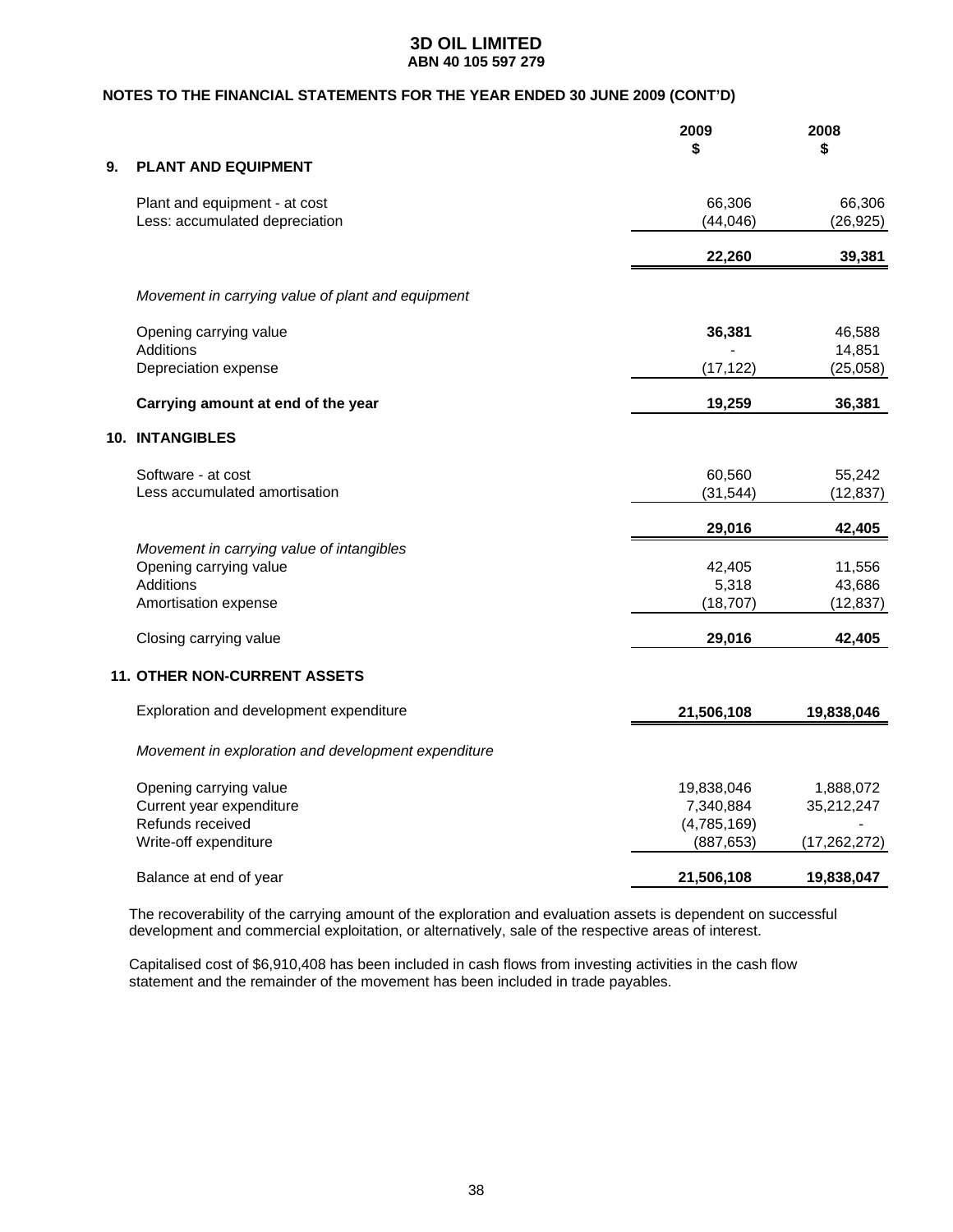# 3D OIL LIMITED
**ABN 40 105 597 279**

**NOTES TO THE FINANCIAL STATEMENTS FOR THE YEAR ENDED 30 JUNE 2009 (CONT'D)**

| | 2009<br>$ | 2008<br>$ |
|---|---|---|
| **9. PLANT AND EQUIPMENT** | | |
| Plant and equipment - at cost | 66,306 | 66,306 |
| Less: accumulated depreciation | (44,046) | (26,925) |
| | **22,260** | **39,381** |
| *Movement in carrying value of plant and equipment* | | |
| Opening carrying value | **36,381** | 46,588 |
| Additions | - | 14,851 |
| Depreciation expense | (17,122) | (25,058) |
| **Carrying amount at end of the year** | **19,259** | **36,381** |
| **10. INTANGIBLES** | | |
| Software - at cost | 60,560 | 55,242 |
| Less accumulated amortisation | (31,544) | (12,837) |
| | **29,016** | **42,405** |
| *Movement in carrying value of intangibles* | | |
| Opening carrying value | 42,405 | 11,556 |
| Additions | 5,318 | 43,686 |
| Amortisation expense | (18,707) | (12,837) |
| Closing carrying value | **29,016** | **42,405** |
| **11. OTHER NON-CURRENT ASSETS** | | |
| Exploration and development expenditure | **21,506,108** | **19,838,046** |
| *Movement in exploration and development expenditure* | | |
| Opening carrying value | 19,838,046 | 1,888,072 |
| Current year expenditure | 7,340,884 | 35,212,247 |
| Refunds received | (4,785,169) | - |
| Write-off expenditure | (887,653) | (17,262,272) |
| Balance at end of year | **21,506,108** | **19,838,047** |

The recoverability of the carrying amount of the exploration and evaluation assets is dependent on successful development and commercial exploitation, or alternatively, sale of the respective areas of interest.

Capitalised cost of $6,910,408 has been included in cash flows from investing activities in the cash flow statement and the remainder of the movement has been included in trade payables.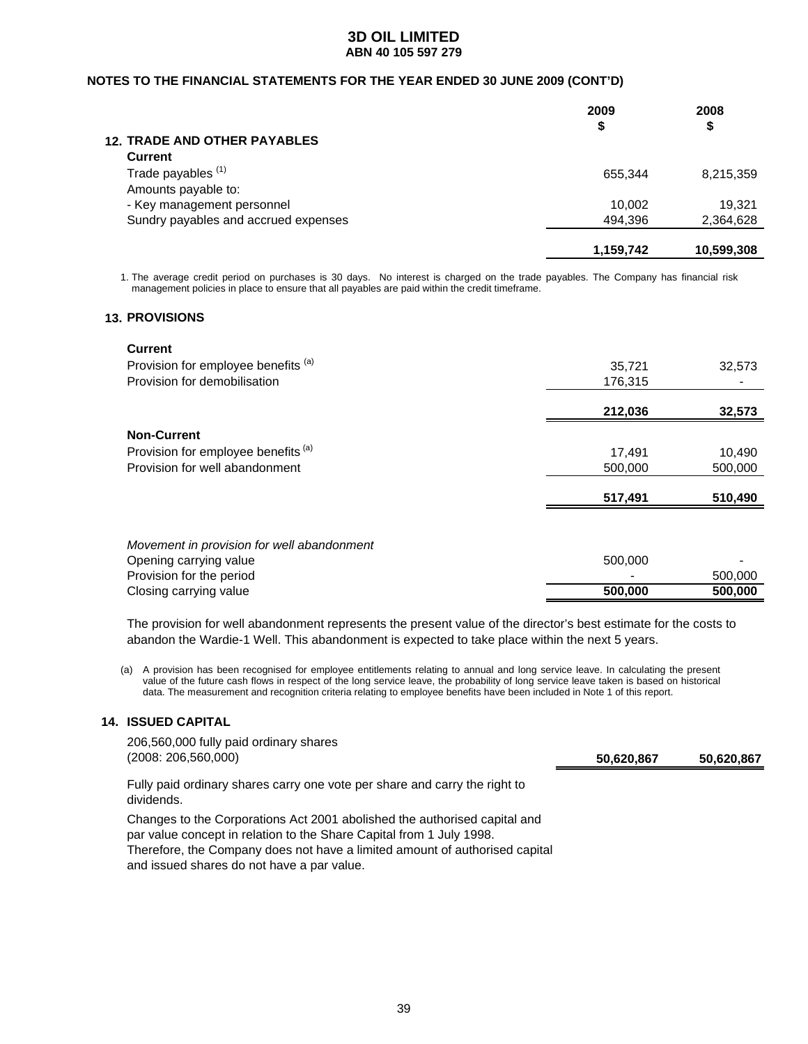# 3D OIL LIMITED
## ABN 40 105 597 279

### NOTES TO THE FINANCIAL STATEMENTS FOR THE YEAR ENDED 30 JUNE 2009 (CONT'D)

| | 2009 $ | 2008 $ |
|---|---|---|
| **12. TRADE AND OTHER PAYABLES** | | |
| **Current** | | |
| Trade payables [1] | 655,344 | 8,215,359 |
| Amounts payable to: | | |
| - Key management personnel | 10,002 | 19,321 |
| Sundry payables and accrued expenses | 494,396 | 2,364,628 |
| | **1,159,742** | **10,599,308** |

1. The average credit period on purchases is 30 days. No interest is charged on the trade payables. The Company has financial risk management policies in place to ensure that all payables are paid within the credit timeframe.

**13. PROVISIONS**

| | 2009 $ | 2008 $ |
|---|---|---|
| **Current** | | |
| Provision for employee benefits [(a)] | 35,721 | 32,573 |
| Provision for demobilisation | 176,315 | - |
| | **212,036** | **32,573** |
| **Non-Current** | | |
| Provision for employee benefits [(a)] | 17,491 | 10,490 |
| Provision for well abandonment | 500,000 | 500,000 |
| | **517,491** | **510,490** |
| *Movement in provision for well abandonment* | | |
| Opening carrying value | 500,000 | - |
| Provision for the period | - | 500,000 |
| Closing carrying value | **500,000** | **500,000** |

The provision for well abandonment represents the present value of the director's best estimate for the costs to abandon the Wardie-1 Well. This abandonment is expected to take place within the next 5 years.

(a) A provision has been recognised for employee entitlements relating to annual and long service leave. In calculating the present value of the future cash flows in respect of the long service leave, the probability of long service leave taken is based on historical data. The measurement and recognition criteria relating to employee benefits have been included in Note 1 of this report.

**14. ISSUED CAPITAL**

| | 2009 $ | 2008 $ |
|---|---|---|
| 206,560,000 fully paid ordinary shares (2008: 206,560,000) | **50,620,867** | **50,620,867** |

Fully paid ordinary shares carry one vote per share and carry the right to dividends.

Changes to the Corporations Act 2001 abolished the authorised capital and par value concept in relation to the Share Capital from 1 July 1998. Therefore, the Company does not have a limited amount of authorised capital and issued shares do not have a par value.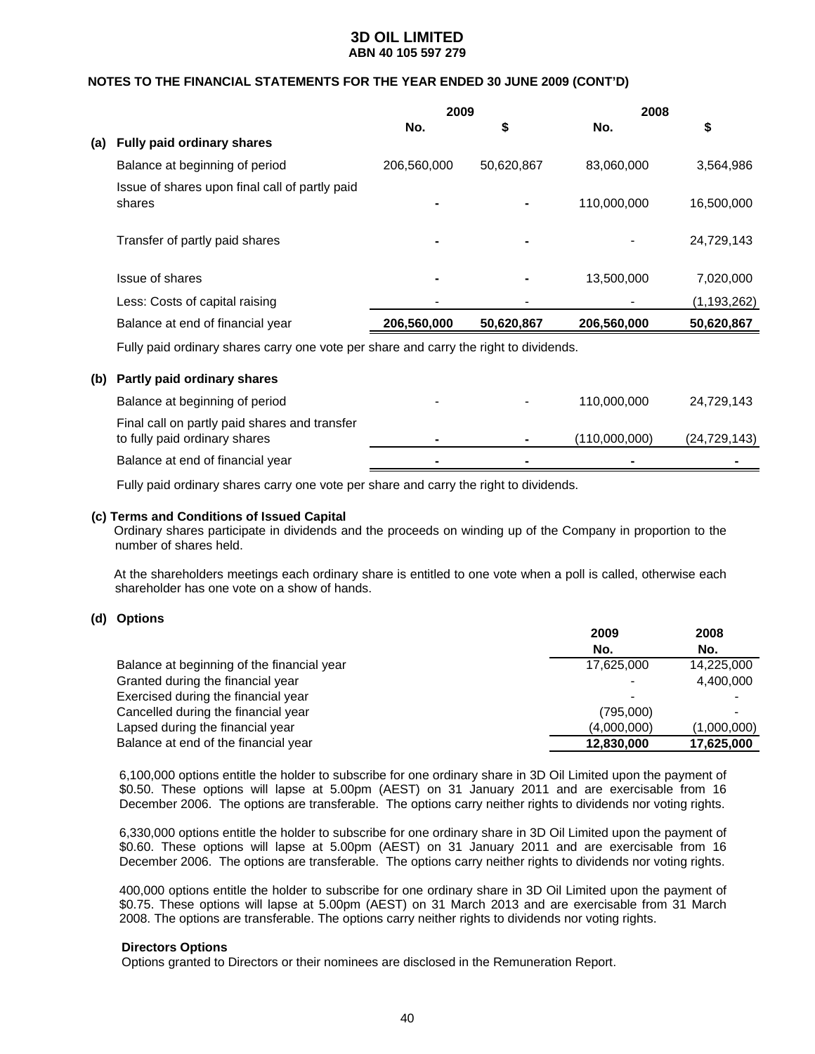**3D OIL LIMITED**
**ABN 40 105 597 279**

**NOTES TO THE FINANCIAL STATEMENTS FOR THE YEAR ENDED 30 JUNE 2009 (CONT'D)**

| | 2009 | | 2008 | |
|---|---|---|---|---|
| | No. | $ | No. | $ |
| **(a) Fully paid ordinary shares** | | | | |
| Balance at beginning of period | 206,560,000 | 50,620,867 | 83,060,000 | 3,564,986 |
| Issue of shares upon final call of partly paid shares | - | - | 110,000,000 | 16,500,000 |
| Transfer of partly paid shares | - | - | - | 24,729,143 |
| Issue of shares | - | - | 13,500,000 | 7,020,000 |
| Less: Costs of capital raising | - | - | - | (1,193,262) |
| Balance at end of financial year | **206,560,000** | **50,620,867** | **206,560,000** | **50,620,867** |

Fully paid ordinary shares carry one vote per share and carry the right to dividends.

| | 2009 | | 2008 | |
|---|---|---|---|---|
| | No. | $ | No. | $ |
| **(b) Partly paid ordinary shares** | | | | |
| Balance at beginning of period | - | - | 110,000,000 | 24,729,143 |
| Final call on partly paid shares and transfer to fully paid ordinary shares | - | - | (110,000,000) | (24,729,143) |
| Balance at end of financial year | - | - | - | - |

Fully paid ordinary shares carry one vote per share and carry the right to dividends.

**(c) Terms and Conditions of Issued Capital**

Ordinary shares participate in dividends and the proceeds on winding up of the Company in proportion to the number of shares held.

At the shareholders meetings each ordinary share is entitled to one vote when a poll is called, otherwise each shareholder has one vote on a show of hands.

**(d) Options**

| | 2009 | 2008 |
|---|---|---|
| | No. | No. |
| Balance at beginning of the financial year | 17,625,000 | 14,225,000 |
| Granted during the financial year | - | 4,400,000 |
| Exercised during the financial year | - | - |
| Cancelled during the financial year | (795,000) | - |
| Lapsed during the financial year | (4,000,000) | (1,000,000) |
| Balance at end of the financial year | **12,830,000** | **17,625,000** |

6,100,000 options entitle the holder to subscribe for one ordinary share in 3D Oil Limited upon the payment of \$0.50. These options will lapse at 5.00pm (AEST) on 31 January 2011 and are exercisable from 16 December 2006. The options are transferable. The options carry neither rights to dividends nor voting rights.

6,330,000 options entitle the holder to subscribe for one ordinary share in 3D Oil Limited upon the payment of \$0.60. These options will lapse at 5.00pm (AEST) on 31 January 2011 and are exercisable from 16 December 2006. The options are transferable. The options carry neither rights to dividends nor voting rights.

400,000 options entitle the holder to subscribe for one ordinary share in 3D Oil Limited upon the payment of \$0.75. These options will lapse at 5.00pm (AEST) on 31 March 2013 and are exercisable from 31 March 2008. The options are transferable. The options carry neither rights to dividends nor voting rights.

**Directors Options**

Options granted to Directors or their nominees are disclosed in the Remuneration Report.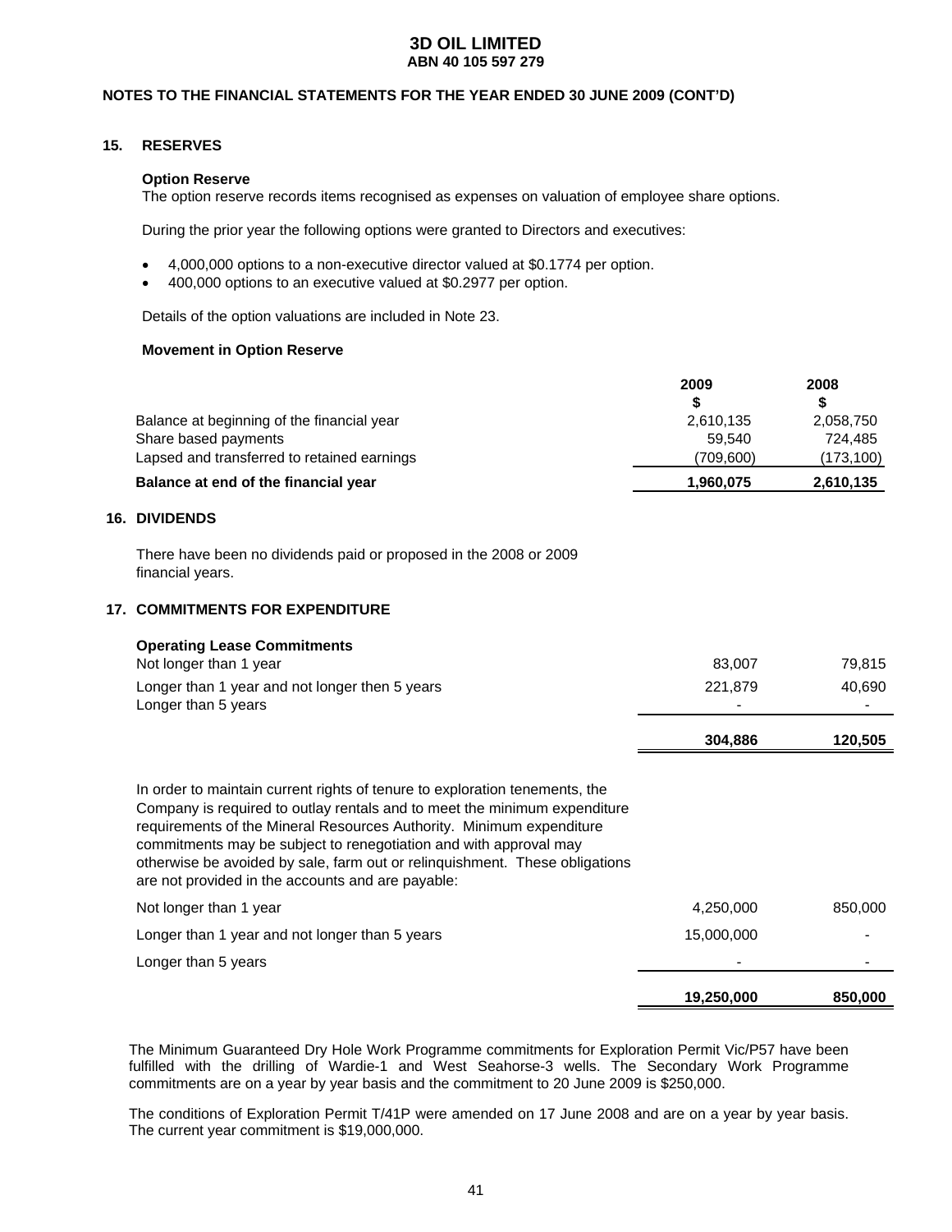# 3D OIL LIMITED
**ABN 40 105 597 279**

**NOTES TO THE FINANCIAL STATEMENTS FOR THE YEAR ENDED 30 JUNE 2009 (CONT'D)**

## 15. RESERVES

**Option Reserve**

The option reserve records items recognised as expenses on valuation of employee share options.

During the prior year the following options were granted to Directors and executives:

- 4,000,000 options to a non-executive director valued at \$0.1774 per option.
- 400,000 options to an executive valued at \$0.2977 per option.

Details of the option valuations are included in Note 23.

**Movement in Option Reserve**

| | 2009 \$ | 2008 \$ |
|---|---|---|
| Balance at beginning of the financial year | 2,610,135 | 2,058,750 |
| Share based payments | 59,540 | 724,485 |
| Lapsed and transferred to retained earnings | (709,600) | (173,100) |
| **Balance at end of the financial year** | **1,960,075** | **2,610,135** |

## 16. DIVIDENDS

There have been no dividends paid or proposed in the 2008 or 2009 financial years.

## 17. COMMITMENTS FOR EXPENDITURE

| | 2009 | 2008 |
|---|---|---|
| **Operating Lease Commitments** | | |
| Not longer than 1 year | 83,007 | 79,815 |
| Longer than 1 year and not longer then 5 years | 221,879 | 40,690 |
| Longer than 5 years | - | - |
| | **304,886** | **120,505** |
| In order to maintain current rights of tenure to exploration tenements, the Company is required to outlay rentals and to meet the minimum expenditure requirements of the Mineral Resources Authority. Minimum expenditure commitments may be subject to renegotiation and with approval may otherwise be avoided by sale, farm out or relinquishment. These obligations are not provided in the accounts and are payable: | | |
| Not longer than 1 year | 4,250,000 | 850,000 |
| Longer than 1 year and not longer than 5 years | 15,000,000 | - |
| Longer than 5 years | - | - |
| | **19,250,000** | **850,000** |

The Minimum Guaranteed Dry Hole Work Programme commitments for Exploration Permit Vic/P57 have been fulfilled with the drilling of Wardie-1 and West Seahorse-3 wells. The Secondary Work Programme commitments are on a year by year basis and the commitment to 20 June 2009 is \$250,000.

The conditions of Exploration Permit T/41P were amended on 17 June 2008 and are on a year by year basis. The current year commitment is \$19,000,000.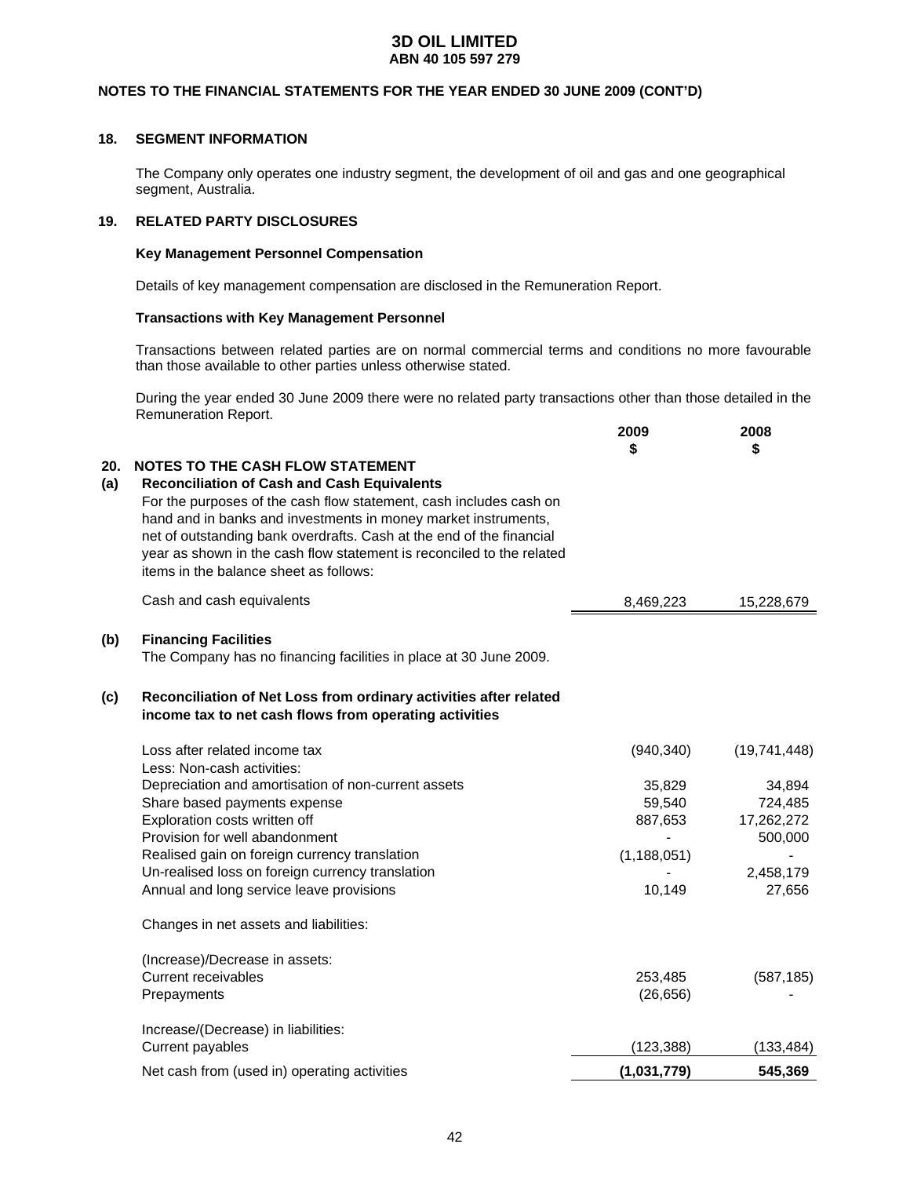**3D OIL LIMITED**
**ABN 40 105 597 279**

**NOTES TO THE FINANCIAL STATEMENTS FOR THE YEAR ENDED 30 JUNE 2009 (CONT'D)**

## 18. SEGMENT INFORMATION

The Company only operates one industry segment, the development of oil and gas and one geographical segment, Australia.

## 19. RELATED PARTY DISCLOSURES

**Key Management Personnel Compensation**

Details of key management compensation are disclosed in the Remuneration Report.

**Transactions with Key Management Personnel**

Transactions between related parties are on normal commercial terms and conditions no more favourable than those available to other parties unless otherwise stated.

During the year ended 30 June 2009 there were no related party transactions other than those detailed in the Remuneration Report.

## 20. NOTES TO THE CASH FLOW STATEMENT

| | 2009 $ | 2008 $ |
|---|---|---|
| **(a) Reconciliation of Cash and Cash Equivalents** | | |
| For the purposes of the cash flow statement, cash includes cash on hand and in banks and investments in money market instruments, net of outstanding bank overdrafts. Cash at the end of the financial year as shown in the cash flow statement is reconciled to the related items in the balance sheet as follows: | | |
| Cash and cash equivalents | 8,469,223 | 15,228,679 |

**(b) Financing Facilities**

The Company has no financing facilities in place at 30 June 2009.

**(c) Reconciliation of Net Loss from ordinary activities after related income tax to net cash flows from operating activities**

| | 2009 $ | 2008 $ |
|---|---|---|
| Loss after related income tax | (940,340) | (19,741,448) |
| Less: Non-cash activities: | | |
| Depreciation and amortisation of non-current assets | 35,829 | 34,894 |
| Share based payments expense | 59,540 | 724,485 |
| Exploration costs written off | 887,653 | 17,262,272 |
| Provision for well abandonment | - | 500,000 |
| Realised gain on foreign currency translation | (1,188,051) | - |
| Un-realised loss on foreign currency translation | - | 2,458,179 |
| Annual and long service leave provisions | 10,149 | 27,656 |
| Changes in net assets and liabilities: | | |
| (Increase)/Decrease in assets: | | |
| Current receivables | 253,485 | (587,185) |
| Prepayments | (26,656) | - |
| Increase/(Decrease) in liabilities: | | |
| Current payables | (123,388) | (133,484) |
| Net cash from (used in) operating activities | **(1,031,779)** | **545,369** |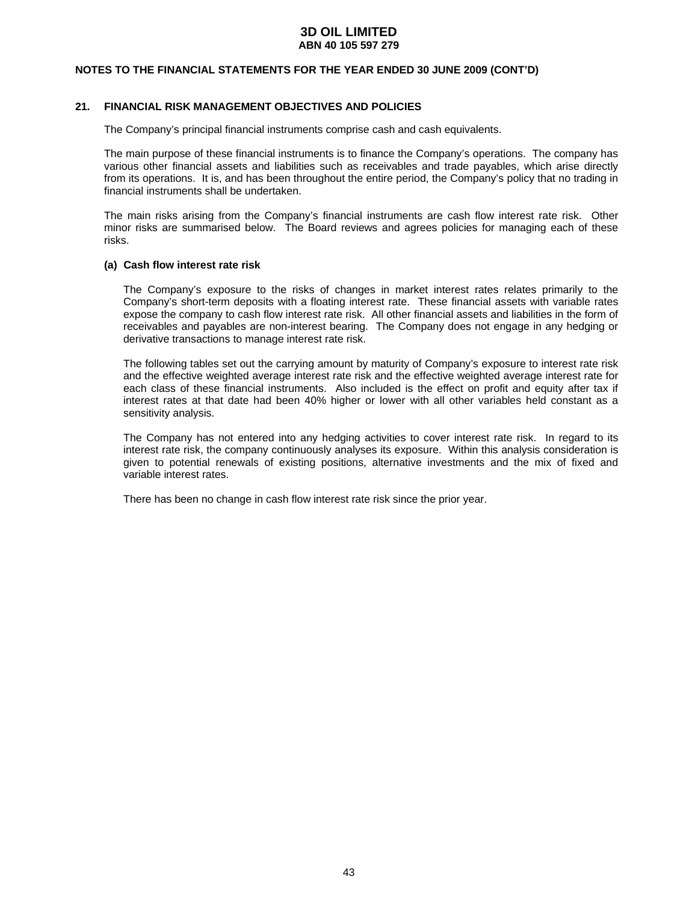## NOTES TO THE FINANCIAL STATEMENTS FOR THE YEAR ENDED 30 JUNE 2009 (CONT'D)

### 21. FINANCIAL RISK MANAGEMENT OBJECTIVES AND POLICIES

The Company's principal financial instruments comprise cash and cash equivalents.

The main purpose of these financial instruments is to finance the Company's operations. The company has various other financial assets and liabilities such as receivables and trade payables, which arise directly from its operations. It is, and has been throughout the entire period, the Company's policy that no trading in financial instruments shall be undertaken.

The main risks arising from the Company's financial instruments are cash flow interest rate risk. Other minor risks are summarised below. The Board reviews and agrees policies for managing each of these risks.

#### (a) Cash flow interest rate risk

The Company's exposure to the risks of changes in market interest rates relates primarily to the Company's short-term deposits with a floating interest rate. These financial assets with variable rates expose the company to cash flow interest rate risk. All other financial assets and liabilities in the form of receivables and payables are non-interest bearing. The Company does not engage in any hedging or derivative transactions to manage interest rate risk.

The following tables set out the carrying amount by maturity of Company's exposure to interest rate risk and the effective weighted average interest rate risk and the effective weighted average interest rate for each class of these financial instruments. Also included is the effect on profit and equity after tax if interest rates at that date had been 40% higher or lower with all other variables held constant as a sensitivity analysis.

The Company has not entered into any hedging activities to cover interest rate risk. In regard to its interest rate risk, the company continuously analyses its exposure. Within this analysis consideration is given to potential renewals of existing positions, alternative investments and the mix of fixed and variable interest rates.

There has been no change in cash flow interest rate risk since the prior year.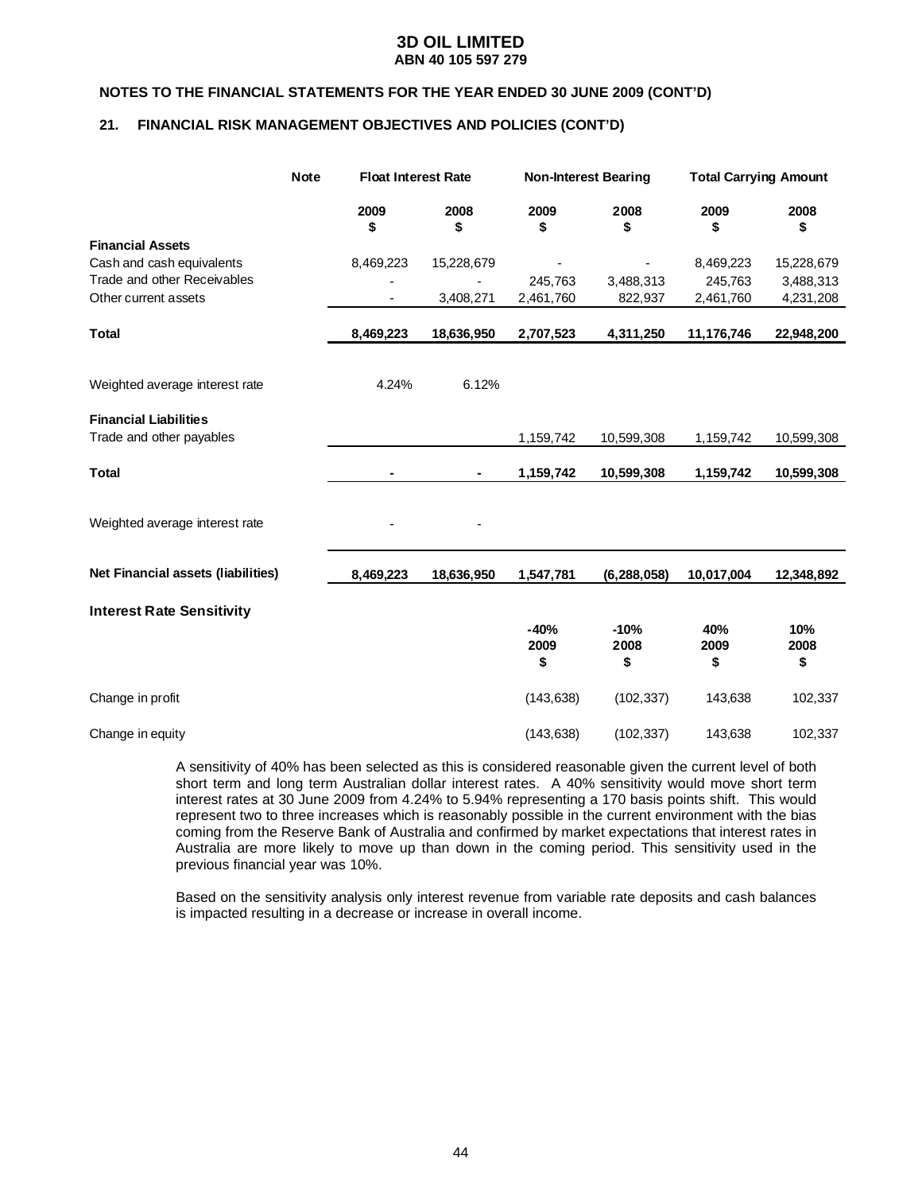**3D OIL LIMITED**
**ABN 40 105 597 279**

**NOTES TO THE FINANCIAL STATEMENTS FOR THE YEAR ENDED 30 JUNE 2009 (CONT'D)**

## 21. FINANCIAL RISK MANAGEMENT OBJECTIVES AND POLICIES (CONT'D)

| | Note | Float Interest Rate | | Non-Interest Bearing | | Total Carrying Amount | |
|---|---|---|---|---|---|---|---|
| | | 2009 $ | 2008 $ | 2009 $ | 2008 $ | 2009 $ | 2008 $ |
| **Financial Assets** | | | | | | | |
| Cash and cash equivalents | | 8,469,223 | 15,228,679 | - | - | 8,469,223 | 15,228,679 |
| Trade and other Receivables | | - | - | 245,763 | 3,488,313 | 245,763 | 3,488,313 |
| Other current assets | | - | 3,408,271 | 2,461,760 | 822,937 | 2,461,760 | 4,231,208 |
| **Total** | | **8,469,223** | **18,636,950** | **2,707,523** | **4,311,250** | **11,176,746** | **22,948,200** |
| Weighted average interest rate | | 4.24% | 6.12% | | | | |
| **Financial Liabilities** | | | | | | | |
| Trade and other payables | | | | 1,159,742 | 10,599,308 | 1,159,742 | 10,599,308 |
| **Total** | | **-** | **-** | **1,159,742** | **10,599,308** | **1,159,742** | **10,599,308** |
| Weighted average interest rate | | - | - | | | | |
| **Net Financial assets (liabilities)** | | **8,469,223** | **18,636,950** | **1,547,781** | **(6,288,058)** | **10,017,004** | **12,348,892** |

**Interest Rate Sensitivity**

| | -40% 2009 $ | -10% 2008 $ | 40% 2009 $ | 10% 2008 $ |
|---|---|---|---|---|
| Change in profit | (143,638) | (102,337) | 143,638 | 102,337 |
| Change in equity | (143,638) | (102,337) | 143,638 | 102,337 |

A sensitivity of 40% has been selected as this is considered reasonable given the current level of both short term and long term Australian dollar interest rates. A 40% sensitivity would move short term interest rates at 30 June 2009 from 4.24% to 5.94% representing a 170 basis points shift. This would represent two to three increases which is reasonably possible in the current environment with the bias coming from the Reserve Bank of Australia and confirmed by market expectations that interest rates in Australia are more likely to move up than down in the coming period. This sensitivity used in the previous financial year was 10%.

Based on the sensitivity analysis only interest revenue from variable rate deposits and cash balances is impacted resulting in a decrease or increase in overall income.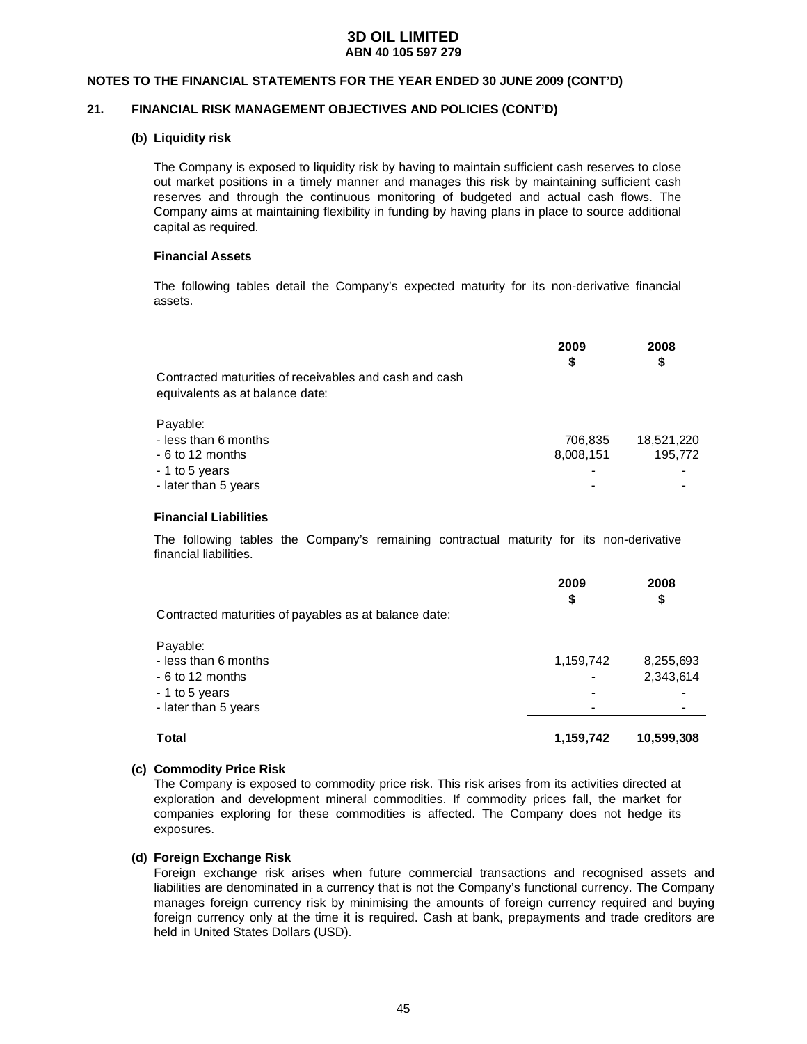## 3D OIL LIMITED
### ABN 40 105 597 279

**NOTES TO THE FINANCIAL STATEMENTS FOR THE YEAR ENDED 30 JUNE 2009 (CONT'D)**

**21. FINANCIAL RISK MANAGEMENT OBJECTIVES AND POLICIES (CONT'D)**

**(b) Liquidity risk**

The Company is exposed to liquidity risk by having to maintain sufficient cash reserves to close out market positions in a timely manner and manages this risk by maintaining sufficient cash reserves and through the continuous monitoring of budgeted and actual cash flows. The Company aims at maintaining flexibility in funding by having plans in place to source additional capital as required.

**Financial Assets**

The following tables detail the Company's expected maturity for its non-derivative financial assets.

| | 2009 $ | 2008 $ |
|---|---|---|
| Contracted maturities of receivables and cash and cash equivalents as at balance date: | | |
| Payable: | | |
| - less than 6 months | 706,835 | 18,521,220 |
| - 6 to 12 months | 8,008,151 | 195,772 |
| - 1 to 5 years | - | - |
| - later than 5 years | - | - |

**Financial Liabilities**

The following tables the Company's remaining contractual maturity for its non-derivative financial liabilities.

| | 2009 $ | 2008 $ |
|---|---|---|
| Contracted maturities of payables as at balance date: | | |
| Payable: | | |
| - less than 6 months | 1,159,742 | 8,255,693 |
| - 6 to 12 months | - | 2,343,614 |
| - 1 to 5 years | - | - |
| - later than 5 years | - | - |
| **Total** | **1,159,742** | **10,599,308** |

**(c) Commodity Price Risk**

The Company is exposed to commodity price risk. This risk arises from its activities directed at exploration and development mineral commodities. If commodity prices fall, the market for companies exploring for these commodities is affected. The Company does not hedge its exposures.

**(d) Foreign Exchange Risk**

Foreign exchange risk arises when future commercial transactions and recognised assets and liabilities are denominated in a currency that is not the Company's functional currency. The Company manages foreign currency risk by minimising the amounts of foreign currency required and buying foreign currency only at the time it is required. Cash at bank, prepayments and trade creditors are held in United States Dollars (USD).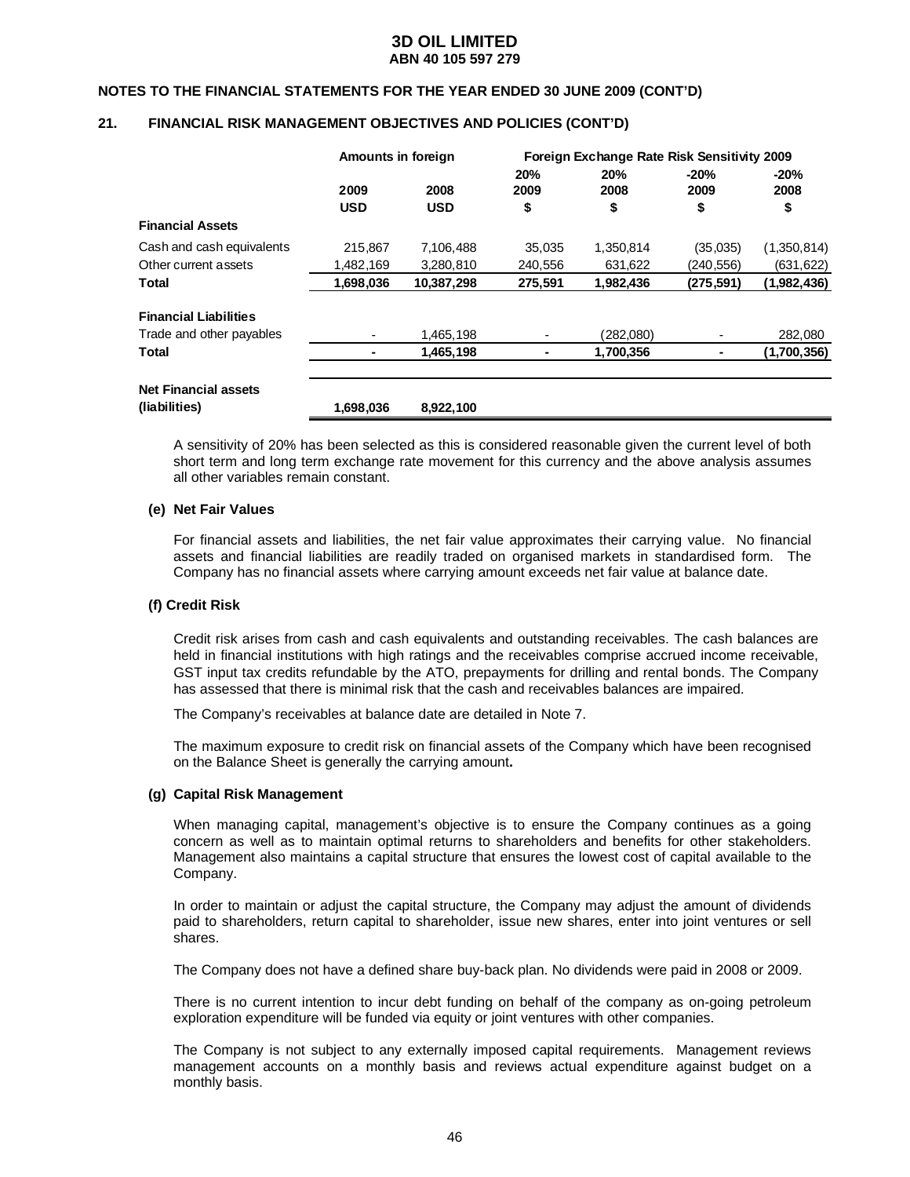# 3D OIL LIMITED
**ABN 40 105 597 279**

**NOTES TO THE FINANCIAL STATEMENTS FOR THE YEAR ENDED 30 JUNE 2009 (CONT'D)**

## 21. FINANCIAL RISK MANAGEMENT OBJECTIVES AND POLICIES (CONT'D)

| | Amounts in foreign | | Foreign Exchange Rate Risk Sensitivity 2009 | | | |
|---|---|---|---|---|---|---|
| | 2009 | 2008 | 20% 2009 | 20% 2008 | -20% 2009 | -20% 2008 |
| | USD | USD | $ | $ | $ | $ |
| **Financial Assets** | | | | | | |
| Cash and cash equivalents | 215,867 | 7,106,488 | 35,035 | 1,350,814 | (35,035) | (1,350,814) |
| Other current assets | 1,482,169 | 3,280,810 | 240,556 | 631,622 | (240,556) | (631,622) |
| **Total** | **1,698,036** | **10,387,298** | **275,591** | **1,982,436** | **(275,591)** | **(1,982,436)** |
| **Financial Liabilities** | | | | | | |
| Trade and other payables | - | 1,465,198 | - | (282,080) | - | 282,080 |
| **Total** | **-** | **1,465,198** | **-** | **1,700,356** | **-** | **(1,700,356)** |
| **Net Financial assets (liabilities)** | **1,698,036** | **8,922,100** | | | | |

A sensitivity of 20% has been selected as this is considered reasonable given the current level of both short term and long term exchange rate movement for this currency and the above analysis assumes all other variables remain constant.

### (e) Net Fair Values

For financial assets and liabilities, the net fair value approximates their carrying value. No financial assets and financial liabilities are readily traded on organised markets in standardised form. The Company has no financial assets where carrying amount exceeds net fair value at balance date.

### (f) Credit Risk

Credit risk arises from cash and cash equivalents and outstanding receivables. The cash balances are held in financial institutions with high ratings and the receivables comprise accrued income receivable, GST input tax credits refundable by the ATO, prepayments for drilling and rental bonds. The Company has assessed that there is minimal risk that the cash and receivables balances are impaired.

The Company's receivables at balance date are detailed in Note 7.

The maximum exposure to credit risk on financial assets of the Company which have been recognised on the Balance Sheet is generally the carrying amount**.**

### (g) Capital Risk Management

When managing capital, management's objective is to ensure the Company continues as a going concern as well as to maintain optimal returns to shareholders and benefits for other stakeholders. Management also maintains a capital structure that ensures the lowest cost of capital available to the Company.

In order to maintain or adjust the capital structure, the Company may adjust the amount of dividends paid to shareholders, return capital to shareholder, issue new shares, enter into joint ventures or sell shares.

The Company does not have a defined share buy-back plan. No dividends were paid in 2008 or 2009.

There is no current intention to incur debt funding on behalf of the company as on-going petroleum exploration expenditure will be funded via equity or joint ventures with other companies.

The Company is not subject to any externally imposed capital requirements. Management reviews management accounts on a monthly basis and reviews actual expenditure against budget on a monthly basis.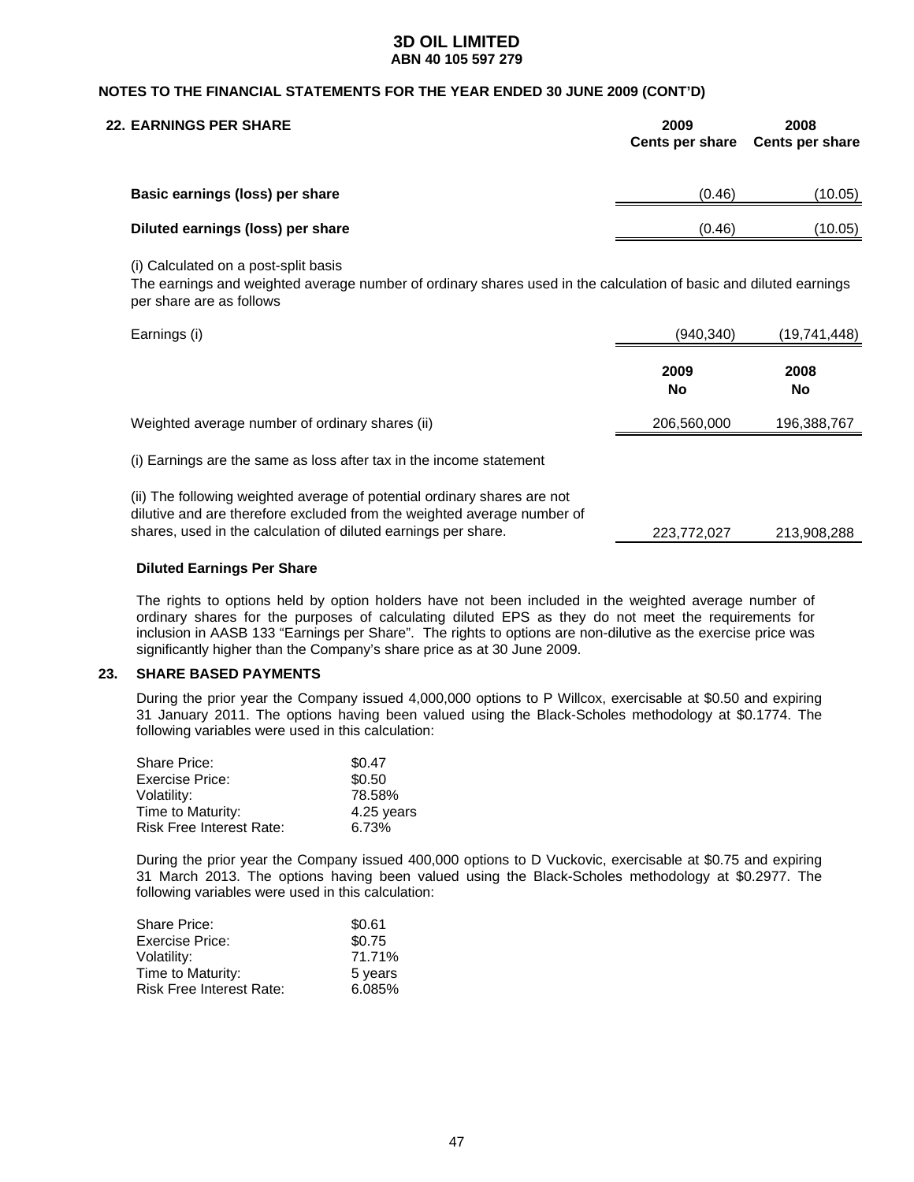# 3D OIL LIMITED
**ABN 40 105 597 279**

**NOTES TO THE FINANCIAL STATEMENTS FOR THE YEAR ENDED 30 JUNE 2009 (CONT'D)**

## 22. EARNINGS PER SHARE

| | 2009 Cents per share | 2008 Cents per share |
|---|---|---|
| **Basic earnings (loss) per share** | (0.46) | (10.05) |
| **Diluted earnings (loss) per share** | (0.46) | (10.05) |

(i) Calculated on a post-split basis
The earnings and weighted average number of ordinary shares used in the calculation of basic and diluted earnings per share are as follows

| | 2009 | 2008 |
|---|---|---|
| Earnings (i) | (940,340) | (19,741,448) |
| | **2009 No** | **2008 No** |
| Weighted average number of ordinary shares (ii) | 206,560,000 | 196,388,767 |
| (i) Earnings are the same as loss after tax in the income statement | | |
| (ii) The following weighted average of potential ordinary shares are not dilutive and are therefore excluded from the weighted average number of shares, used in the calculation of diluted earnings per share. | 223,772,027 | 213,908,288 |

**Diluted Earnings Per Share**

The rights to options held by option holders have not been included in the weighted average number of ordinary shares for the purposes of calculating diluted EPS as they do not meet the requirements for inclusion in AASB 133 "Earnings per Share". The rights to options are non-dilutive as the exercise price was significantly higher than the Company's share price as at 30 June 2009.

## 23. SHARE BASED PAYMENTS

During the prior year the Company issued 4,000,000 options to P Willcox, exercisable at $0.50 and expiring 31 January 2011. The options having been valued using the Black-Scholes methodology at $0.1774. The following variables were used in this calculation:

| | |
|---|---|
| Share Price: | $0.47 |
| Exercise Price: | $0.50 |
| Volatility: | 78.58% |
| Time to Maturity: | 4.25 years |
| Risk Free Interest Rate: | 6.73% |

During the prior year the Company issued 400,000 options to D Vuckovic, exercisable at $0.75 and expiring 31 March 2013. The options having been valued using the Black-Scholes methodology at $0.2977. The following variables were used in this calculation:

| | |
|---|---|
| Share Price: | $0.61 |
| Exercise Price: | $0.75 |
| Volatility: | 71.71% |
| Time to Maturity: | 5 years |
| Risk Free Interest Rate: | 6.085% |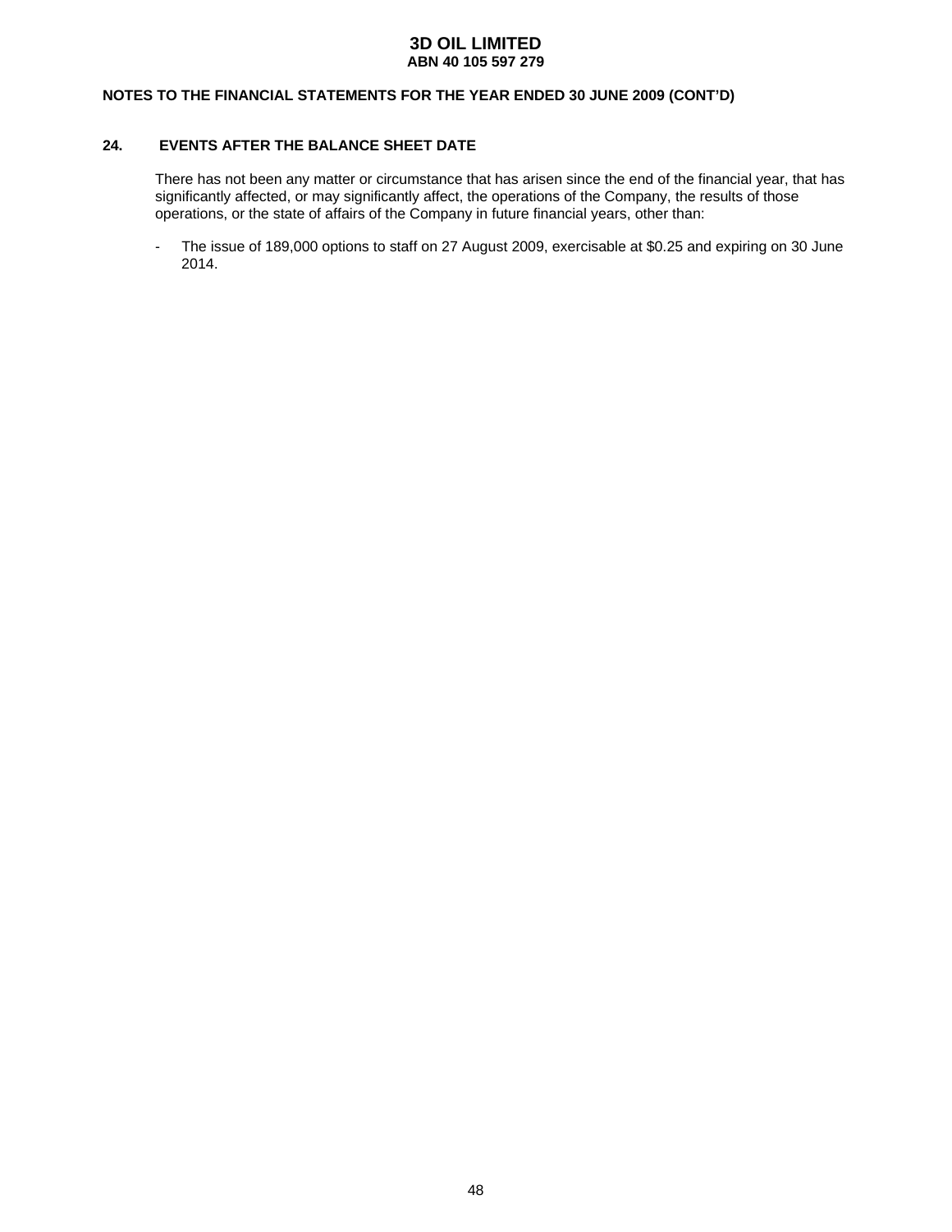## 24. EVENTS AFTER THE BALANCE SHEET DATE

There has not been any matter or circumstance that has arisen since the end of the financial year, that has significantly affected, or may significantly affect, the operations of the Company, the results of those operations, or the state of affairs of the Company in future financial years, other than:

- The issue of 189,000 options to staff on 27 August 2009, exercisable at $0.25 and expiring on 30 June 2014.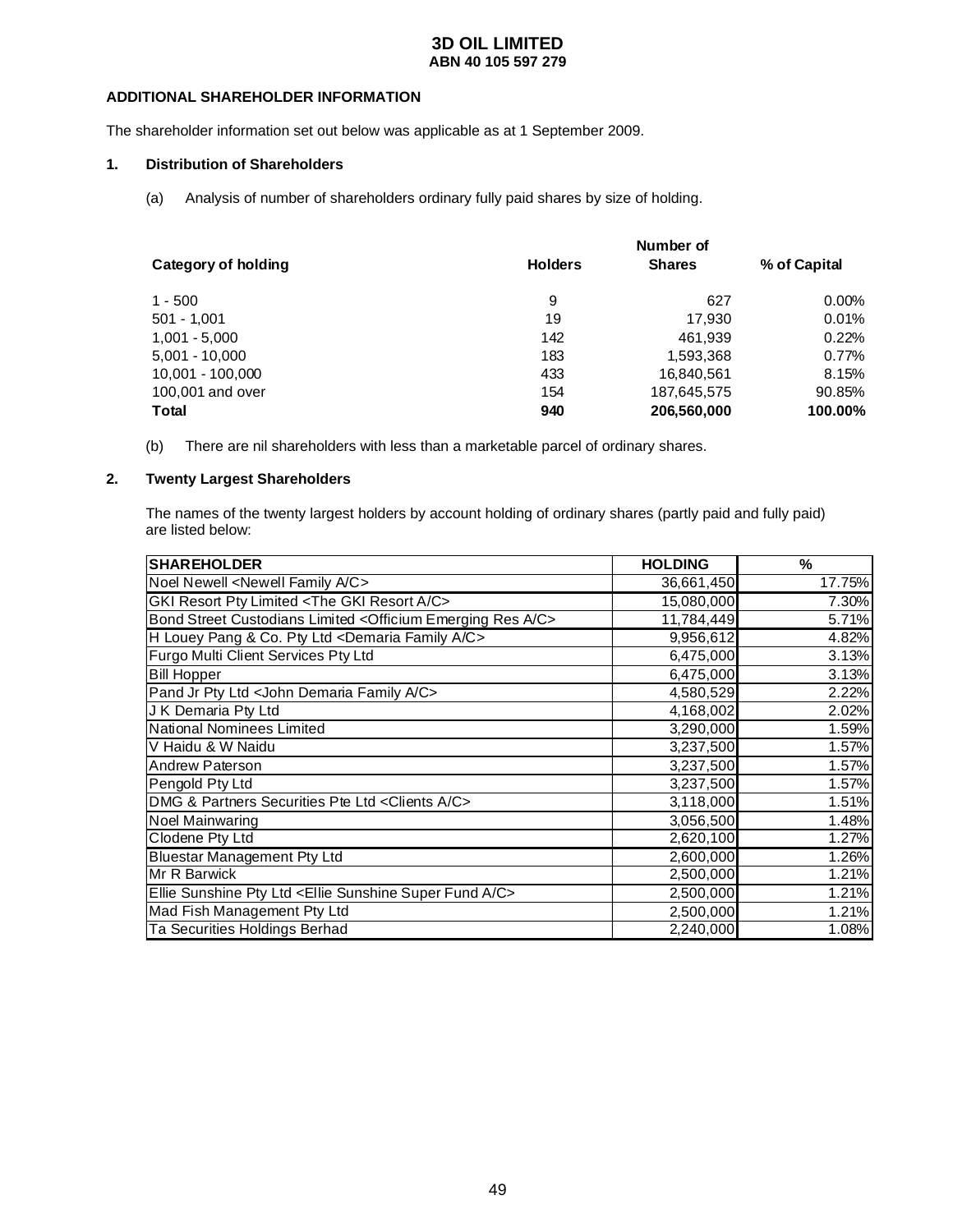# 3D OIL LIMITED
**ABN 40 105 597 279**

## ADDITIONAL SHAREHOLDER INFORMATION

The shareholder information set out below was applicable as at 1 September 2009.

### 1. Distribution of Shareholders

(a) Analysis of number of shareholders ordinary fully paid shares by size of holding.

| Category of holding | Holders | Number of Shares | % of Capital |
|---|---|---|---|
| 1 - 500 | 9 | 627 | 0.00% |
| 501 - 1,001 | 19 | 17,930 | 0.01% |
| 1,001 - 5,000 | 142 | 461,939 | 0.22% |
| 5,001 - 10,000 | 183 | 1,593,368 | 0.77% |
| 10,001 - 100,000 | 433 | 16,840,561 | 8.15% |
| 100,001 and over | 154 | 187,645,575 | 90.85% |
| **Total** | **940** | **206,560,000** | **100.00%** |

(b) There are nil shareholders with less than a marketable parcel of ordinary shares.

### 2. Twenty Largest Shareholders

The names of the twenty largest holders by account holding of ordinary shares (partly paid and fully paid) are listed below:

| SHAREHOLDER | HOLDING | % |
|---|---|---|
| Noel Newell <Newell Family A/C> | 36,661,450 | 17.75% |
| GKI Resort Pty Limited <The GKI Resort A/C> | 15,080,000 | 7.30% |
| Bond Street Custodians Limited <Officium Emerging Res A/C> | 11,784,449 | 5.71% |
| H Louey Pang & Co. Pty Ltd <Demaria Family A/C> | 9,956,612 | 4.82% |
| Furgo Multi Client Services Pty Ltd | 6,475,000 | 3.13% |
| Bill Hopper | 6,475,000 | 3.13% |
| Pand Jr Pty Ltd <John Demaria Family A/C> | 4,580,529 | 2.22% |
| J K Demaria Pty Ltd | 4,168,002 | 2.02% |
| National Nominees Limited | 3,290,000 | 1.59% |
| V Haidu & W Naidu | 3,237,500 | 1.57% |
| Andrew Paterson | 3,237,500 | 1.57% |
| Pengold Pty Ltd | 3,237,500 | 1.57% |
| DMG & Partners Securities Pte Ltd <Clients A/C> | 3,118,000 | 1.51% |
| Noel Mainwaring | 3,056,500 | 1.48% |
| Clodene Pty Ltd | 2,620,100 | 1.27% |
| Bluestar Management Pty Ltd | 2,600,000 | 1.26% |
| Mr R Barwick | 2,500,000 | 1.21% |
| Ellie Sunshine Pty Ltd <Ellie Sunshine Super Fund A/C> | 2,500,000 | 1.21% |
| Mad Fish Management Pty Ltd | 2,500,000 | 1.21% |
| Ta Securities Holdings Berhad | 2,240,000 | 1.08% |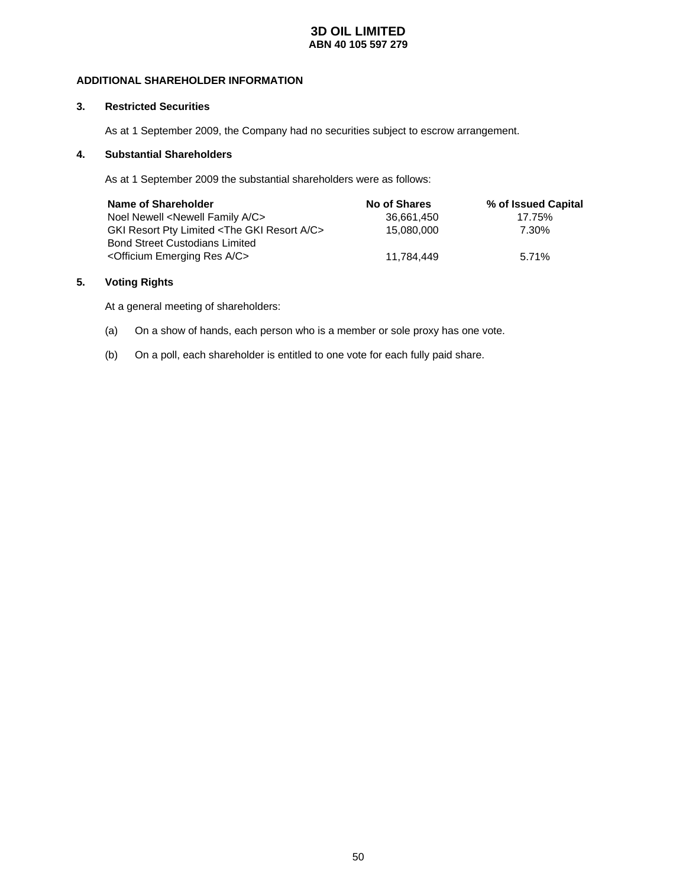# 3D OIL LIMITED
**ABN 40 105 597 279**

## ADDITIONAL SHAREHOLDER INFORMATION

### 3. Restricted Securities

As at 1 September 2009, the Company had no securities subject to escrow arrangement.

### 4. Substantial Shareholders

As at 1 September 2009 the substantial shareholders were as follows:

| Name of Shareholder | No of Shares | % of Issued Capital |
|---|---|---|
| Noel Newell <Newell Family A/C> | 36,661,450 | 17.75% |
| GKI Resort Pty Limited <The GKI Resort A/C> | 15,080,000 | 7.30% |
| Bond Street Custodians Limited <Officium Emerging Res A/C> | 11,784,449 | 5.71% |

### 5. Voting Rights

At a general meeting of shareholders:

(a) On a show of hands, each person who is a member or sole proxy has one vote.

(b) On a poll, each shareholder is entitled to one vote for each fully paid share.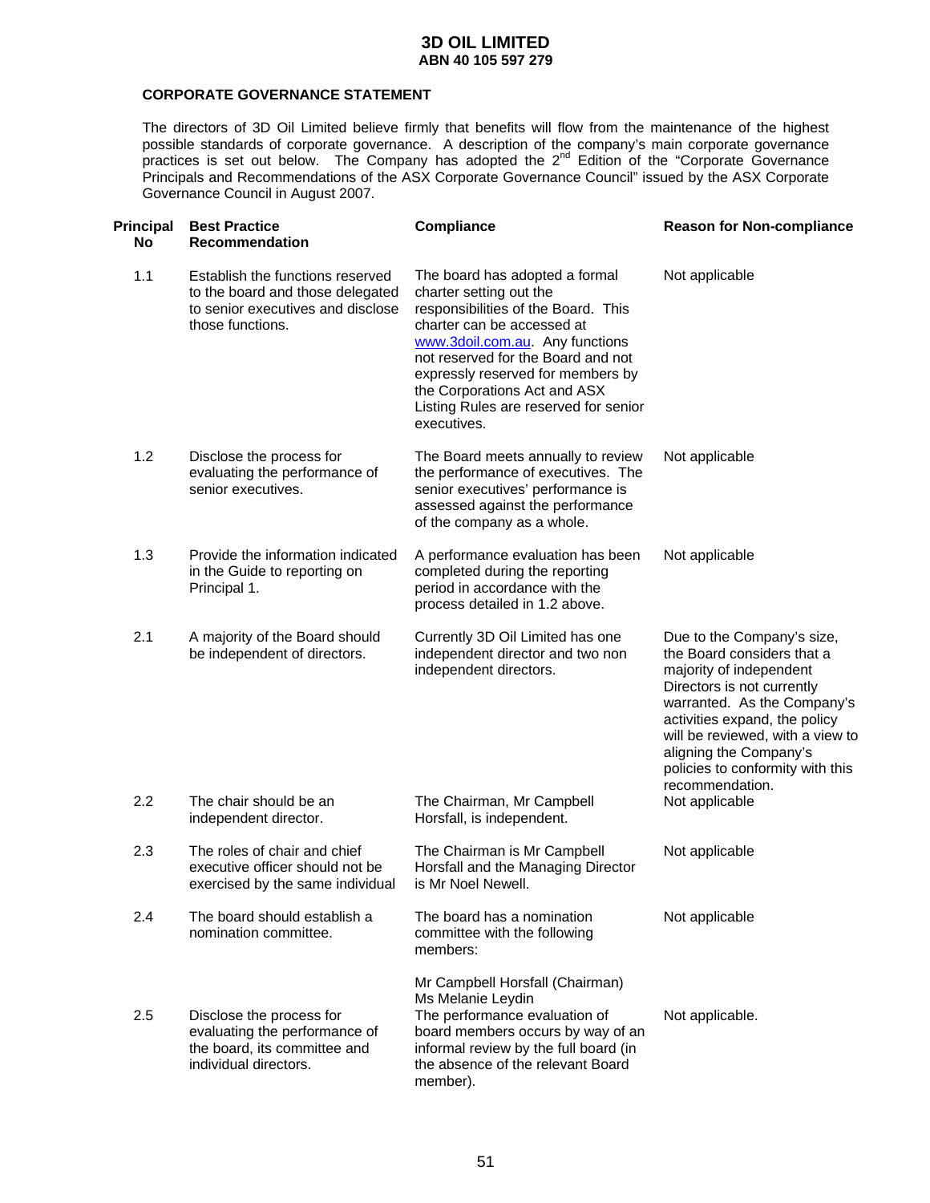# 3D OIL LIMITED
## ABN 40 105 597 279

### CORPORATE GOVERNANCE STATEMENT

The directors of 3D Oil Limited believe firmly that benefits will flow from the maintenance of the highest possible standards of corporate governance. A description of the company's main corporate governance practices is set out below. The Company has adopted the 2nd Edition of the "Corporate Governance Principals and Recommendations of the ASX Corporate Governance Council" issued by the ASX Corporate Governance Council in August 2007.

| Principal No | Best Practice Recommendation | Compliance | Reason for Non-compliance |
|---|---|---|---|
| 1.1 | Establish the functions reserved to the board and those delegated to senior executives and disclose those functions. | The board has adopted a formal charter setting out the responsibilities of the Board. This charter can be accessed at www.3doil.com.au. Any functions not reserved for the Board and not expressly reserved for members by the Corporations Act and ASX Listing Rules are reserved for senior executives. | Not applicable |
| 1.2 | Disclose the process for evaluating the performance of senior executives. | The Board meets annually to review the performance of executives. The senior executives' performance is assessed against the performance of the company as a whole. | Not applicable |
| 1.3 | Provide the information indicated in the Guide to reporting on Principal 1. | A performance evaluation has been completed during the reporting period in accordance with the process detailed in 1.2 above. | Not applicable |
| 2.1 | A majority of the Board should be independent of directors. | Currently 3D Oil Limited has one independent director and two non independent directors. | Due to the Company's size, the Board considers that a majority of independent Directors is not currently warranted. As the Company's activities expand, the policy will be reviewed, with a view to aligning the Company's policies to conformity with this recommendation. |
| 2.2 | The chair should be an independent director. | The Chairman, Mr Campbell Horsfall, is independent. | Not applicable |
| 2.3 | The roles of chair and chief executive officer should not be exercised by the same individual | The Chairman is Mr Campbell Horsfall and the Managing Director is Mr Noel Newell. | Not applicable |
| 2.4 | The board should establish a nomination committee. | The board has a nomination committee with the following members:<br><br>Mr Campbell Horsfall (Chairman)<br>Ms Melanie Leydin | Not applicable |
| 2.5 | Disclose the process for evaluating the performance of the board, its committee and individual directors. | The performance evaluation of board members occurs by way of an informal review by the full board (in the absence of the relevant Board member). | Not applicable. |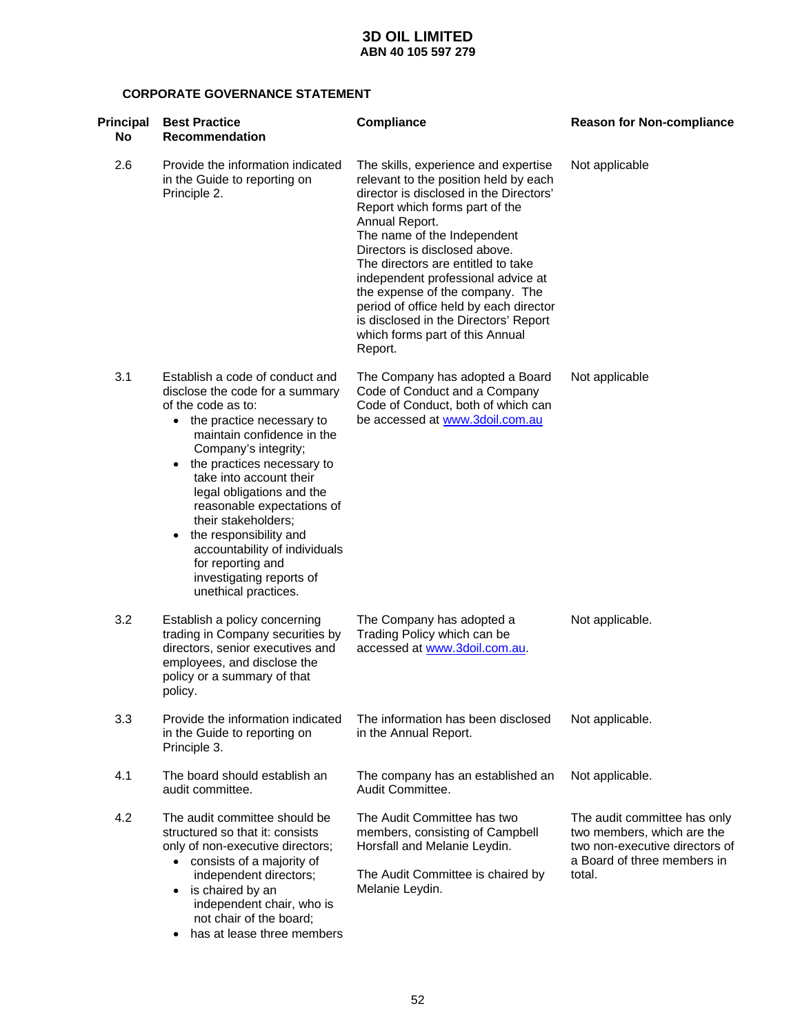# 3D OIL LIMITED
## ABN 40 105 597 279

### CORPORATE GOVERNANCE STATEMENT

| Principal No | Best Practice Recommendation | Compliance | Reason for Non-compliance |
|---|---|---|---|
| 2.6 | Provide the information indicated in the Guide to reporting on Principle 2. | The skills, experience and expertise relevant to the position held by each director is disclosed in the Directors' Report which forms part of the Annual Report.<br>The name of the Independent Directors is disclosed above.<br>The directors are entitled to take independent professional advice at the expense of the company. The period of office held by each director is disclosed in the Directors' Report which forms part of this Annual Report. | Not applicable |
| 3.1 | Establish a code of conduct and disclose the code for a summary of the code as to:<br>• the practice necessary to maintain confidence in the Company's integrity;<br>• the practices necessary to take into account their legal obligations and the reasonable expectations of their stakeholders;<br>• the responsibility and accountability of individuals for reporting and investigating reports of unethical practices. | The Company has adopted a Board Code of Conduct and a Company Code of Conduct, both of which can be accessed at www.3doil.com.au | Not applicable |
| 3.2 | Establish a policy concerning trading in Company securities by directors, senior executives and employees, and disclose the policy or a summary of that policy. | The Company has adopted a Trading Policy which can be accessed at www.3doil.com.au. | Not applicable. |
| 3.3 | Provide the information indicated in the Guide to reporting on Principle 3. | The information has been disclosed in the Annual Report. | Not applicable. |
| 4.1 | The board should establish an audit committee. | The company has an established an Audit Committee. | Not applicable. |
| 4.2 | The audit committee should be structured so that it: consists only of non-executive directors;<br>• consists of a majority of independent directors;<br>• is chaired by an independent chair, who is not chair of the board;<br>• has at lease three members | The Audit Committee has two members, consisting of Campbell Horsfall and Melanie Leydin.<br><br>The Audit Committee is chaired by Melanie Leydin. | The audit committee has only two members, which are the two non-executive directors of a Board of three members in total. |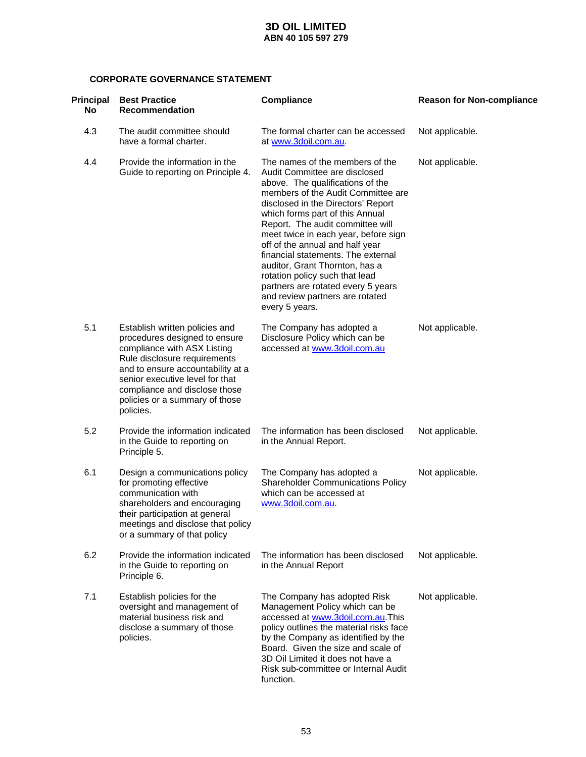#### CORPORATE GOVERNANCE STATEMENT

| Principal No | Best Practice Recommendation | Compliance | Reason for Non-compliance |
|---|---|---|---|
| 4.3 | The audit committee should have a formal charter. | The formal charter can be accessed at www.3doil.com.au. | Not applicable. |
| 4.4 | Provide the information in the Guide to reporting on Principle 4. | The names of the members of the Audit Committee are disclosed above. The qualifications of the members of the Audit Committee are disclosed in the Directors' Report which forms part of this Annual Report. The audit committee will meet twice in each year, before sign off of the annual and half year financial statements. The external auditor, Grant Thornton, has a rotation policy such that lead partners are rotated every 5 years and review partners are rotated every 5 years. | Not applicable. |
| 5.1 | Establish written policies and procedures designed to ensure compliance with ASX Listing Rule disclosure requirements and to ensure accountability at a senior executive level for that compliance and disclose those policies or a summary of those policies. | The Company has adopted a Disclosure Policy which can be accessed at www.3doil.com.au | Not applicable. |
| 5.2 | Provide the information indicated in the Guide to reporting on Principle 5. | The information has been disclosed in the Annual Report. | Not applicable. |
| 6.1 | Design a communications policy for promoting effective communication with shareholders and encouraging their participation at general meetings and disclose that policy or a summary of that policy | The Company has adopted a Shareholder Communications Policy which can be accessed at www.3doil.com.au. | Not applicable. |
| 6.2 | Provide the information indicated in the Guide to reporting on Principle 6. | The information has been disclosed in the Annual Report | Not applicable. |
| 7.1 | Establish policies for the oversight and management of material business risk and disclose a summary of those policies. | The Company has adopted Risk Management Policy which can be accessed at www.3doil.com.au.This policy outlines the material risks face by the Company as identified by the Board. Given the size and scale of 3D Oil Limited it does not have a Risk sub-committee or Internal Audit function. | Not applicable. |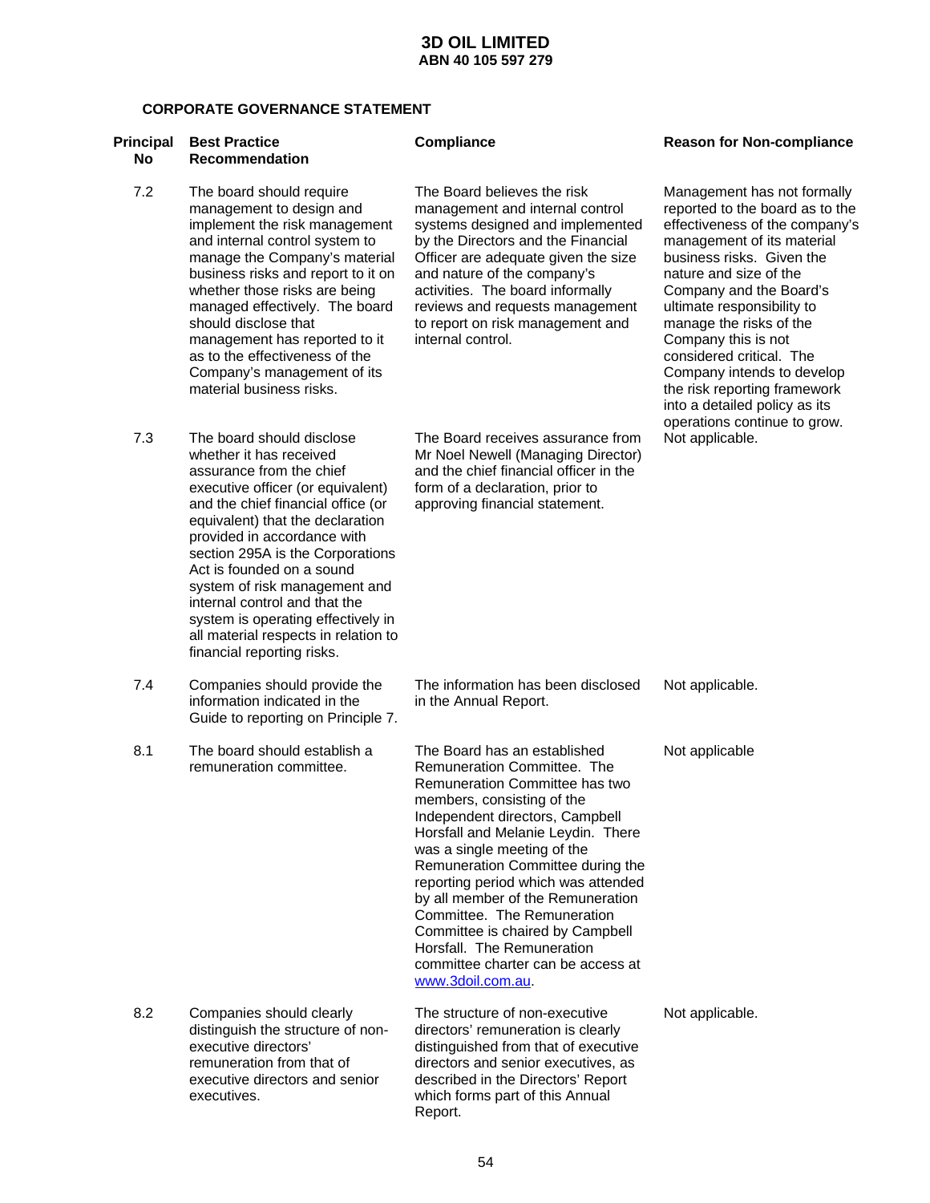# 3D OIL LIMITED
**ABN 40 105 597 279**

### CORPORATE GOVERNANCE STATEMENT

| Principal No | Best Practice Recommendation | Compliance | Reason for Non-compliance |
|---|---|---|---|
| 7.2 | The board should require management to design and implement the risk management and internal control system to manage the Company's material business risks and report to it on whether those risks are being managed effectively. The board should disclose that management has reported to it as to the effectiveness of the Company's management of its material business risks. | The Board believes the risk management and internal control systems designed and implemented by the Directors and the Financial Officer are adequate given the size and nature of the company's activities. The board informally reviews and requests management to report on risk management and internal control. | Management has not formally reported to the board as to the effectiveness of the company's management of its material business risks. Given the nature and size of the Company and the Board's ultimate responsibility to manage the risks of the Company this is not considered critical. The Company intends to develop the risk reporting framework into a detailed policy as its operations continue to grow. |
| 7.3 | The board should disclose whether it has received assurance from the chief executive officer (or equivalent) and the chief financial office (or equivalent) that the declaration provided in accordance with section 295A is the Corporations Act is founded on a sound system of risk management and internal control and that the system is operating effectively in all material respects in relation to financial reporting risks. | The Board receives assurance from Mr Noel Newell (Managing Director) and the chief financial officer in the form of a declaration, prior to approving financial statement. | Not applicable. |
| 7.4 | Companies should provide the information indicated in the Guide to reporting on Principle 7. | The information has been disclosed in the Annual Report. | Not applicable. |
| 8.1 | The board should establish a remuneration committee. | The Board has an established Remuneration Committee. The Remuneration Committee has two members, consisting of the Independent directors, Campbell Horsfall and Melanie Leydin. There was a single meeting of the Remuneration Committee during the reporting period which was attended by all member of the Remuneration Committee. The Remuneration Committee is chaired by Campbell Horsfall. The Remuneration committee charter can be access at www.3doil.com.au. | Not applicable |
| 8.2 | Companies should clearly distinguish the structure of non-executive directors' remuneration from that of executive directors and senior executives. | The structure of non-executive directors' remuneration is clearly distinguished from that of executive directors and senior executives, as described in the Directors' Report which forms part of this Annual Report. | Not applicable. |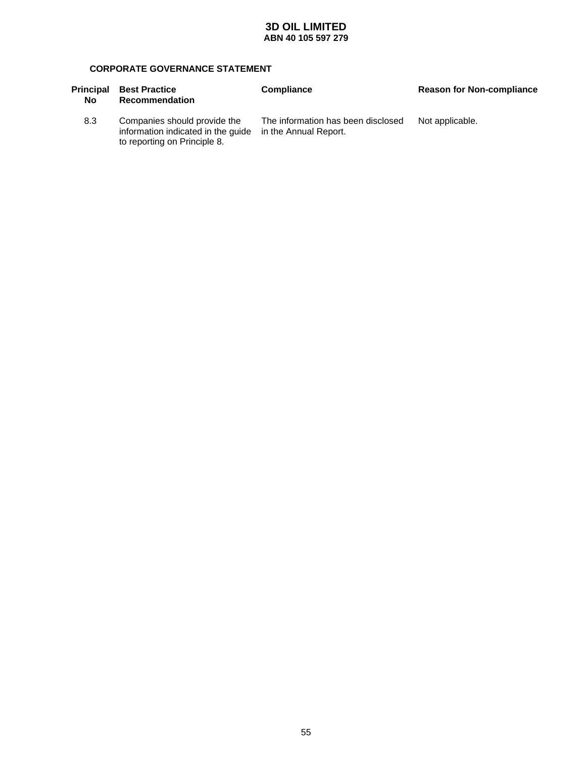# 3D OIL LIMITED
**ABN 40 105 597 279**

**CORPORATE GOVERNANCE STATEMENT**

| Principal No | Best Practice Recommendation | Compliance | Reason for Non-compliance |
|---|---|---|---|
| 8.3 | Companies should provide the information indicated in the guide to reporting on Principle 8. | The information has been disclosed in the Annual Report. | Not applicable. |